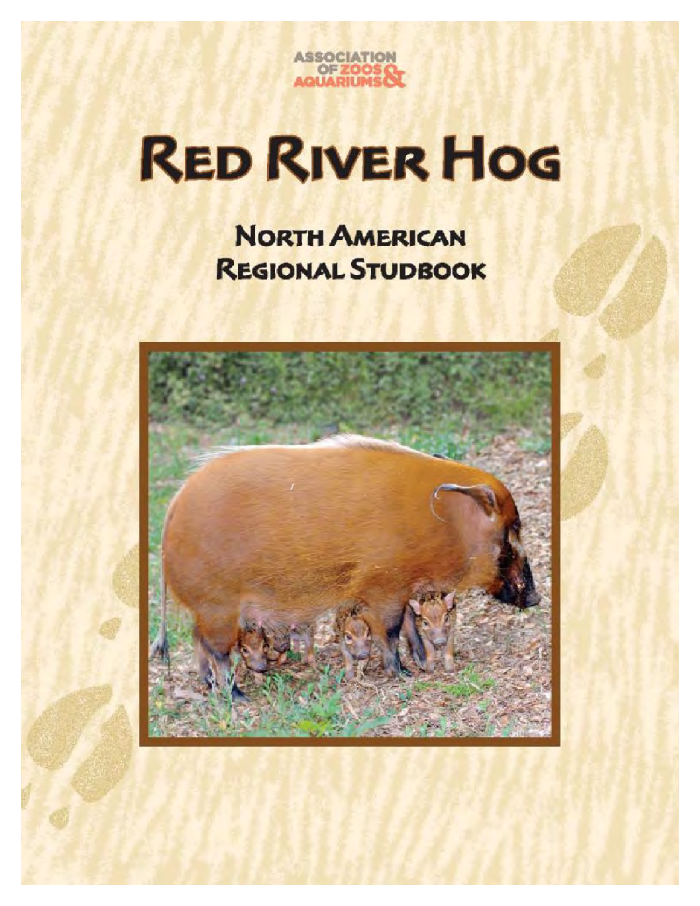ASSOCIATION OF ZOOS & AQUARIUMS

# RED RIVER HOG

## NORTH AMERICAN REGIONAL STUDBOOK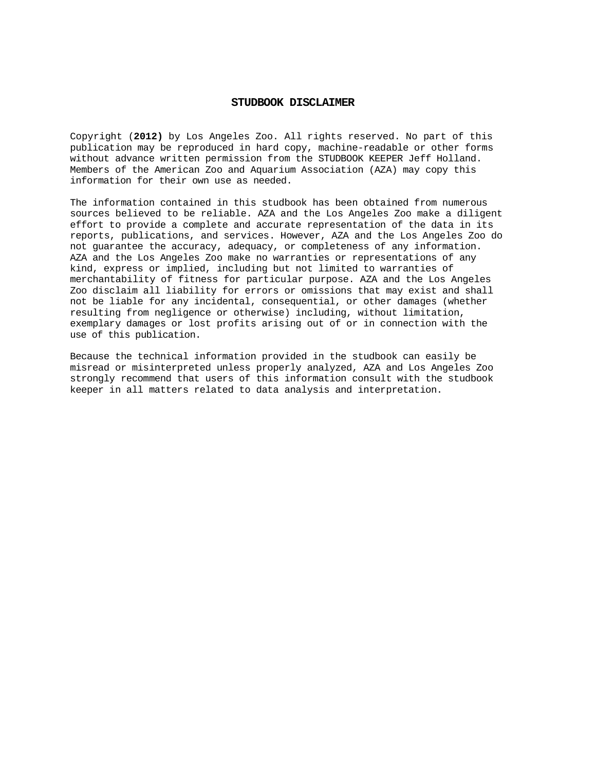# STUDBOOK DISCLAIMER

Copyright (**2012)** by Los Angeles Zoo. All rights reserved. No part of this publication may be reproduced in hard copy, machine-readable or other forms without advance written permission from the STUDBOOK KEEPER Jeff Holland. Members of the American Zoo and Aquarium Association (AZA) may copy this information for their own use as needed.

The information contained in this studbook has been obtained from numerous sources believed to be reliable. AZA and the Los Angeles Zoo make a diligent effort to provide a complete and accurate representation of the data in its reports, publications, and services. However, AZA and the Los Angeles Zoo do not guarantee the accuracy, adequacy, or completeness of any information. AZA and the Los Angeles Zoo make no warranties or representations of any kind, express or implied, including but not limited to warranties of merchantability of fitness for particular purpose. AZA and the Los Angeles Zoo disclaim all liability for errors or omissions that may exist and shall not be liable for any incidental, consequential, or other damages (whether resulting from negligence or otherwise) including, without limitation, exemplary damages or lost profits arising out of or in connection with the use of this publication.

Because the technical information provided in the studbook can easily be misread or misinterpreted unless properly analyzed, AZA and Los Angeles Zoo strongly recommend that users of this information consult with the studbook keeper in all matters related to data analysis and interpretation.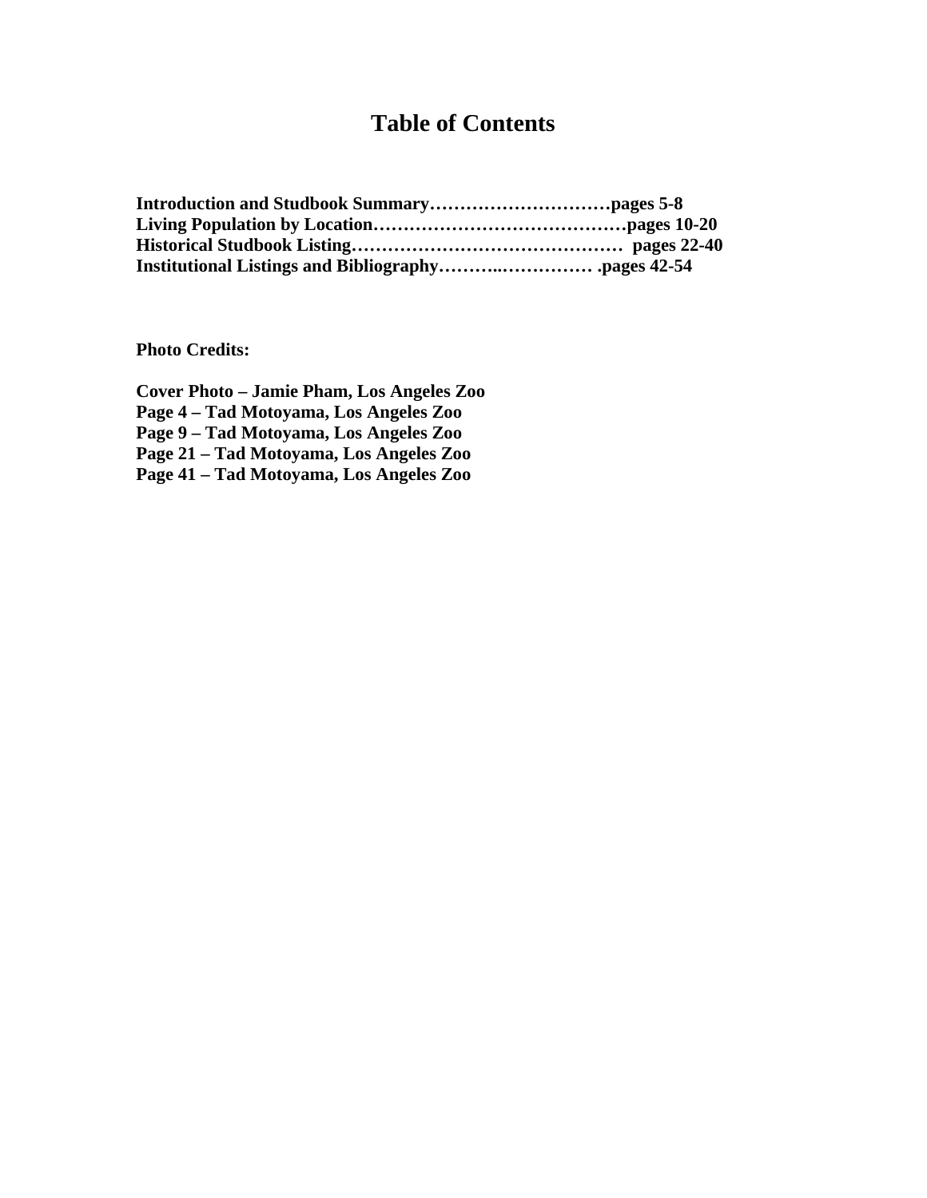# Table of Contents

**Introduction and Studbook Summary…………………………pages 5-8**
**Living Population by Location……………………………………pages 10-20**
**Historical Studbook Listing………………………………………  pages 22-40**
**Institutional Listings and Bibliography………..…………… .pages 42-54**

**Photo Credits:**

**Cover Photo – Jamie Pham, Los Angeles Zoo**
**Page 4 – Tad Motoyama, Los Angeles Zoo**
**Page 9 – Tad Motoyama, Los Angeles Zoo**
**Page 21 – Tad Motoyama, Los Angeles Zoo**
**Page 41 – Tad Motoyama, Los Angeles Zoo**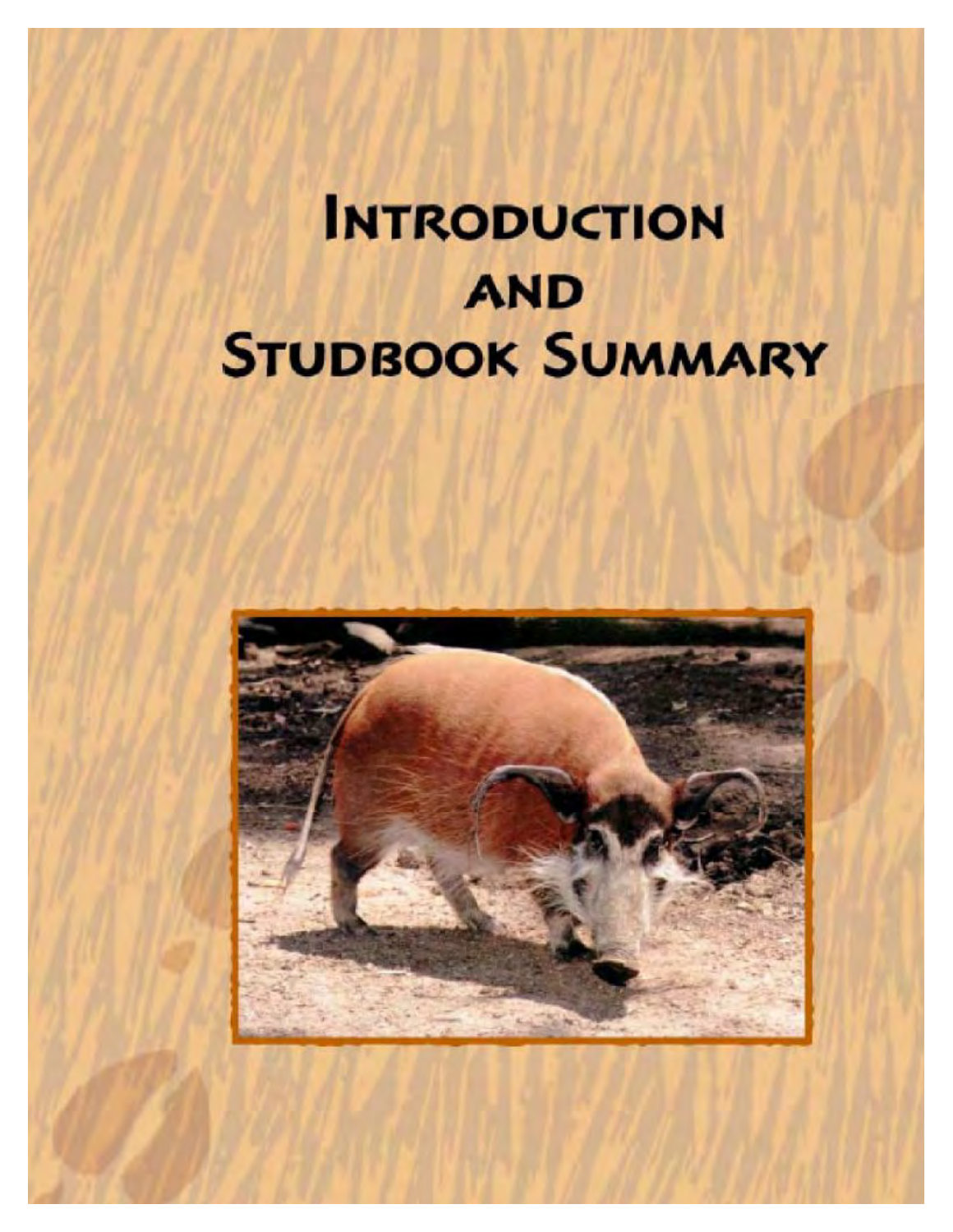# Introduction and Studbook Summary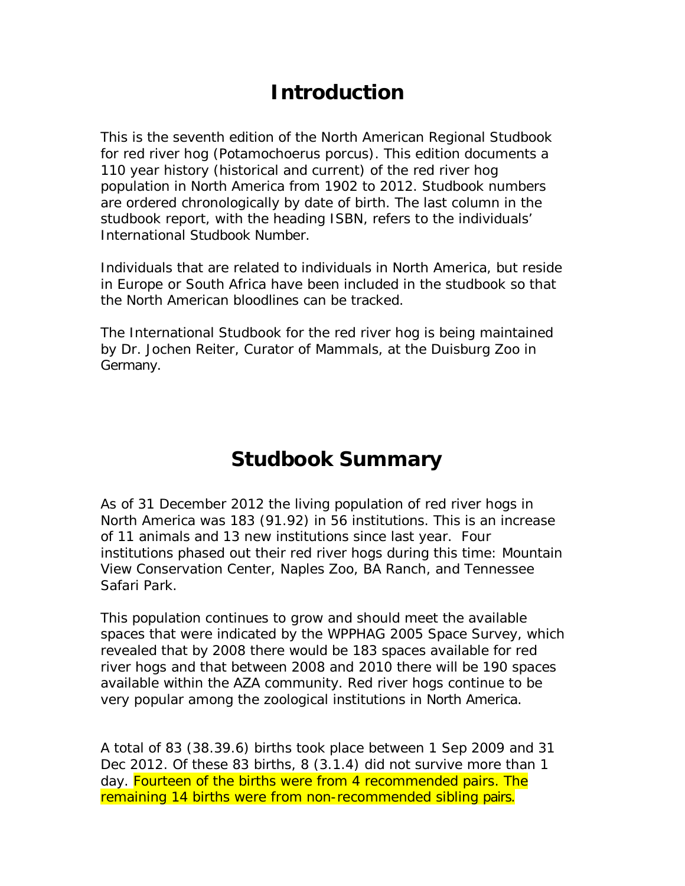# Introduction

This is the seventh edition of the North American Regional Studbook for red river hog (Potamochoerus porcus). This edition documents a 110 year history (historical and current) of the red river hog population in North America from 1902 to 2012. Studbook numbers are ordered chronologically by date of birth. The last column in the studbook report, with the heading ISBN, refers to the individuals' International Studbook Number.

Individuals that are related to individuals in North America, but reside in Europe or South Africa have been included in the studbook so that the North American bloodlines can be tracked.

The International Studbook for the red river hog is being maintained by Dr. Jochen Reiter, Curator of Mammals, at the Duisburg Zoo in Germany.

# Studbook Summary

As of 31 December 2012 the living population of red river hogs in North America was 183 (91.92) in 56 institutions. This is an increase of 11 animals and 13 new institutions since last year. Four institutions phased out their red river hogs during this time: Mountain View Conservation Center, Naples Zoo, BA Ranch, and Tennessee Safari Park.

This population continues to grow and should meet the available spaces that were indicated by the WPPHAG 2005 Space Survey, which revealed that by 2008 there would be 183 spaces available for red river hogs and that between 2008 and 2010 there will be 190 spaces available within the AZA community. Red river hogs continue to be very popular among the zoological institutions in North America.

A total of 83 (38.39.6) births took place between 1 Sep 2009 and 31 Dec 2012. Of these 83 births, 8 (3.1.4) did not survive more than 1 day. Fourteen of the births were from 4 recommended pairs. The remaining 14 births were from non-recommended sibling pairs.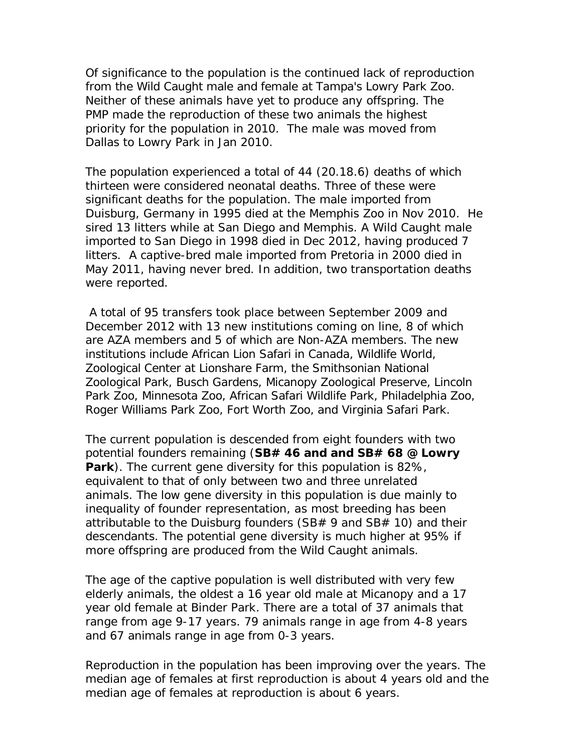Of significance to the population is the continued lack of reproduction from the Wild Caught male and female at Tampa's Lowry Park Zoo. Neither of these animals have yet to produce any offspring. The PMP made the reproduction of these two animals the highest priority for the population in 2010. The male was moved from Dallas to Lowry Park in Jan 2010.

The population experienced a total of 44 (20.18.6) deaths of which thirteen were considered neonatal deaths. Three of these were significant deaths for the population. The male imported from Duisburg, Germany in 1995 died at the Memphis Zoo in Nov 2010. He sired 13 litters while at San Diego and Memphis. A Wild Caught male imported to San Diego in 1998 died in Dec 2012, having produced 7 litters. A captive-bred male imported from Pretoria in 2000 died in May 2011, having never bred. In addition, two transportation deaths were reported.

A total of 95 transfers took place between September 2009 and December 2012 with 13 new institutions coming on line, 8 of which are AZA members and 5 of which are Non-AZA members. The new institutions include African Lion Safari in Canada, Wildlife World, Zoological Center at Lionshare Farm, the Smithsonian National Zoological Park, Busch Gardens, Micanopy Zoological Preserve, Lincoln Park Zoo, Minnesota Zoo, African Safari Wildlife Park, Philadelphia Zoo, Roger Williams Park Zoo, Fort Worth Zoo, and Virginia Safari Park.

The current population is descended from eight founders with two potential founders remaining (**SB# 46 and and SB# 68 @ Lowry Park**). The current gene diversity for this population is 82%, equivalent to that of only between two and three unrelated animals. The low gene diversity in this population is due mainly to inequality of founder representation, as most breeding has been attributable to the Duisburg founders (SB# 9 and SB# 10) and their descendants. The potential gene diversity is much higher at 95% if more offspring are produced from the Wild Caught animals.

The age of the captive population is well distributed with very few elderly animals, the oldest a 16 year old male at Micanopy and a 17 year old female at Binder Park. There are a total of 37 animals that range from age 9-17 years. 79 animals range in age from 4-8 years and 67 animals range in age from 0-3 years.

Reproduction in the population has been improving over the years. The median age of females at first reproduction is about 4 years old and the median age of females at reproduction is about 6 years.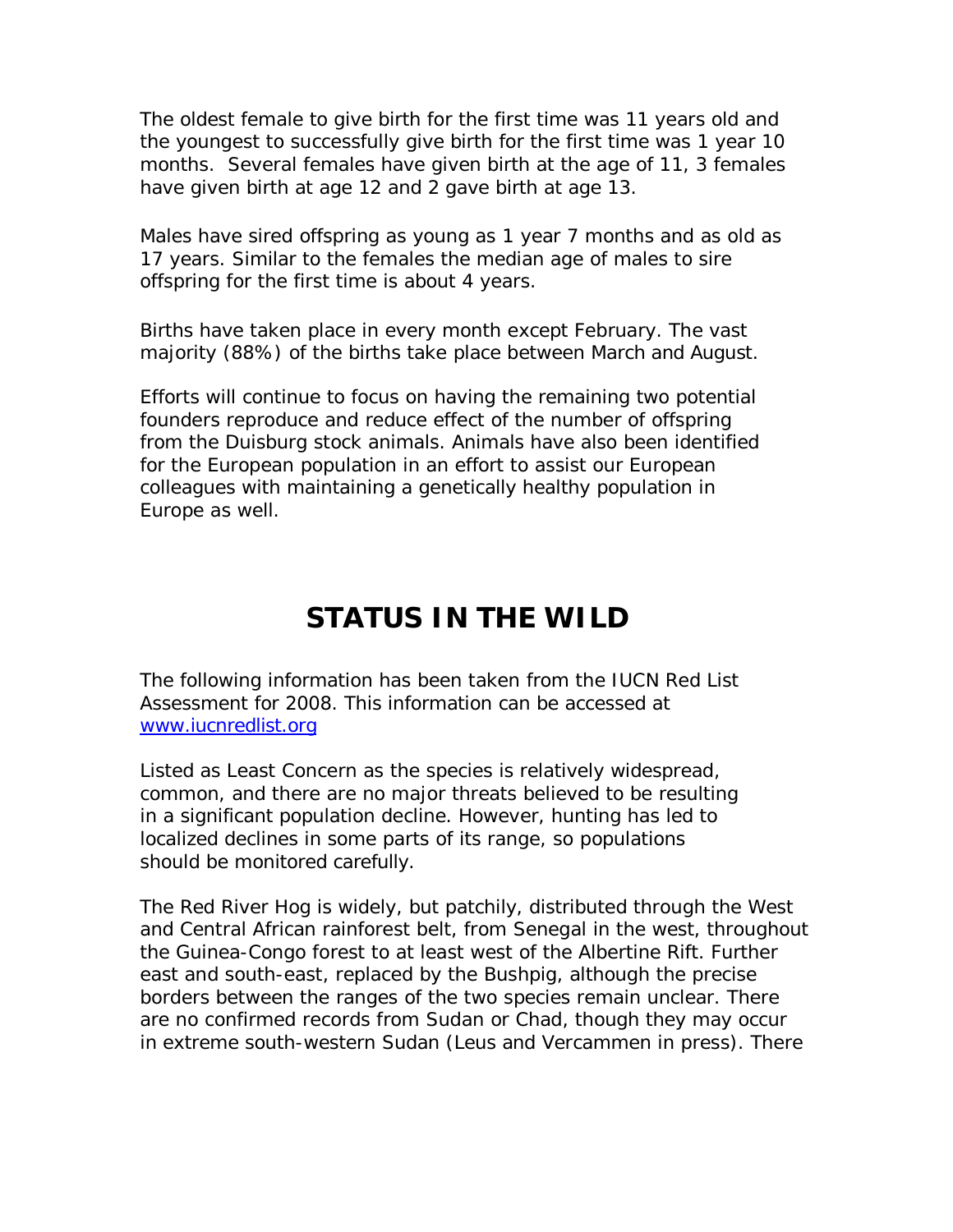The oldest female to give birth for the first time was 11 years old and the youngest to successfully give birth for the first time was 1 year 10 months. Several females have given birth at the age of 11, 3 females have given birth at age 12 and 2 gave birth at age 13.

Males have sired offspring as young as 1 year 7 months and as old as 17 years. Similar to the females the median age of males to sire offspring for the first time is about 4 years.

Births have taken place in every month except February. The vast majority (88%) of the births take place between March and August.

Efforts will continue to focus on having the remaining two potential founders reproduce and reduce effect of the number of offspring from the Duisburg stock animals. Animals have also been identified for the European population in an effort to assist our European colleagues with maintaining a genetically healthy population in Europe as well.

# STATUS IN THE WILD

The following information has been taken from the IUCN Red List Assessment for 2008. This information can be accessed at [www.iucnredlist.org](www.iucnredlist.org)

Listed as Least Concern as the species is relatively widespread, common, and there are no major threats believed to be resulting in a significant population decline. However, hunting has led to localized declines in some parts of its range, so populations should be monitored carefully.

The Red River Hog is widely, but patchily, distributed through the West and Central African rainforest belt, from Senegal in the west, throughout the Guinea-Congo forest to at least west of the Albertine Rift. Further east and south-east, replaced by the Bushpig, although the precise borders between the ranges of the two species remain unclear. There are no confirmed records from Sudan or Chad, though they may occur in extreme south-western Sudan (Leus and Vercammen in press). There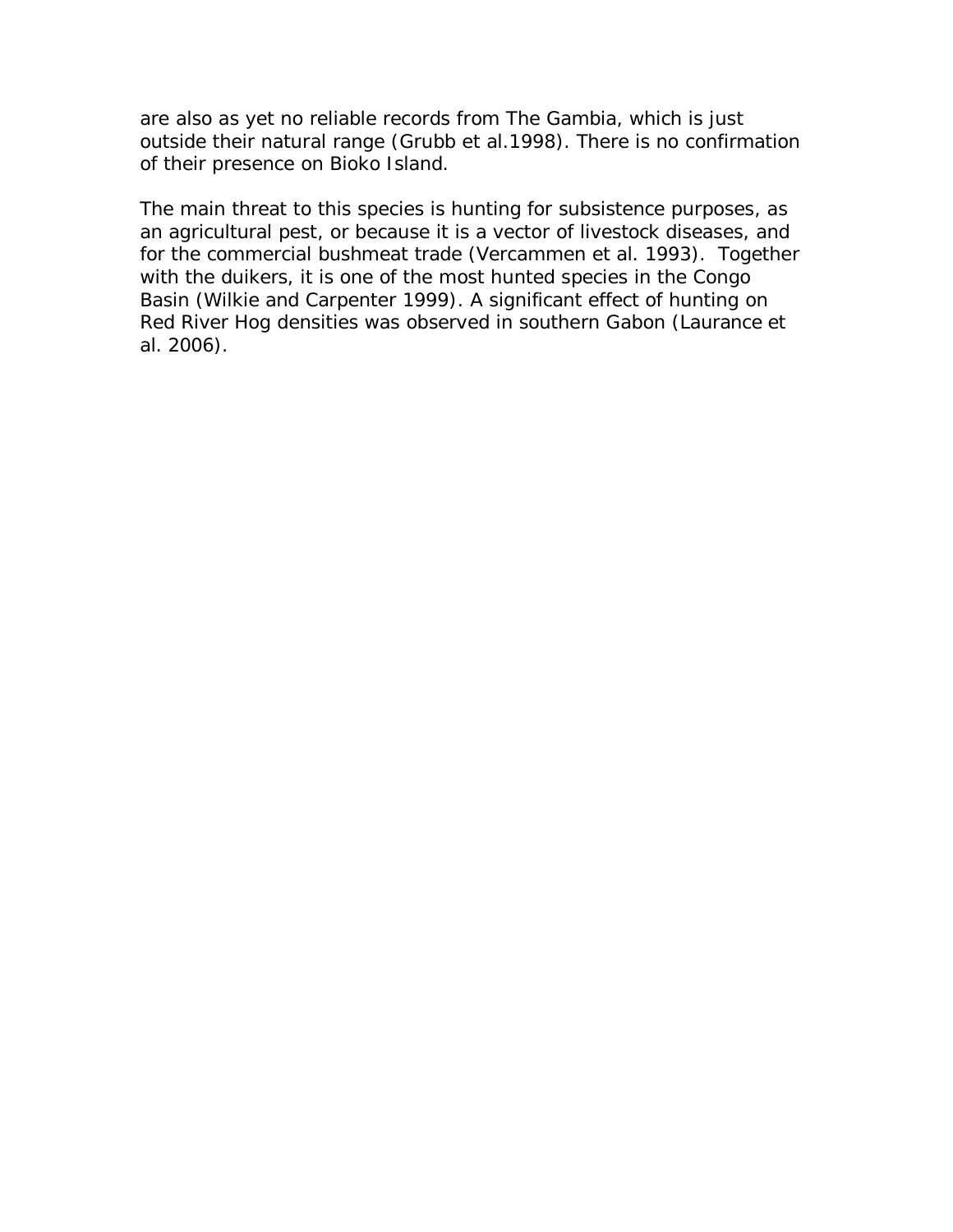are also as yet no reliable records from The Gambia, which is just outside their natural range (Grubb et al.1998). There is no confirmation of their presence on Bioko Island.

The main threat to this species is hunting for subsistence purposes, as an agricultural pest, or because it is a vector of livestock diseases, and for the commercial bushmeat trade (Vercammen et al. 1993). Together with the duikers, it is one of the most hunted species in the Congo Basin (Wilkie and Carpenter 1999). A significant effect of hunting on Red River Hog densities was observed in southern Gabon (Laurance et al. 2006).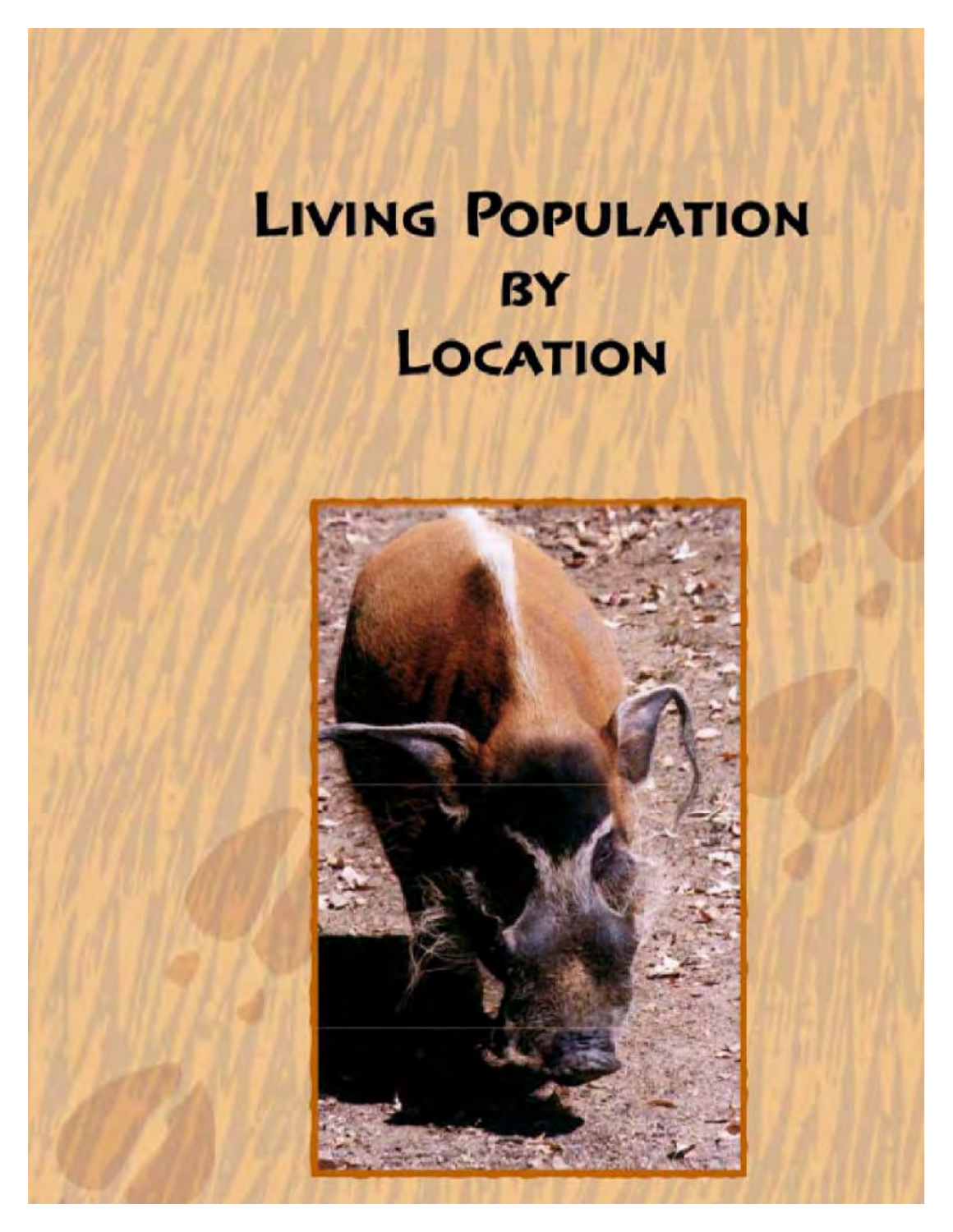# Living Population by Location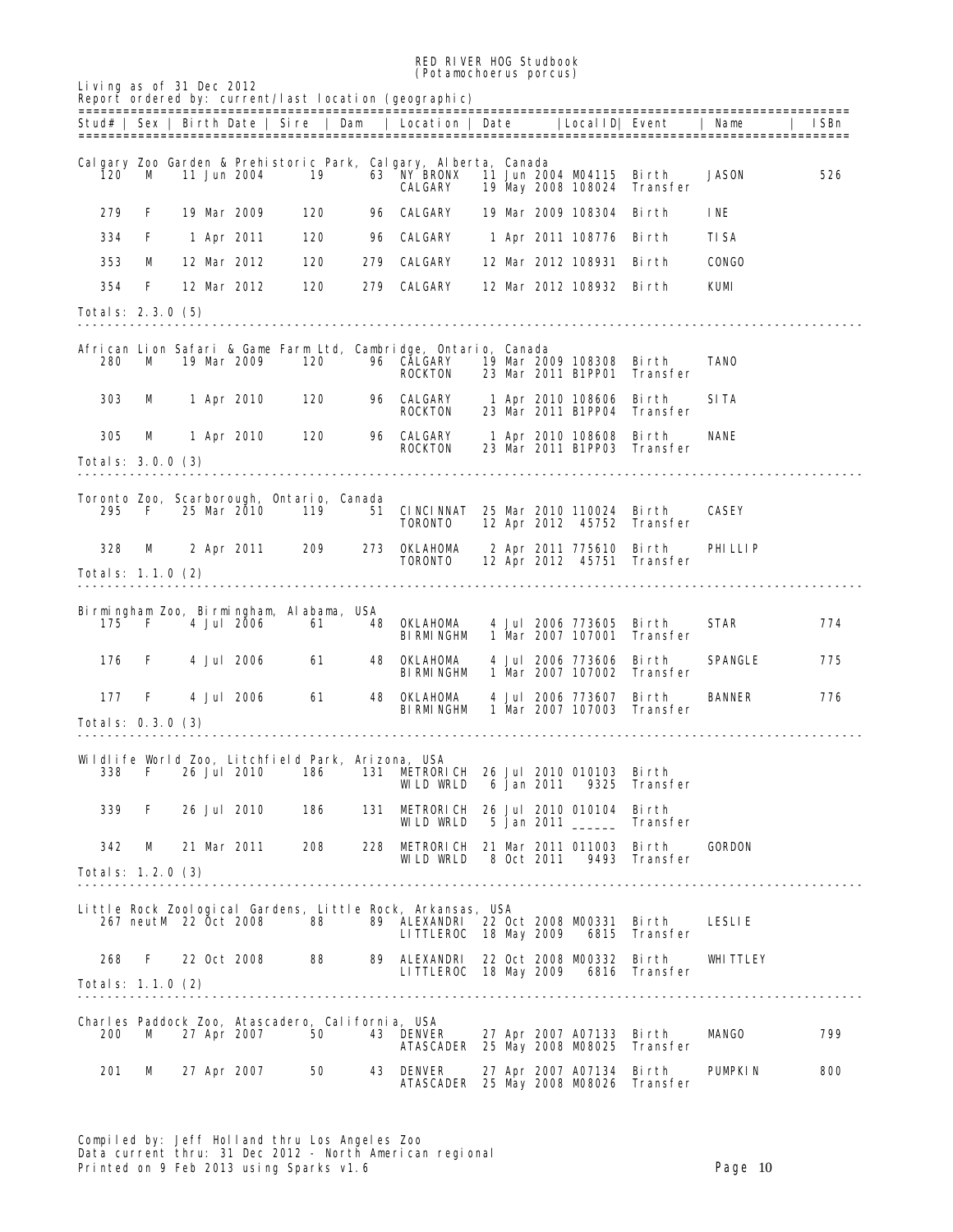# RED RIVER HOG Studbook
## (Potamochoerus porcus)

Living as of 31 Dec 2012
Report ordered by: current/last location (geographic)

| Stud# | Sex | Birth Date | Sire | Dam | Location | Date | LocalID | Event | Name | ISBn |
|---|---|---|---|---|---|---|---|---|---|---|
| **Calgary Zoo Garden & Prehistoric Park, Calgary, Alberta, Canada** | | | | | | | | | | |
| 120 | M | 11 Jun 2004 | 19 | 63 | NY BRONX | 11 Jun 2004 | M04115 | Birth | JASON | 526 |
| | | | | | CALGARY | 19 May 2008 | 108024 | Transfer | | |
| 279 | F | 19 Mar 2009 | 120 | 96 | CALGARY | 19 Mar 2009 | 108304 | Birth | INE | |
| 334 | F | 1 Apr 2011 | 120 | 96 | CALGARY | 1 Apr 2011 | 108776 | Birth | TISA | |
| 353 | M | 12 Mar 2012 | 120 | 279 | CALGARY | 12 Mar 2012 | 108931 | Birth | CONGO | |
| 354 | F | 12 Mar 2012 | 120 | 279 | CALGARY | 12 Mar 2012 | 108932 | Birth | KUMI | |
| Totals: 2.3.0 (5) | | | | | | | | | | |
| **African Lion Safari & Game Farm Ltd, Cambridge, Ontario, Canada** | | | | | | | | | | |
| 280 | M | 19 Mar 2009 | 120 | 96 | CALGARY | 19 Mar 2009 | 108308 | Birth | TANO | |
| | | | | | ROCKTON | 23 Mar 2011 | B1PP01 | Transfer | | |
| 303 | M | 1 Apr 2010 | 120 | 96 | CALGARY | 1 Apr 2010 | 108606 | Birth | SITA | |
| | | | | | ROCKTON | 23 Mar 2011 | B1PP04 | Transfer | | |
| 305 | M | 1 Apr 2010 | 120 | 96 | CALGARY | 1 Apr 2010 | 108608 | Birth | NANE | |
| | | | | | ROCKTON | 23 Mar 2011 | B1PP03 | Transfer | | |
| Totals: 3.0.0 (3) | | | | | | | | | | |
| **Toronto Zoo, Scarborough, Ontario, Canada** | | | | | | | | | | |
| 295 | F | 25 Mar 2010 | 119 | 51 | CINCINNAT | 25 Mar 2010 | 110024 | Birth | CASEY | |
| | | | | | TORONTO | 12 Apr 2012 | 45752 | Transfer | | |
| 328 | M | 2 Apr 2011 | 209 | 273 | OKLAHOMA | 2 Apr 2011 | 775610 | Birth | PHILLIP | |
| | | | | | TORONTO | 12 Apr 2012 | 45751 | Transfer | | |
| Totals: 1.1.0 (2) | | | | | | | | | | |
| **Birmingham Zoo, Birmingham, Alabama, USA** | | | | | | | | | | |
| 175 | F | 4 Jul 2006 | 61 | 48 | OKLAHOMA | 4 Jul 2006 | 773605 | Birth | STAR | 774 |
| | | | | | BIRMINGHM | 1 Mar 2007 | 107001 | Transfer | | |
| 176 | F | 4 Jul 2006 | 61 | 48 | OKLAHOMA | 4 Jul 2006 | 773606 | Birth | SPANGLE | 775 |
| | | | | | BIRMINGHM | 1 Mar 2007 | 107002 | Transfer | | |
| 177 | F | 4 Jul 2006 | 61 | 48 | OKLAHOMA | 4 Jul 2006 | 773607 | Birth | BANNER | 776 |
| | | | | | BIRMINGHM | 1 Mar 2007 | 107003 | Transfer | | |
| Totals: 0.3.0 (3) | | | | | | | | | | |
| **Wildlife World Zoo, Litchfield Park, Arizona, USA** | | | | | | | | | | |
| 338 | F | 26 Jul 2010 | 186 | 131 | METRORICH | 26 Jul 2010 | 010103 | Birth | | |
| | | | | | WILD WRLD | 6 Jan 2011 | 9325 | Transfer | | |
| 339 | F | 26 Jul 2010 | 186 | 131 | METRORICH | 26 Jul 2010 | 010104 | Birth | | |
| | | | | | WILD WRLD | 5 Jan 2011 | ______ | Transfer | | |
| 342 | M | 21 Mar 2011 | 208 | 228 | METRORICH | 21 Mar 2011 | 011003 | Birth | GORDON | |
| | | | | | WILD WRLD | 8 Oct 2011 | 9493 | Transfer | | |
| Totals: 1.2.0 (3) | | | | | | | | | | |
| **Little Rock Zoological Gardens, Little Rock, Arkansas, USA** | | | | | | | | | | |
| 267 | neutM | 22 Oct 2008 | 88 | 89 | ALEXANDRI | 22 Oct 2008 | M00331 | Birth | LESLIE | |
| | | | | | LITTLEROC | 18 May 2009 | 6815 | Transfer | | |
| 268 | F | 22 Oct 2008 | 88 | 89 | ALEXANDRI | 22 Oct 2008 | M00332 | Birth | WHITTLEY | |
| | | | | | LITTLEROC | 18 May 2009 | 6816 | Transfer | | |
| Totals: 1.1.0 (2) | | | | | | | | | | |
| **Charles Paddock Zoo, Atascadero, California, USA** | | | | | | | | | | |
| 200 | M | 27 Apr 2007 | 50 | 43 | DENVER | 27 Apr 2007 | A07133 | Birth | MANGO | 799 |
| | | | | | ATASCADER | 25 May 2008 | M08025 | Transfer | | |
| 201 | M | 27 Apr 2007 | 50 | 43 | DENVER | 27 Apr 2007 | A07134 | Birth | PUMPKIN | 800 |
| | | | | | ATASCADER | 25 May 2008 | M08026 | Transfer | | |

Compiled by: Jeff Holland thru Los Angeles Zoo
Data current thru: 31 Dec 2012 - North American regional
Printed on 9 Feb 2013 using Sparks v1.6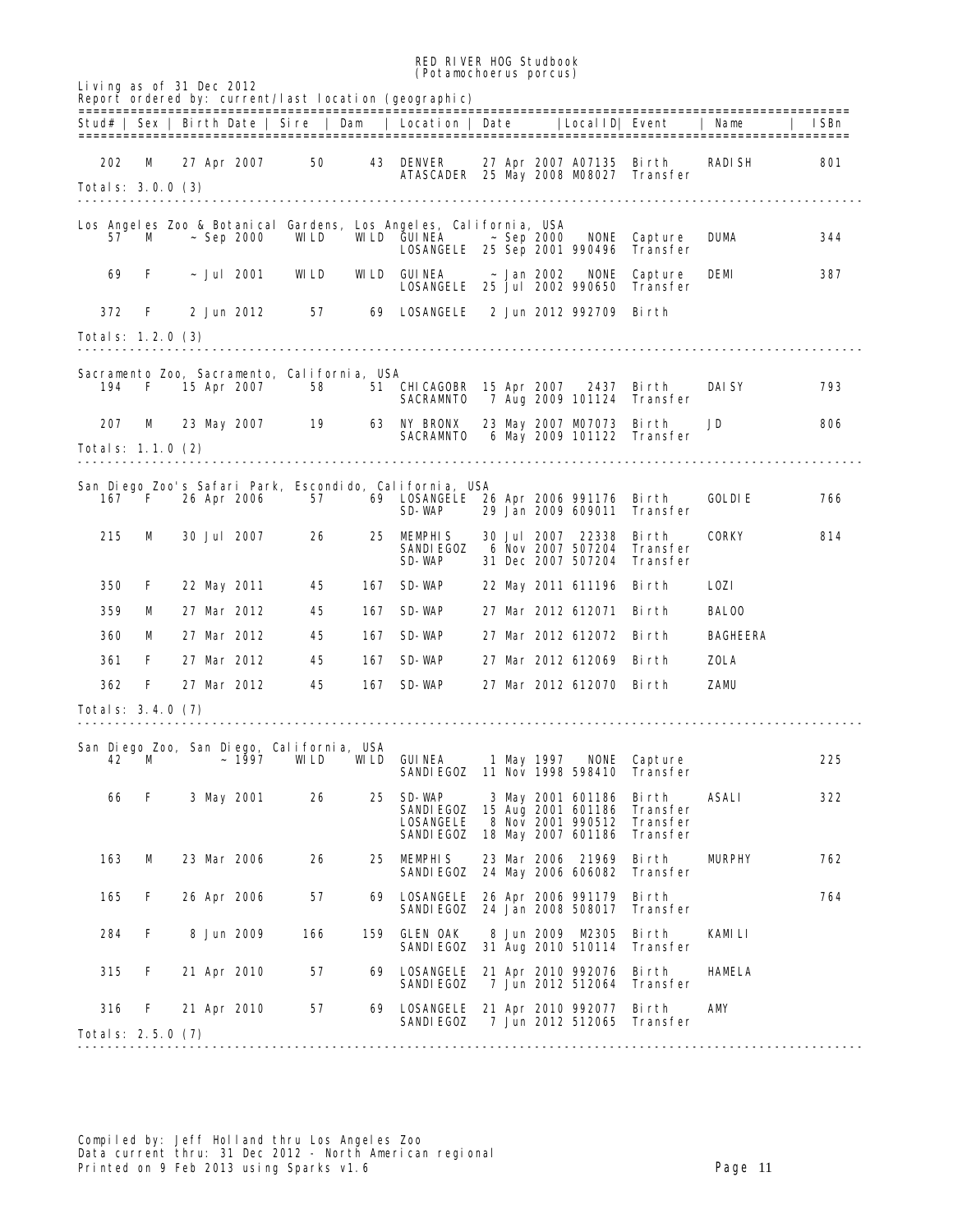RED RIVER HOG Studbook
(Potamochoerus porcus)

Living as of 31 Dec 2012
Report ordered by: current/last location (geographic)

| Stud# | Sex | Birth Date | Sire | Dam | Location | Date | LocalID | Event | Name | ISBn |
|---|---|---|---|---|---|---|---|---|---|---|
| 202 | M | 27 Apr 2007 | 50 | 43 | DENVER | 27 Apr 2007 | A07135 | Birth | RADISH | 801 |
| | | | | | ATASCADER | 25 May 2008 | M08027 | Transfer | | |

Totals: 3.0.0 (3)

**Los Angeles Zoo & Botanical Gardens, Los Angeles, California, USA**

| Stud# | Sex | Birth Date | Sire | Dam | Location | Date | LocalID | Event | Name | ISBn |
|---|---|---|---|---|---|---|---|---|---|---|
| 57 | M | ~ Sep 2000 | WILD | WILD | GUINEA | ~ Sep 2000 | NONE | Capture | DUMA | 344 |
| | | | | | LOSANGELE | 25 Sep 2001 | 990496 | Transfer | | |
| 69 | F | ~ Jul 2001 | WILD | WILD | GUINEA | ~ Jan 2002 | NONE | Capture | DEMI | 387 |
| | | | | | LOSANGELE | 25 Jul 2002 | 990650 | Transfer | | |
| 372 | F | 2 Jun 2012 | 57 | 69 | LOSANGELE | 2 Jun 2012 | 992709 | Birth | | |

Totals: 1.2.0 (3)

**Sacramento Zoo, Sacramento, California, USA**

| Stud# | Sex | Birth Date | Sire | Dam | Location | Date | LocalID | Event | Name | ISBn |
|---|---|---|---|---|---|---|---|---|---|---|
| 194 | F | 15 Apr 2007 | 58 | 51 | CHICAGOBR | 15 Apr 2007 | 2437 | Birth | DAISY | 793 |
| | | | | | SACRAMNTO | 7 Aug 2009 | 101124 | Transfer | | |
| 207 | M | 23 May 2007 | 19 | 63 | NY BRONX | 23 May 2007 | M07073 | Birth | JD | 806 |
| | | | | | SACRAMNTO | 6 May 2009 | 101122 | Transfer | | |

Totals: 1.1.0 (2)

**San Diego Zoo's Safari Park, Escondido, California, USA**

| Stud# | Sex | Birth Date | Sire | Dam | Location | Date | LocalID | Event | Name | ISBn |
|---|---|---|---|---|---|---|---|---|---|---|
| 167 | F | 26 Apr 2006 | 57 | 69 | LOSANGELE | 26 Apr 2006 | 991176 | Birth | GOLDIE | 766 |
| | | | | | SD-WAP | 29 Jan 2009 | 609011 | Transfer | | |
| 215 | M | 30 Jul 2007 | 26 | 25 | MEMPHIS | 30 Jul 2007 | 22338 | Birth | CORKY | 814 |
| | | | | | SANDIEGOZ | 6 Nov 2007 | 507204 | Transfer | | |
| | | | | | SD-WAP | 31 Dec 2007 | 507204 | Transfer | | |
| 350 | F | 22 May 2011 | 45 | 167 | SD-WAP | 22 May 2011 | 611196 | Birth | LOZI | |
| 359 | M | 27 Mar 2012 | 45 | 167 | SD-WAP | 27 Mar 2012 | 612071 | Birth | BALOO | |
| 360 | M | 27 Mar 2012 | 45 | 167 | SD-WAP | 27 Mar 2012 | 612072 | Birth | BAGHEERA | |
| 361 | F | 27 Mar 2012 | 45 | 167 | SD-WAP | 27 Mar 2012 | 612069 | Birth | ZOLA | |
| 362 | F | 27 Mar 2012 | 45 | 167 | SD-WAP | 27 Mar 2012 | 612070 | Birth | ZAMU | |

Totals: 3.4.0 (7)

**San Diego Zoo, San Diego, California, USA**

| Stud# | Sex | Birth Date | Sire | Dam | Location | Date | LocalID | Event | Name | ISBn |
|---|---|---|---|---|---|---|---|---|---|---|
| 42 | M | ~ 1997 | WILD | WILD | GUINEA | 1 May 1997 | NONE | Capture | | 225 |
| | | | | | SANDIEGOZ | 11 Nov 1998 | 598410 | Transfer | | |
| 66 | F | 3 May 2001 | 26 | 25 | SD-WAP | 3 May 2001 | 601186 | Birth | ASALI | 322 |
| | | | | | SANDIEGOZ | 15 Aug 2001 | 601186 | Transfer | | |
| | | | | | LOSANGELE | 8 Nov 2001 | 990512 | Transfer | | |
| | | | | | SANDIEGOZ | 18 May 2007 | 601186 | Transfer | | |
| 163 | M | 23 Mar 2006 | 26 | 25 | MEMPHIS | 23 Mar 2006 | 21969 | Birth | MURPHY | 762 |
| | | | | | SANDIEGOZ | 24 May 2006 | 606082 | Transfer | | |
| 165 | F | 26 Apr 2006 | 57 | 69 | LOSANGELE | 26 Apr 2006 | 991179 | Birth | | 764 |
| | | | | | SANDIEGOZ | 24 Jan 2008 | 508017 | Transfer | | |
| 284 | F | 8 Jun 2009 | 166 | 159 | GLEN OAK | 8 Jun 2009 | M2305 | Birth | KAMILI | |
| | | | | | SANDIEGOZ | 31 Aug 2010 | 510114 | Transfer | | |
| 315 | F | 21 Apr 2010 | 57 | 69 | LOSANGELE | 21 Apr 2010 | 992076 | Birth | HAMELA | |
| | | | | | SANDIEGOZ | 7 Jun 2012 | 512064 | Transfer | | |
| 316 | F | 21 Apr 2010 | 57 | 69 | LOSANGELE | 21 Apr 2010 | 992077 | Birth | AMY | |
| | | | | | SANDIEGOZ | 7 Jun 2012 | 512065 | Transfer | | |

Totals: 2.5.0 (7)

Compiled by: Jeff Holland thru Los Angeles Zoo
Data current thru: 31 Dec 2012 - North American regional
Printed on 9 Feb 2013 using Sparks v1.6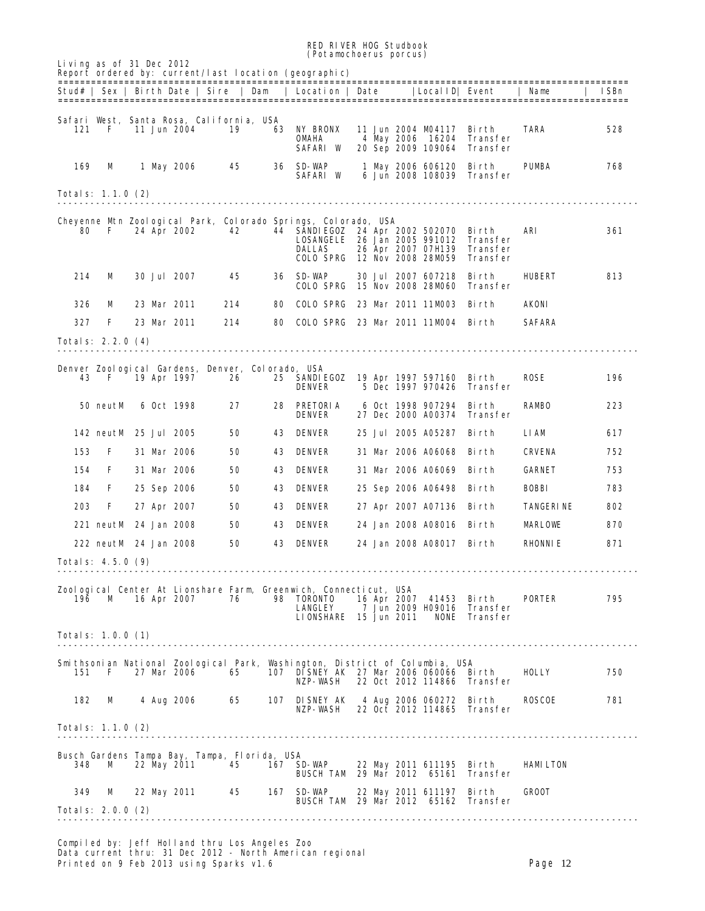# RED RIVER HOG Studbook
## (Potamochoerus porcus)

Living as of 31 Dec 2012
Report ordered by: current/last location (geographic)

| Stud# | Sex | Birth Date | Sire | Dam | Location | Date | LocalID | Event | Name | ISBn |
|---|---|---|---|---|---|---|---|---|---|---|
| **Safari West, Santa Rosa, California, USA** | | | | | | | | | | |
| 121 | F | 11 Jun 2004 | 19 | 63 | NY BRONX | 11 Jun 2004 | M04117 | Birth | TARA | 528 |
| | | | | | OMAHA | 4 May 2006 | 16204 | Transfer | | |
| | | | | | SAFARI W | 20 Sep 2009 | 109064 | Transfer | | |
| 169 | M | 1 May 2006 | 45 | 36 | SD-WAP | 1 May 2006 | 606120 | Birth | PUMBA | 768 |
| | | | | | SAFARI W | 6 Jun 2008 | 108039 | Transfer | | |
| Totals: 1.1.0 (2) | | | | | | | | | | |
| **Cheyenne Mtn Zoological Park, Colorado Springs, Colorado, USA** | | | | | | | | | | |
| 80 | F | 24 Apr 2002 | 42 | 44 | SANDIEGOZ | 24 Apr 2002 | 502070 | Birth | ARI | 361 |
| | | | | | LOSANGELE | 26 Jan 2005 | 991012 | Transfer | | |
| | | | | | DALLAS | 26 Apr 2007 | 07H139 | Transfer | | |
| | | | | | COLO SPRG | 12 Nov 2008 | 28M059 | Transfer | | |
| 214 | M | 30 Jul 2007 | 45 | 36 | SD-WAP | 30 Jul 2007 | 607218 | Birth | HUBERT | 813 |
| | | | | | COLO SPRG | 15 Nov 2008 | 28M060 | Transfer | | |
| 326 | M | 23 Mar 2011 | 214 | 80 | COLO SPRG | 23 Mar 2011 | 11M003 | Birth | AKONI | |
| 327 | F | 23 Mar 2011 | 214 | 80 | COLO SPRG | 23 Mar 2011 | 11M004 | Birth | SAFARA | |
| Totals: 2.2.0 (4) | | | | | | | | | | |
| **Denver Zoological Gardens, Denver, Colorado, USA** | | | | | | | | | | |
| 43 | F | 19 Apr 1997 | 26 | 25 | SANDIEGOZ | 19 Apr 1997 | 597160 | Birth | ROSE | 196 |
| | | | | | DENVER | 5 Dec 1997 | 970426 | Transfer | | |
| 50 | neutM | 6 Oct 1998 | 27 | 28 | PRETORIA | 6 Oct 1998 | 907294 | Birth | RAMBO | 223 |
| | | | | | DENVER | 27 Dec 2000 | A00374 | Transfer | | |
| 142 | neutM | 25 Jul 2005 | 50 | 43 | DENVER | 25 Jul 2005 | A05287 | Birth | LIAM | 617 |
| 153 | F | 31 Mar 2006 | 50 | 43 | DENVER | 31 Mar 2006 | A06068 | Birth | CRVENA | 752 |
| 154 | F | 31 Mar 2006 | 50 | 43 | DENVER | 31 Mar 2006 | A06069 | Birth | GARNET | 753 |
| 184 | F | 25 Sep 2006 | 50 | 43 | DENVER | 25 Sep 2006 | A06498 | Birth | BOBBI | 783 |
| 203 | F | 27 Apr 2007 | 50 | 43 | DENVER | 27 Apr 2007 | A07136 | Birth | TANGERINE | 802 |
| 221 | neutM | 24 Jan 2008 | 50 | 43 | DENVER | 24 Jan 2008 | A08016 | Birth | MARLOWE | 870 |
| 222 | neutM | 24 Jan 2008 | 50 | 43 | DENVER | 24 Jan 2008 | A08017 | Birth | RHONNIE | 871 |
| Totals: 4.5.0 (9) | | | | | | | | | | |
| **Zoological Center At Lionshare Farm, Greenwich, Connecticut, USA** | | | | | | | | | | |
| 196 | M | 16 Apr 2007 | 76 | 98 | TORONTO | 16 Apr 2007 | 41453 | Birth | PORTER | 795 |
| | | | | | LANGLEY | 7 Jun 2009 | H09016 | Transfer | | |
| | | | | | LIONSHARE | 15 Jun 2011 | NONE | Transfer | | |
| Totals: 1.0.0 (1) | | | | | | | | | | |
| **Smithsonian National Zoological Park, Washington, District of Columbia, USA** | | | | | | | | | | |
| 151 | F | 27 Mar 2006 | 65 | 107 | DISNEY AK | 27 Mar 2006 | 060066 | Birth | HOLLY | 750 |
| | | | | | NZP-WASH | 22 Oct 2012 | 114866 | Transfer | | |
| 182 | M | 4 Aug 2006 | 65 | 107 | DISNEY AK | 4 Aug 2006 | 060272 | Birth | ROSCOE | 781 |
| | | | | | NZP-WASH | 22 Oct 2012 | 114865 | Transfer | | |
| Totals: 1.1.0 (2) | | | | | | | | | | |
| **Busch Gardens Tampa Bay, Tampa, Florida, USA** | | | | | | | | | | |
| 348 | M | 22 May 2011 | 45 | 167 | SD-WAP | 22 May 2011 | 611195 | Birth | HAMILTON | |
| | | | | | BUSCH TAM | 29 Mar 2012 | 65161 | Transfer | | |
| 349 | M | 22 May 2011 | 45 | 167 | SD-WAP | 22 May 2011 | 611197 | Birth | GROOT | |
| | | | | | BUSCH TAM | 29 Mar 2012 | 65162 | Transfer | | |
| Totals: 2.0.0 (2) | | | | | | | | | | |

Compiled by: Jeff Holland thru Los Angeles Zoo
Data current thru: 31 Dec 2012 - North American regional
Printed on 9 Feb 2013 using Sparks v1.6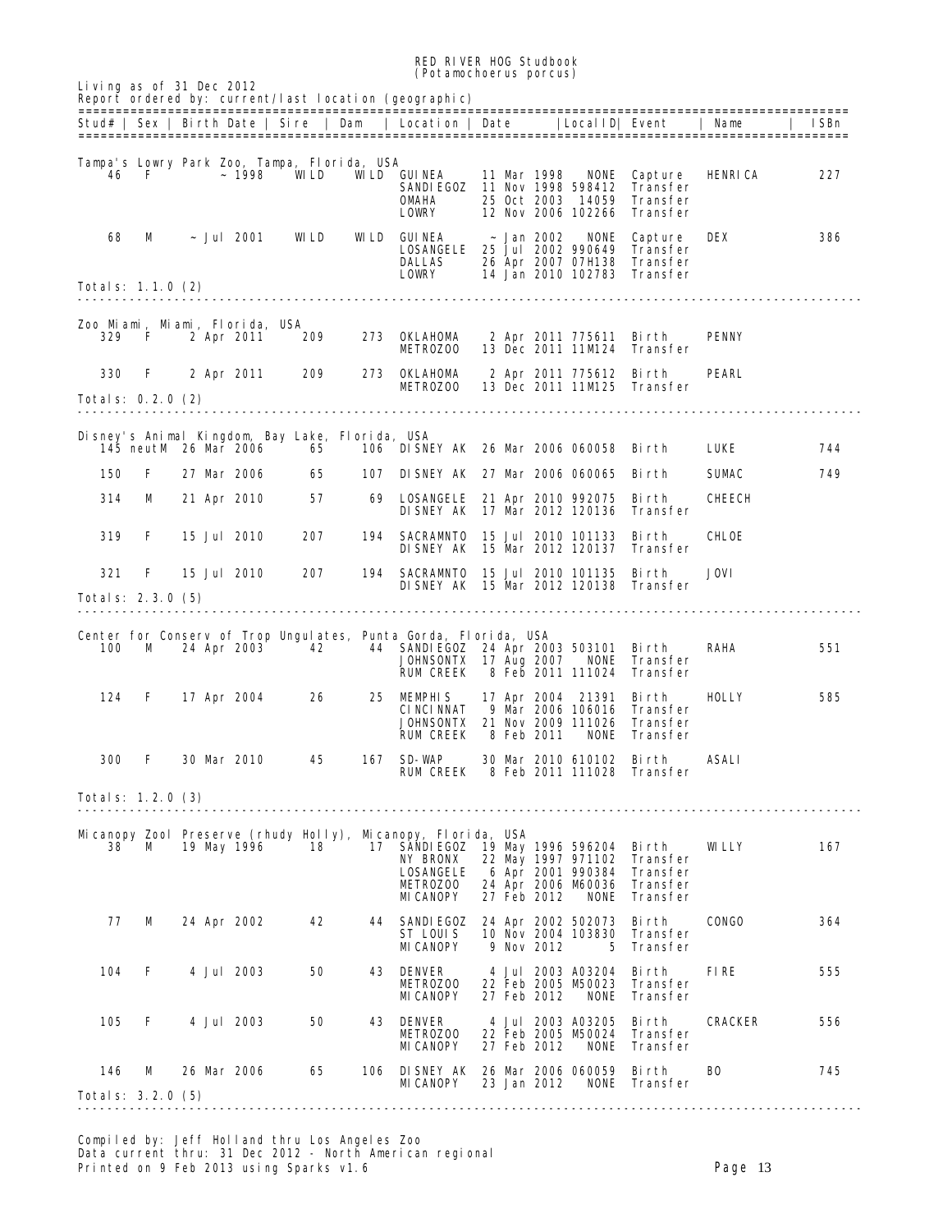# RED RIVER HOG Studbook
## (Potamochoerus porcus)

Living as of 31 Dec 2012
Report ordered by: current/last location (geographic)

| Stud# | Sex | Birth Date | Sire | Dam | Location | Date | LocalID | Event | Name | ISBn |
|---|---|---|---|---|---|---|---|---|---|---|
| **Tampa's Lowry Park Zoo, Tampa, Florida, USA** | | | | | | | | | | |
| 46 | F | ~ 1998 | WILD | WILD | GUINEA | 11 Mar 1998 | NONE | Capture | HENRICA | 227 |
| | | | | | SANDIEGOZ | 11 Nov 1998 | 598412 | Transfer | | |
| | | | | | OMAHA | 25 Oct 2003 | 14059 | Transfer | | |
| | | | | | LOWRY | 12 Nov 2006 | 102266 | Transfer | | |
| 68 | M | ~ Jul 2001 | WILD | WILD | GUINEA | ~ Jan 2002 | NONE | Capture | DEX | 386 |
| | | | | | LOSANGELE | 25 Jul 2002 | 990649 | Transfer | | |
| | | | | | DALLAS | 26 Apr 2007 | 07H138 | Transfer | | |
| | | | | | LOWRY | 14 Jan 2010 | 102783 | Transfer | | |
| Totals: 1.1.0 (2) | | | | | | | | | | |
| **Zoo Miami, Miami, Florida, USA** | | | | | | | | | | |
| 329 | F | 2 Apr 2011 | 209 | 273 | OKLAHOMA | 2 Apr 2011 | 775611 | Birth | PENNY | |
| | | | | | METROZOO | 13 Dec 2011 | 11M124 | Transfer | | |
| 330 | F | 2 Apr 2011 | 209 | 273 | OKLAHOMA | 2 Apr 2011 | 775612 | Birth | PEARL | |
| | | | | | METROZOO | 13 Dec 2011 | 11M125 | Transfer | | |
| Totals: 0.2.0 (2) | | | | | | | | | | |
| **Disney's Animal Kingdom, Bay Lake, Florida, USA** | | | | | | | | | | |
| 145 | neutM | 26 Mar 2006 | 65 | 106 | DISNEY AK | 26 Mar 2006 | 060058 | Birth | LUKE | 744 |
| 150 | F | 27 Mar 2006 | 65 | 107 | DISNEY AK | 27 Mar 2006 | 060065 | Birth | SUMAC | 749 |
| 314 | M | 21 Apr 2010 | 57 | 69 | LOSANGELE | 21 Apr 2010 | 992075 | Birth | CHEECH | |
| | | | | | DISNEY AK | 17 Mar 2012 | 120136 | Transfer | | |
| 319 | F | 15 Jul 2010 | 207 | 194 | SACRAMNTO | 15 Jul 2010 | 101133 | Birth | CHLOE | |
| | | | | | DISNEY AK | 15 Mar 2012 | 120137 | Transfer | | |
| 321 | F | 15 Jul 2010 | 207 | 194 | SACRAMNTO | 15 Jul 2010 | 101135 | Birth | JOVI | |
| | | | | | DISNEY AK | 15 Mar 2012 | 120138 | Transfer | | |
| Totals: 2.3.0 (5) | | | | | | | | | | |
| **Center for Conserv of Trop Ungulates, Punta Gorda, Florida, USA** | | | | | | | | | | |
| 100 | M | 24 Apr 2003 | 42 | 44 | SANDIEGOZ | 24 Apr 2003 | 503101 | Birth | RAHA | 551 |
| | | | | | JOHNSONTX | 17 Aug 2007 | NONE | Transfer | | |
| | | | | | RUM CREEK | 8 Feb 2011 | 111024 | Transfer | | |
| 124 | F | 17 Apr 2004 | 26 | 25 | MEMPHIS | 17 Apr 2004 | 21391 | Birth | HOLLY | 585 |
| | | | | | CINCINNAT | 9 Mar 2006 | 106016 | Transfer | | |
| | | | | | JOHNSONTX | 21 Nov 2009 | 111026 | Transfer | | |
| | | | | | RUM CREEK | 8 Feb 2011 | NONE | Transfer | | |
| 300 | F | 30 Mar 2010 | 45 | 167 | SD-WAP | 30 Mar 2010 | 610102 | Birth | ASALI | |
| | | | | | RUM CREEK | 8 Feb 2011 | 111028 | Transfer | | |
| Totals: 1.2.0 (3) | | | | | | | | | | |
| **Micanopy Zool Preserve (rhudy Holly), Micanopy, Florida, USA** | | | | | | | | | | |
| 38 | M | 19 May 1996 | 18 | 17 | SANDIEGOZ | 19 May 1996 | 596204 | Birth | WILLY | 167 |
| | | | | | NY BRONX | 22 May 1997 | 971102 | Transfer | | |
| | | | | | LOSANGELE | 6 Apr 2001 | 990384 | Transfer | | |
| | | | | | METROZOO | 24 Apr 2006 | M60036 | Transfer | | |
| | | | | | MICANOPY | 27 Feb 2012 | NONE | Transfer | | |
| 77 | M | 24 Apr 2002 | 42 | 44 | SANDIEGOZ | 24 Apr 2002 | 502073 | Birth | CONGO | 364 |
| | | | | | ST LOUIS | 10 Nov 2004 | 103830 | Transfer | | |
| | | | | | MICANOPY | 9 Nov 2012 | 5 | Transfer | | |
| 104 | F | 4 Jul 2003 | 50 | 43 | DENVER | 4 Jul 2003 | A03204 | Birth | FIRE | 555 |
| | | | | | METROZOO | 22 Feb 2005 | M50023 | Transfer | | |
| | | | | | MICANOPY | 27 Feb 2012 | NONE | Transfer | | |
| 105 | F | 4 Jul 2003 | 50 | 43 | DENVER | 4 Jul 2003 | A03205 | Birth | CRACKER | 556 |
| | | | | | METROZOO | 22 Feb 2005 | M50024 | Transfer | | |
| | | | | | MICANOPY | 27 Feb 2012 | NONE | Transfer | | |
| 146 | M | 26 Mar 2006 | 65 | 106 | DISNEY AK | 26 Mar 2006 | 060059 | Birth | BO | 745 |
| | | | | | MICANOPY | 23 Jan 2012 | NONE | Transfer | | |
| Totals: 3.2.0 (5) | | | | | | | | | | |

Compiled by: Jeff Holland thru Los Angeles Zoo
Data current thru: 31 Dec 2012 - North American regional
Printed on 9 Feb 2013 using Sparks v1.6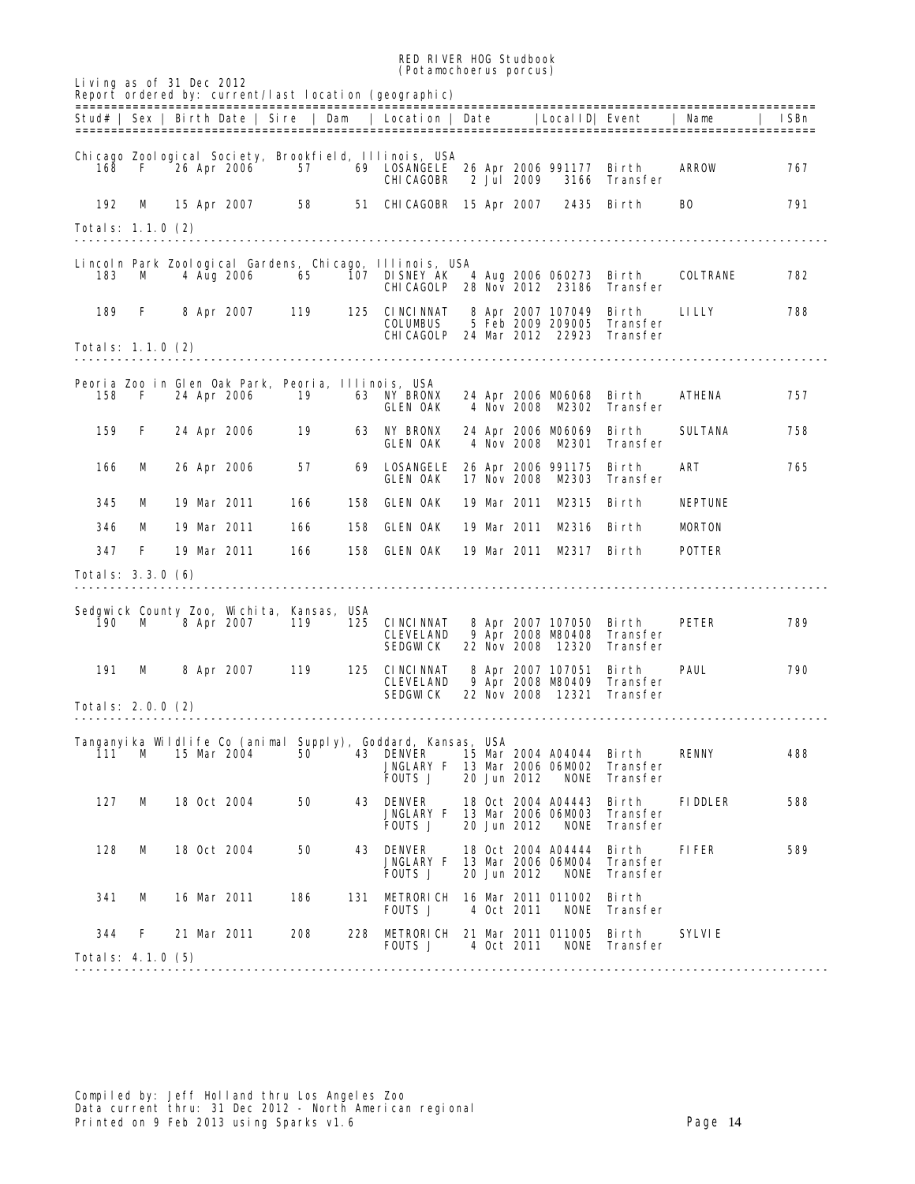# RED RIVER HOG Studbook
## (Potamochoerus porcus)

Living as of 31 Dec 2012
Report ordered by: current/last location (geographic)

| Stud# | Sex | Birth Date | Sire | Dam | Location | Date | LocalID | Event | Name | ISBn |
|---|---|---|---|---|---|---|---|---|---|---|
| **Chicago Zoological Society, Brookfield, Illinois, USA** | | | | | | | | | | |
| 168 | F | 26 Apr 2006 | 57 | 69 | LOSANGELE | 26 Apr 2006 | 991177 | Birth | ARROW | 767 |
| | | | | | CHICAGOBR | 2 Jul 2009 | 3166 | Transfer | | |
| 192 | M | 15 Apr 2007 | 58 | 51 | CHICAGOBR | 15 Apr 2007 | 2435 | Birth | BO | 791 |
| Totals: 1.1.0 (2) | | | | | | | | | | |
| **Lincoln Park Zoological Gardens, Chicago, Illinois, USA** | | | | | | | | | | |
| 183 | M | 4 Aug 2006 | 65 | 107 | DISNEY AK | 4 Aug 2006 | 060273 | Birth | COLTRANE | 782 |
| | | | | | CHICAGOLP | 28 Nov 2012 | 23186 | Transfer | | |
| 189 | F | 8 Apr 2007 | 119 | 125 | CINCINNAT | 8 Apr 2007 | 107049 | Birth | LILLY | 788 |
| | | | | | COLUMBUS | 5 Feb 2009 | 209005 | Transfer | | |
| | | | | | CHICAGOLP | 24 Mar 2012 | 22923 | Transfer | | |
| Totals: 1.1.0 (2) | | | | | | | | | | |
| **Peoria Zoo in Glen Oak Park, Peoria, Illinois, USA** | | | | | | | | | | |
| 158 | F | 24 Apr 2006 | 19 | 63 | NY BRONX | 24 Apr 2006 | M06068 | Birth | ATHENA | 757 |
| | | | | | GLEN OAK | 4 Nov 2008 | M2302 | Transfer | | |
| 159 | F | 24 Apr 2006 | 19 | 63 | NY BRONX | 24 Apr 2006 | M06069 | Birth | SULTANA | 758 |
| | | | | | GLEN OAK | 4 Nov 2008 | M2301 | Transfer | | |
| 166 | M | 26 Apr 2006 | 57 | 69 | LOSANGELE | 26 Apr 2006 | 991175 | Birth | ART | 765 |
| | | | | | GLEN OAK | 17 Nov 2008 | M2303 | Transfer | | |
| 345 | M | 19 Mar 2011 | 166 | 158 | GLEN OAK | 19 Mar 2011 | M2315 | Birth | NEPTUNE | |
| 346 | M | 19 Mar 2011 | 166 | 158 | GLEN OAK | 19 Mar 2011 | M2316 | Birth | MORTON | |
| 347 | F | 19 Mar 2011 | 166 | 158 | GLEN OAK | 19 Mar 2011 | M2317 | Birth | POTTER | |
| Totals: 3.3.0 (6) | | | | | | | | | | |
| **Sedgwick County Zoo, Wichita, Kansas, USA** | | | | | | | | | | |
| 190 | M | 8 Apr 2007 | 119 | 125 | CINCINNAT | 8 Apr 2007 | 107050 | Birth | PETER | 789 |
| | | | | | CLEVELAND | 9 Apr 2008 | M80408 | Transfer | | |
| | | | | | SEDGWICK | 22 Nov 2008 | 12320 | Transfer | | |
| 191 | M | 8 Apr 2007 | 119 | 125 | CINCINNAT | 8 Apr 2007 | 107051 | Birth | PAUL | 790 |
| | | | | | CLEVELAND | 9 Apr 2008 | M80409 | Transfer | | |
| | | | | | SEDGWICK | 22 Nov 2008 | 12321 | Transfer | | |
| Totals: 2.0.0 (2) | | | | | | | | | | |
| **Tanganyika Wildlife Co (animal Supply), Goddard, Kansas, USA** | | | | | | | | | | |
| 111 | M | 15 Mar 2004 | 50 | 43 | DENVER | 15 Mar 2004 | A04044 | Birth | RENNY | 488 |
| | | | | | JNGLARY F | 13 Mar 2006 | 06M002 | Transfer | | |
| | | | | | FOUTS J | 20 Jun 2012 | NONE | Transfer | | |
| 127 | M | 18 Oct 2004 | 50 | 43 | DENVER | 18 Oct 2004 | A04443 | Birth | FIDDLER | 588 |
| | | | | | JNGLARY F | 13 Mar 2006 | 06M003 | Transfer | | |
| | | | | | FOUTS J | 20 Jun 2012 | NONE | Transfer | | |
| 128 | M | 18 Oct 2004 | 50 | 43 | DENVER | 18 Oct 2004 | A04444 | Birth | FIFER | 589 |
| | | | | | JNGLARY F | 13 Mar 2006 | 06M004 | Transfer | | |
| | | | | | FOUTS J | 20 Jun 2012 | NONE | Transfer | | |
| 341 | M | 16 Mar 2011 | 186 | 131 | METRORICH | 16 Mar 2011 | 011002 | Birth | | |
| | | | | | FOUTS J | 4 Oct 2011 | NONE | Transfer | | |
| 344 | F | 21 Mar 2011 | 208 | 228 | METRORICH | 21 Mar 2011 | 011005 | Birth | SYLVIE | |
| | | | | | FOUTS J | 4 Oct 2011 | NONE | Transfer | | |
| Totals: 4.1.0 (5) | | | | | | | | | | |

Compiled by: Jeff Holland thru Los Angeles Zoo
Data current thru: 31 Dec 2012 - North American regional
Printed on 9 Feb 2013 using Sparks v1.6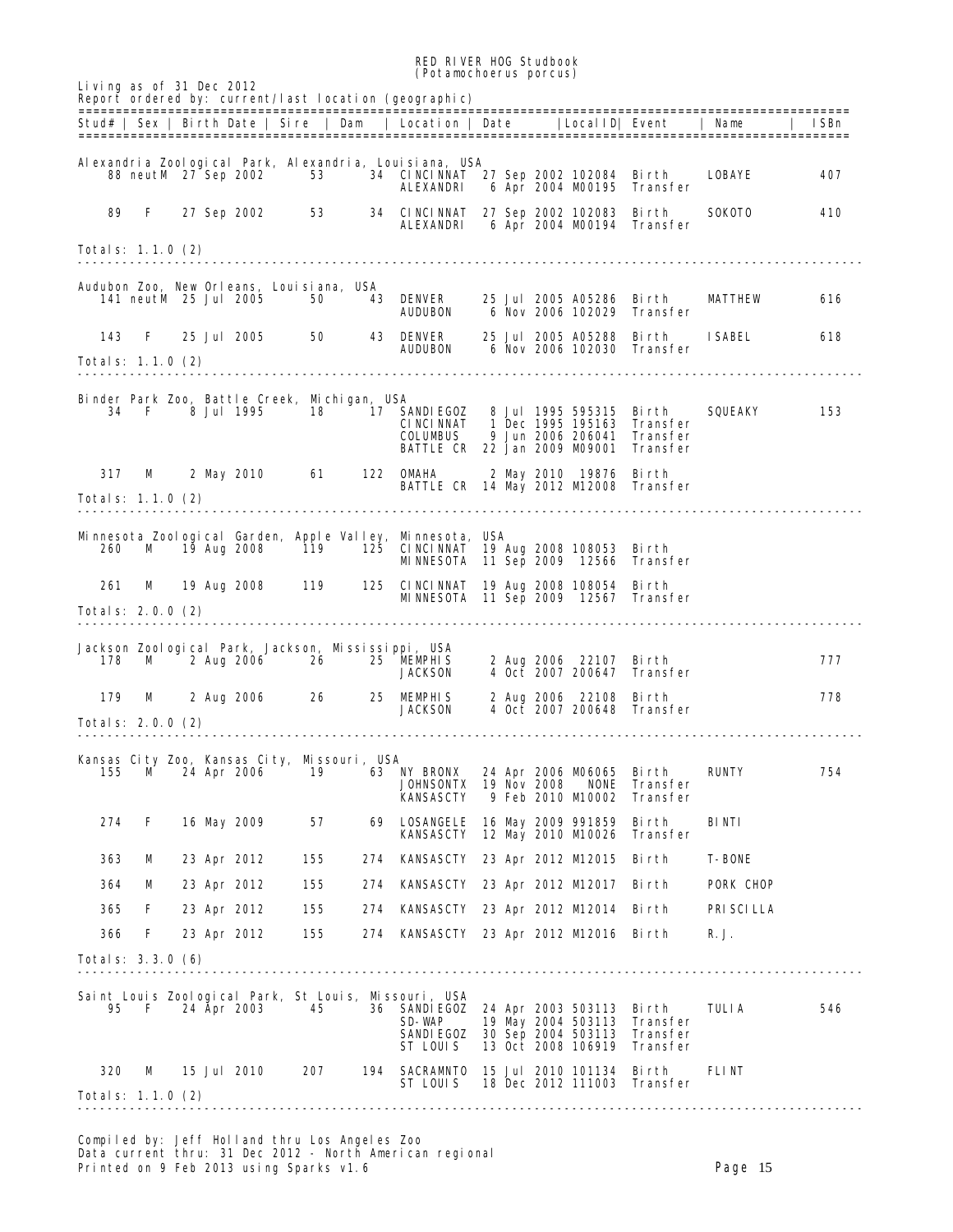RED RIVER HOG Studbook
(Potamochoerus porcus)

Living as of 31 Dec 2012
Report ordered by: current/last location (geographic)

| Stud# | Sex | Birth Date | Sire | Dam | Location | Date | LocalID | Event | Name | ISBn |
|---|---|---|---|---|---|---|---|---|---|---|
| **Alexandria Zoological Park, Alexandria, Louisiana, USA** | | | | | | | | | | |
| 88 | neutM | 27 Sep 2002 | 53 | 34 | CINCINNAT | 27 Sep 2002 | 102084 | Birth | LOBAYE | 407 |
| | | | | | ALEXANDRI | 6 Apr 2004 | M00195 | Transfer | | |
| 89 | F | 27 Sep 2002 | 53 | 34 | CINCINNAT | 27 Sep 2002 | 102083 | Birth | SOKOTO | 410 |
| | | | | | ALEXANDRI | 6 Apr 2004 | M00194 | Transfer | | |
| Totals: 1.1.0 (2) | | | | | | | | | | |
| **Audubon Zoo, New Orleans, Louisiana, USA** | | | | | | | | | | |
| 141 | neutM | 25 Jul 2005 | 50 | 43 | DENVER | 25 Jul 2005 | A05286 | Birth | MATTHEW | 616 |
| | | | | | AUDUBON | 6 Nov 2006 | 102029 | Transfer | | |
| 143 | F | 25 Jul 2005 | 50 | 43 | DENVER | 25 Jul 2005 | A05288 | Birth | ISABEL | 618 |
| | | | | | AUDUBON | 6 Nov 2006 | 102030 | Transfer | | |
| Totals: 1.1.0 (2) | | | | | | | | | | |
| **Binder Park Zoo, Battle Creek, Michigan, USA** | | | | | | | | | | |
| 34 | F | 8 Jul 1995 | 18 | 17 | SANDIEGOZ | 8 Jul 1995 | 595315 | Birth | SQUEAKY | 153 |
| | | | | | CINCINNAT | 1 Dec 1995 | 195163 | Transfer | | |
| | | | | | COLUMBUS | 9 Jun 2006 | 206041 | Transfer | | |
| | | | | | BATTLE CR | 22 Jan 2009 | M09001 | Transfer | | |
| 317 | M | 2 May 2010 | 61 | 122 | OMAHA | 2 May 2010 | 19876 | Birth | | |
| | | | | | BATTLE CR | 14 May 2012 | M12008 | Transfer | | |
| Totals: 1.1.0 (2) | | | | | | | | | | |
| **Minnesota Zoological Garden, Apple Valley, Minnesota, USA** | | | | | | | | | | |
| 260 | M | 19 Aug 2008 | 119 | 125 | CINCINNAT | 19 Aug 2008 | 108053 | Birth | | |
| | | | | | MINNESOTA | 11 Sep 2009 | 12566 | Transfer | | |
| 261 | M | 19 Aug 2008 | 119 | 125 | CINCINNAT | 19 Aug 2008 | 108054 | Birth | | |
| | | | | | MINNESOTA | 11 Sep 2009 | 12567 | Transfer | | |
| Totals: 2.0.0 (2) | | | | | | | | | | |
| **Jackson Zoological Park, Jackson, Mississippi, USA** | | | | | | | | | | |
| 178 | M | 2 Aug 2006 | 26 | 25 | MEMPHIS | 2 Aug 2006 | 22107 | Birth | | 777 |
| | | | | | JACKSON | 4 Oct 2007 | 200647 | Transfer | | |
| 179 | M | 2 Aug 2006 | 26 | 25 | MEMPHIS | 2 Aug 2006 | 22108 | Birth | | 778 |
| | | | | | JACKSON | 4 Oct 2007 | 200648 | Transfer | | |
| Totals: 2.0.0 (2) | | | | | | | | | | |
| **Kansas City Zoo, Kansas City, Missouri, USA** | | | | | | | | | | |
| 155 | M | 24 Apr 2006 | 19 | 63 | NY BRONX | 24 Apr 2006 | M06065 | Birth | RUNTY | 754 |
| | | | | | JOHNSONTX | 19 Nov 2008 | NONE | Transfer | | |
| | | | | | KANSASCTY | 9 Feb 2010 | M10002 | Transfer | | |
| 274 | F | 16 May 2009 | 57 | 69 | LOSANGELE | 16 May 2009 | 991859 | Birth | BINTI | |
| | | | | | KANSASCTY | 12 May 2010 | M10026 | Transfer | | |
| 363 | M | 23 Apr 2012 | 155 | 274 | KANSASCTY | 23 Apr 2012 | M12015 | Birth | T-BONE | |
| 364 | M | 23 Apr 2012 | 155 | 274 | KANSASCTY | 23 Apr 2012 | M12017 | Birth | PORK CHOP | |
| 365 | F | 23 Apr 2012 | 155 | 274 | KANSASCTY | 23 Apr 2012 | M12014 | Birth | PRISCILLA | |
| 366 | F | 23 Apr 2012 | 155 | 274 | KANSASCTY | 23 Apr 2012 | M12016 | Birth | R.J. | |
| Totals: 3.3.0 (6) | | | | | | | | | | |
| **Saint Louis Zoological Park, St Louis, Missouri, USA** | | | | | | | | | | |
| 95 | F | 24 Apr 2003 | 45 | 36 | SANDIEGOZ | 24 Apr 2003 | 503113 | Birth | TULIA | 546 |
| | | | | | SD-WAP | 19 May 2004 | 503113 | Transfer | | |
| | | | | | SANDIEGOZ | 30 Sep 2004 | 503113 | Transfer | | |
| | | | | | ST LOUIS | 13 Oct 2008 | 106919 | Transfer | | |
| 320 | M | 15 Jul 2010 | 207 | 194 | SACRAMNTO | 15 Jul 2010 | 101134 | Birth | FLINT | |
| | | | | | ST LOUIS | 18 Dec 2012 | 111003 | Transfer | | |
| Totals: 1.1.0 (2) | | | | | | | | | | |

Compiled by: Jeff Holland thru Los Angeles Zoo
Data current thru: 31 Dec 2012 - North American regional
Printed on 9 Feb 2013 using Sparks v1.6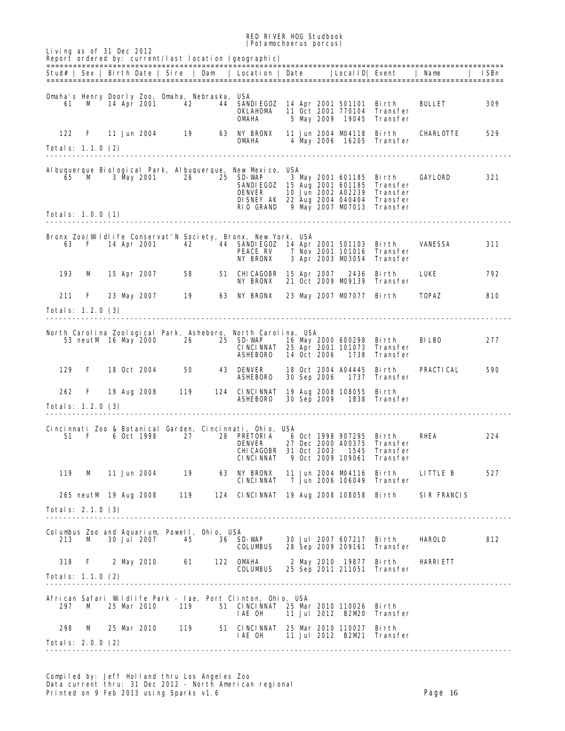RED RIVER HOG Studbook
(Potamochoerus porcus)

Living as of 31 Dec 2012
Report ordered by: current/last location (geographic)

| Stud# | Sex | Birth Date | Sire | Dam | Location | Date | LocalID | Event | Name | ISBn |
|---|---|---|---|---|---|---|---|---|---|---|
| **Omaha's Henry Doorly Zoo, Omaha, Nebraska, USA** | | | | | | | | | | |
| 61 | M | 14 Apr 2001 | 42 | 44 | SANDIEGOZ | 14 Apr 2001 | 501101 | Birth | BULLET | 309 |
| | | | | | OKLAHOMA | 11 Oct 2001 | 770104 | Transfer | | |
| | | | | | OMAHA | 5 May 2009 | 19045 | Transfer | | |
| 122 | F | 11 Jun 2004 | 19 | 63 | NY BRONX | 11 Jun 2004 | M04118 | Birth | CHARLOTTE | 529 |
| | | | | | OMAHA | 4 May 2006 | 16205 | Transfer | | |
| Totals: 1.1.0 (2) | | | | | | | | | | |
| **Albuquerque Biological Park, Albuquerque, New Mexico, USA** | | | | | | | | | | |
| 65 | M | 3 May 2001 | 26 | 25 | SD-WAP | 3 May 2001 | 601185 | Birth | GAYLORD | 321 |
| | | | | | SANDIEGOZ | 15 Aug 2001 | 601185 | Transfer | | |
| | | | | | DENVER | 10 Jun 2002 | A02239 | Transfer | | |
| | | | | | DISNEY AK | 22 Aug 2004 | 040404 | Transfer | | |
| | | | | | RIO GRAND | 9 May 2007 | M07013 | Transfer | | |
| Totals: 1.0.0 (1) | | | | | | | | | | |
| **Bronx Zoo/Wildlife Conservat'N Society, Bronx, New York, USA** | | | | | | | | | | |
| 63 | F | 14 Apr 2001 | 42 | 44 | SANDIEGOZ | 14 Apr 2001 | 501103 | Birth | VANESSA | 311 |
| | | | | | PEACE RV | 7 Nov 2001 | 101016 | Transfer | | |
| | | | | | NY BRONX | 3 Apr 2003 | M03054 | Transfer | | |
| 193 | M | 15 Apr 2007 | 58 | 51 | CHICAGOBR | 15 Apr 2007 | 2436 | Birth | LUKE | 792 |
| | | | | | NY BRONX | 21 Oct 2009 | M09139 | Transfer | | |
| 211 | F | 23 May 2007 | 19 | 63 | NY BRONX | 23 May 2007 | M07077 | Birth | TOPAZ | 810 |
| Totals: 1.2.0 (3) | | | | | | | | | | |
| **North Carolina Zoological Park, Asheboro, North Carolina, USA** | | | | | | | | | | |
| 53 | neutM | 16 May 2000 | 26 | 25 | SD-WAP | 16 May 2000 | 600298 | Birth | BILBO | 277 |
| | | | | | CINCINNAT | 25 Apr 2001 | 101073 | Transfer | | |
| | | | | | ASHEBORO | 14 Oct 2006 | 1738 | Transfer | | |
| 129 | F | 18 Oct 2004 | 50 | 43 | DENVER | 18 Oct 2004 | A04445 | Birth | PRACTICAL | 590 |
| | | | | | ASHEBORO | 30 Sep 2006 | 1737 | Transfer | | |
| 262 | F | 19 Aug 2008 | 119 | 124 | CINCINNAT | 19 Aug 2008 | 108055 | Birth | | |
| | | | | | ASHEBORO | 30 Sep 2009 | 1838 | Transfer | | |
| Totals: 1.2.0 (3) | | | | | | | | | | |
| **Cincinnati Zoo & Botanical Garden, Cincinnati, Ohio, USA** | | | | | | | | | | |
| 51 | F | 6 Oct 1998 | 27 | 28 | PRETORIA | 6 Oct 1998 | 907295 | Birth | RHEA | 224 |
| | | | | | DENVER | 27 Dec 2000 | A00375 | Transfer | | |
| | | | | | CHICAGOBR | 31 Oct 2003 | 1545 | Transfer | | |
| | | | | | CINCINNAT | 9 Oct 2009 | 109061 | Transfer | | |
| 119 | M | 11 Jun 2004 | 19 | 63 | NY BRONX | 11 Jun 2004 | M04116 | Birth | LITTLE B | 527 |
| | | | | | CINCINNAT | 7 Jun 2006 | 106049 | Transfer | | |
| 265 | neutM | 19 Aug 2008 | 119 | 124 | CINCINNAT | 19 Aug 2008 | 108058 | Birth | SIR FRANCIS | |
| Totals: 2.1.0 (3) | | | | | | | | | | |
| **Columbus Zoo and Aquarium, Powell, Ohio, USA** | | | | | | | | | | |
| 213 | M | 30 Jul 2007 | 45 | 36 | SD-WAP | 30 Jul 2007 | 607217 | Birth | HAROLD | 812 |
| | | | | | COLUMBUS | 28 Sep 2009 | 209161 | Transfer | | |
| 318 | F | 2 May 2010 | 61 | 122 | OMAHA | 2 May 2010 | 19877 | Birth | HARRIETT | |
| | | | | | COLUMBUS | 25 Sep 2011 | 211051 | Transfer | | |
| Totals: 1.1.0 (2) | | | | | | | | | | |
| **African Safari Wildlife Park - Iae, Port Clinton, Ohio, USA** | | | | | | | | | | |
| 297 | M | 25 Mar 2010 | 119 | 51 | CINCINNAT | 25 Mar 2010 | 110026 | Birth | | |
| | | | | | IAE OH | 11 Jul 2012 | B2M20 | Transfer | | |
| 298 | M | 25 Mar 2010 | 119 | 51 | CINCINNAT | 25 Mar 2010 | 110027 | Birth | | |
| | | | | | IAE OH | 11 Jul 2012 | B2M21 | Transfer | | |
| Totals: 2.0.0 (2) | | | | | | | | | | |

Compiled by: Jeff Holland thru Los Angeles Zoo
Data current thru: 31 Dec 2012 - North American regional
Printed on 9 Feb 2013 using Sparks v1.6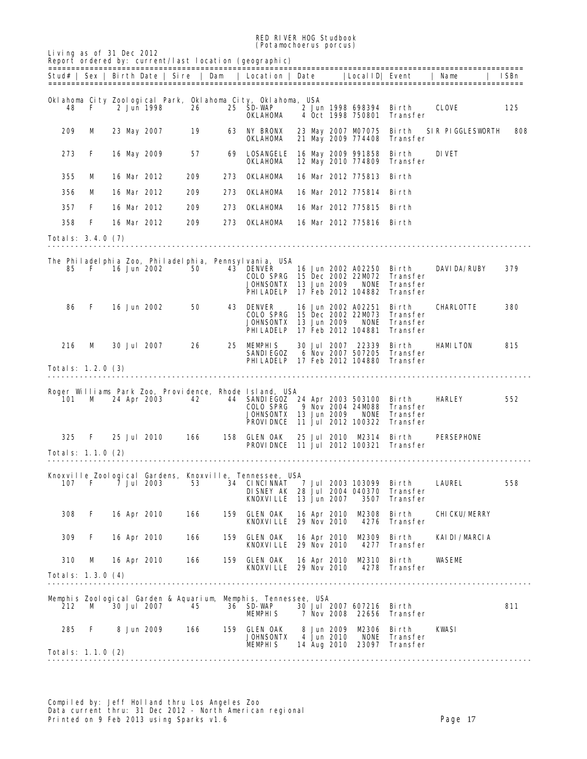# RED RIVER HOG Studbook
(Potamochoerus porcus)

Living as of 31 Dec 2012
Report ordered by: current/last location (geographic)

| Stud# | Sex | Birth Date | Sire | Dam | Location | Date | LocalID | Event | Name | ISBn |
|---|---|---|---|---|---|---|---|---|---|---|
| **Oklahoma City Zoological Park, Oklahoma City, Oklahoma, USA** | | | | | | | | | | |
| 48 | F | 2 Jun 1998 | 26 | 25 | SD-WAP | 2 Jun 1998 | 698394 | Birth | CLOVE | 125 |
| | | | | | OKLAHOMA | 4 Oct 1998 | 750801 | Transfer | | |
| 209 | M | 23 May 2007 | 19 | 63 | NY BRONX | 23 May 2007 | M07075 | Birth | SIR PIGGLESWORTH | 808 |
| | | | | | OKLAHOMA | 21 May 2009 | 774408 | Transfer | | |
| 273 | F | 16 May 2009 | 57 | 69 | LOSANGELE | 16 May 2009 | 991858 | Birth | DIVET | |
| | | | | | OKLAHOMA | 12 May 2010 | 774809 | Transfer | | |
| 355 | M | 16 Mar 2012 | 209 | 273 | OKLAHOMA | 16 Mar 2012 | 775813 | Birth | | |
| 356 | M | 16 Mar 2012 | 209 | 273 | OKLAHOMA | 16 Mar 2012 | 775814 | Birth | | |
| 357 | F | 16 Mar 2012 | 209 | 273 | OKLAHOMA | 16 Mar 2012 | 775815 | Birth | | |
| 358 | F | 16 Mar 2012 | 209 | 273 | OKLAHOMA | 16 Mar 2012 | 775816 | Birth | | |
| Totals: 3.4.0 (7) | | | | | | | | | | |
| **The Philadelphia Zoo, Philadelphia, Pennsylvania, USA** | | | | | | | | | | |
| 85 | F | 16 Jun 2002 | 50 | 43 | DENVER | 16 Jun 2002 | A02250 | Birth | DAVIDA/RUBY | 379 |
| | | | | | COLO SPRG | 15 Dec 2002 | 22M072 | Transfer | | |
| | | | | | JOHNSONTX | 13 Jun 2009 | NONE | Transfer | | |
| | | | | | PHILADELP | 17 Feb 2012 | 104882 | Transfer | | |
| 86 | F | 16 Jun 2002 | 50 | 43 | DENVER | 16 Jun 2002 | A02251 | Birth | CHARLOTTE | 380 |
| | | | | | COLO SPRG | 15 Dec 2002 | 22M073 | Transfer | | |
| | | | | | JOHNSONTX | 13 Jun 2009 | NONE | Transfer | | |
| | | | | | PHILADELP | 17 Feb 2012 | 104881 | Transfer | | |
| 216 | M | 30 Jul 2007 | 26 | 25 | MEMPHIS | 30 Jul 2007 | 22339 | Birth | HAMILTON | 815 |
| | | | | | SANDIEGOZ | 6 Nov 2007 | 507205 | Transfer | | |
| | | | | | PHILADELP | 17 Feb 2012 | 104880 | Transfer | | |
| Totals: 1.2.0 (3) | | | | | | | | | | |
| **Roger Williams Park Zoo, Providence, Rhode Island, USA** | | | | | | | | | | |
| 101 | M | 24 Apr 2003 | 42 | 44 | SANDIEGOZ | 24 Apr 2003 | 503100 | Birth | HARLEY | 552 |
| | | | | | COLO SPRG | 9 Nov 2004 | 24M088 | Transfer | | |
| | | | | | JOHNSONTX | 13 Jun 2009 | NONE | Transfer | | |
| | | | | | PROVIDNCE | 11 Jul 2012 | 100322 | Transfer | | |
| 325 | F | 25 Jul 2010 | 166 | 158 | GLEN OAK | 25 Jul 2010 | M2314 | Birth | PERSEPHONE | |
| | | | | | PROVIDNCE | 11 Jul 2012 | 100321 | Transfer | | |
| Totals: 1.1.0 (2) | | | | | | | | | | |
| **Knoxville Zoological Gardens, Knoxville, Tennessee, USA** | | | | | | | | | | |
| 107 | F | 7 Jul 2003 | 53 | 34 | CINCINNAT | 7 Jul 2003 | 103099 | Birth | LAUREL | 558 |
| | | | | | DISNEY AK | 28 Jul 2004 | 040370 | Transfer | | |
| | | | | | KNOXVILLE | 13 Jun 2007 | 3507 | Transfer | | |
| 308 | F | 16 Apr 2010 | 166 | 159 | GLEN OAK | 16 Apr 2010 | M2308 | Birth | CHICKU/MERRY | |
| | | | | | KNOXVILLE | 29 Nov 2010 | 4276 | Transfer | | |
| 309 | F | 16 Apr 2010 | 166 | 159 | GLEN OAK | 16 Apr 2010 | M2309 | Birth | KAIDI/MARCIA | |
| | | | | | KNOXVILLE | 29 Nov 2010 | 4277 | Transfer | | |
| 310 | M | 16 Apr 2010 | 166 | 159 | GLEN OAK | 16 Apr 2010 | M2310 | Birth | WASEME | |
| | | | | | KNOXVILLE | 29 Nov 2010 | 4278 | Transfer | | |
| Totals: 1.3.0 (4) | | | | | | | | | | |
| **Memphis Zoological Garden & Aquarium, Memphis, Tennessee, USA** | | | | | | | | | | |
| 212 | M | 30 Jul 2007 | 45 | 36 | SD-WAP | 30 Jul 2007 | 607216 | Birth | | 811 |
| | | | | | MEMPHIS | 7 Nov 2008 | 22656 | Transfer | | |
| 285 | F | 8 Jun 2009 | 166 | 159 | GLEN OAK | 8 Jun 2009 | M2306 | Birth | KWASI | |
| | | | | | JOHNSONTX | 4 Jun 2010 | NONE | Transfer | | |
| | | | | | MEMPHIS | 14 Aug 2010 | 23097 | Transfer | | |
| Totals: 1.1.0 (2) | | | | | | | | | | |

Compiled by: Jeff Holland thru Los Angeles Zoo
Data current thru: 31 Dec 2012 - North American regional
Printed on 9 Feb 2013 using Sparks v1.6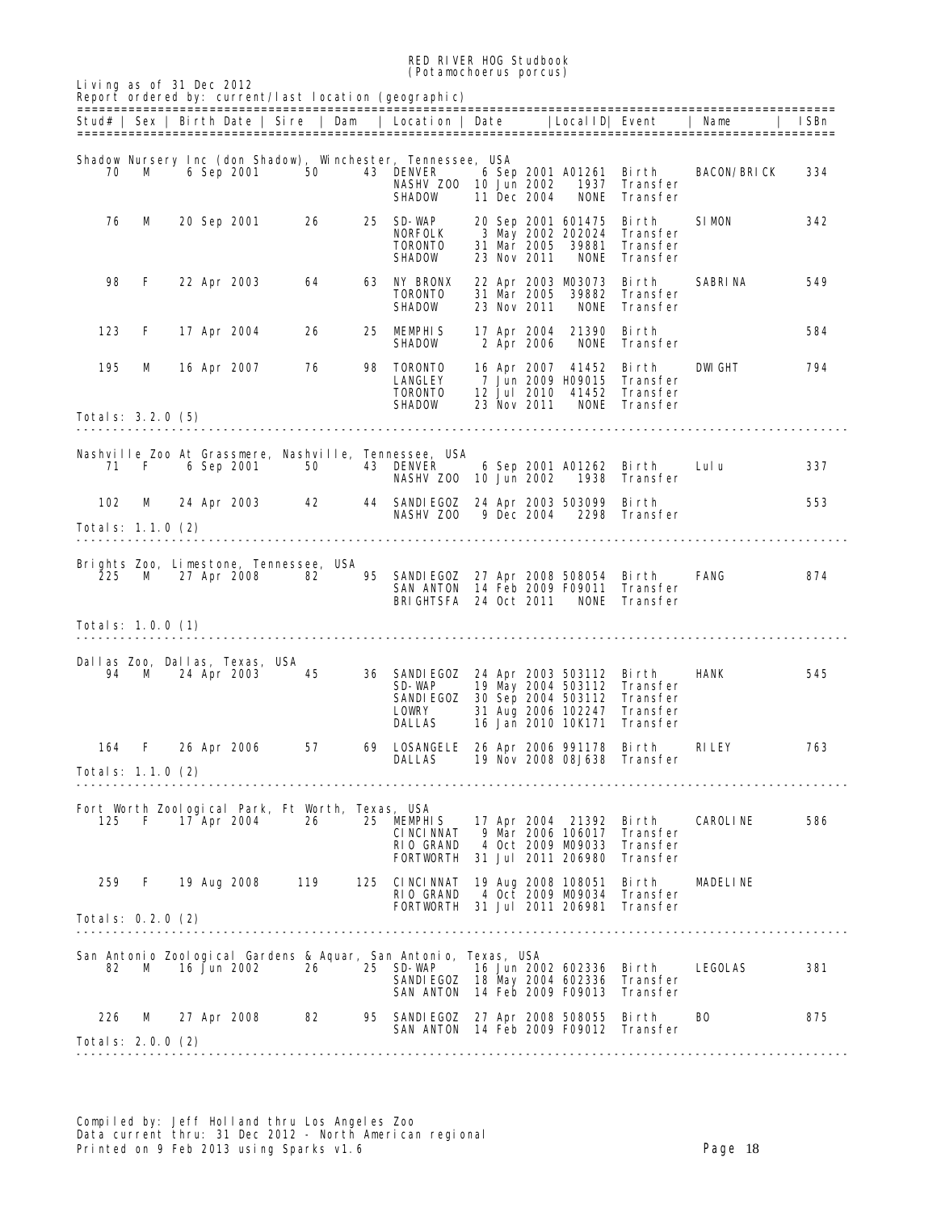# RED RIVER HOG Studbook
## (Potamochoerus porcus)

Living as of 31 Dec 2012
Report ordered by: current/last location (geographic)

| Stud# | Sex | Birth Date | Sire | Dam | Location | Date | LocalID | Event | Name | ISBn |
|---|---|---|---|---|---|---|---|---|---|---|
| **Shadow Nursery Inc (don Shadow), Winchester, Tennessee, USA** | | | | | | | | | | |
| 70 | M | 6 Sep 2001 | 50 | 43 | DENVER | 6 Sep 2001 | A01261 | Birth | BACON/BRICK | 334 |
| | | | | | NASHV ZOO | 10 Jun 2002 | 1937 | Transfer | | |
| | | | | | SHADOW | 11 Dec 2004 | NONE | Transfer | | |
| 76 | M | 20 Sep 2001 | 26 | 25 | SD-WAP | 20 Sep 2001 | 601475 | Birth | SIMON | 342 |
| | | | | | NORFOLK | 3 May 2002 | 202024 | Transfer | | |
| | | | | | TORONTO | 31 Mar 2005 | 39881 | Transfer | | |
| | | | | | SHADOW | 23 Nov 2011 | NONE | Transfer | | |
| 98 | F | 22 Apr 2003 | 64 | 63 | NY BRONX | 22 Apr 2003 | M03073 | Birth | SABRINA | 549 |
| | | | | | TORONTO | 31 Mar 2005 | 39882 | Transfer | | |
| | | | | | SHADOW | 23 Nov 2011 | NONE | Transfer | | |
| 123 | F | 17 Apr 2004 | 26 | 25 | MEMPHIS | 17 Apr 2004 | 21390 | Birth | | 584 |
| | | | | | SHADOW | 2 Apr 2006 | NONE | Transfer | | |
| 195 | M | 16 Apr 2007 | 76 | 98 | TORONTO | 16 Apr 2007 | 41452 | Birth | DWIGHT | 794 |
| | | | | | LANGLEY | 7 Jun 2009 | H09015 | Transfer | | |
| | | | | | TORONTO | 12 Jul 2010 | 41452 | Transfer | | |
| | | | | | SHADOW | 23 Nov 2011 | NONE | Transfer | | |
| Totals: 3.2.0 (5) | | | | | | | | | | |
| **Nashville Zoo At Grassmere, Nashville, Tennessee, USA** | | | | | | | | | | |
| 71 | F | 6 Sep 2001 | 50 | 43 | DENVER | 6 Sep 2001 | A01262 | Birth | Lulu | 337 |
| | | | | | NASHV ZOO | 10 Jun 2002 | 1938 | Transfer | | |
| 102 | M | 24 Apr 2003 | 42 | 44 | SANDIEGOZ | 24 Apr 2003 | 503099 | Birth | | 553 |
| | | | | | NASHV ZOO | 9 Dec 2004 | 2298 | Transfer | | |
| Totals: 1.1.0 (2) | | | | | | | | | | |
| **Brights Zoo, Limestone, Tennessee, USA** | | | | | | | | | | |
| 225 | M | 27 Apr 2008 | 82 | 95 | SANDIEGOZ | 27 Apr 2008 | 508054 | Birth | FANG | 874 |
| | | | | | SAN ANTON | 14 Feb 2009 | F09011 | Transfer | | |
| | | | | | BRIGHTSFA | 24 Oct 2011 | NONE | Transfer | | |
| Totals: 1.0.0 (1) | | | | | | | | | | |
| **Dallas Zoo, Dallas, Texas, USA** | | | | | | | | | | |
| 94 | M | 24 Apr 2003 | 45 | 36 | SANDIEGOZ | 24 Apr 2003 | 503112 | Birth | HANK | 545 |
| | | | | | SD-WAP | 19 May 2004 | 503112 | Transfer | | |
| | | | | | SANDIEGOZ | 30 Sep 2004 | 503112 | Transfer | | |
| | | | | | LOWRY | 31 Aug 2006 | 102247 | Transfer | | |
| | | | | | DALLAS | 16 Jan 2010 | 10K171 | Transfer | | |
| 164 | F | 26 Apr 2006 | 57 | 69 | LOSANGELE | 26 Apr 2006 | 991178 | Birth | RILEY | 763 |
| | | | | | DALLAS | 19 Nov 2008 | 08J638 | Transfer | | |
| Totals: 1.1.0 (2) | | | | | | | | | | |
| **Fort Worth Zoological Park, Ft Worth, Texas, USA** | | | | | | | | | | |
| 125 | F | 17 Apr 2004 | 26 | 25 | MEMPHIS | 17 Apr 2004 | 21392 | Birth | CAROLINE | 586 |
| | | | | | CINCINNAT | 9 Mar 2006 | 106017 | Transfer | | |
| | | | | | RIO GRAND | 4 Oct 2009 | M09033 | Transfer | | |
| | | | | | FORTWORTH | 31 Jul 2011 | 206980 | Transfer | | |
| 259 | F | 19 Aug 2008 | 119 | 125 | CINCINNAT | 19 Aug 2008 | 108051 | Birth | MADELINE | |
| | | | | | RIO GRAND | 4 Oct 2009 | M09034 | Transfer | | |
| | | | | | FORTWORTH | 31 Jul 2011 | 206981 | Transfer | | |
| Totals: 0.2.0 (2) | | | | | | | | | | |
| **San Antonio Zoological Gardens & Aquar, San Antonio, Texas, USA** | | | | | | | | | | |
| 82 | M | 16 Jun 2002 | 26 | 25 | SD-WAP | 16 Jun 2002 | 602336 | Birth | LEGOLAS | 381 |
| | | | | | SANDIEGOZ | 18 May 2004 | 602336 | Transfer | | |
| | | | | | SAN ANTON | 14 Feb 2009 | F09013 | Transfer | | |
| 226 | M | 27 Apr 2008 | 82 | 95 | SANDIEGOZ | 27 Apr 2008 | 508055 | Birth | BO | 875 |
| | | | | | SAN ANTON | 14 Feb 2009 | F09012 | Transfer | | |
| Totals: 2.0.0 (2) | | | | | | | | | | |

Compiled by: Jeff Holland thru Los Angeles Zoo
Data current thru: 31 Dec 2012 - North American regional
Printed on 9 Feb 2013 using Sparks v1.6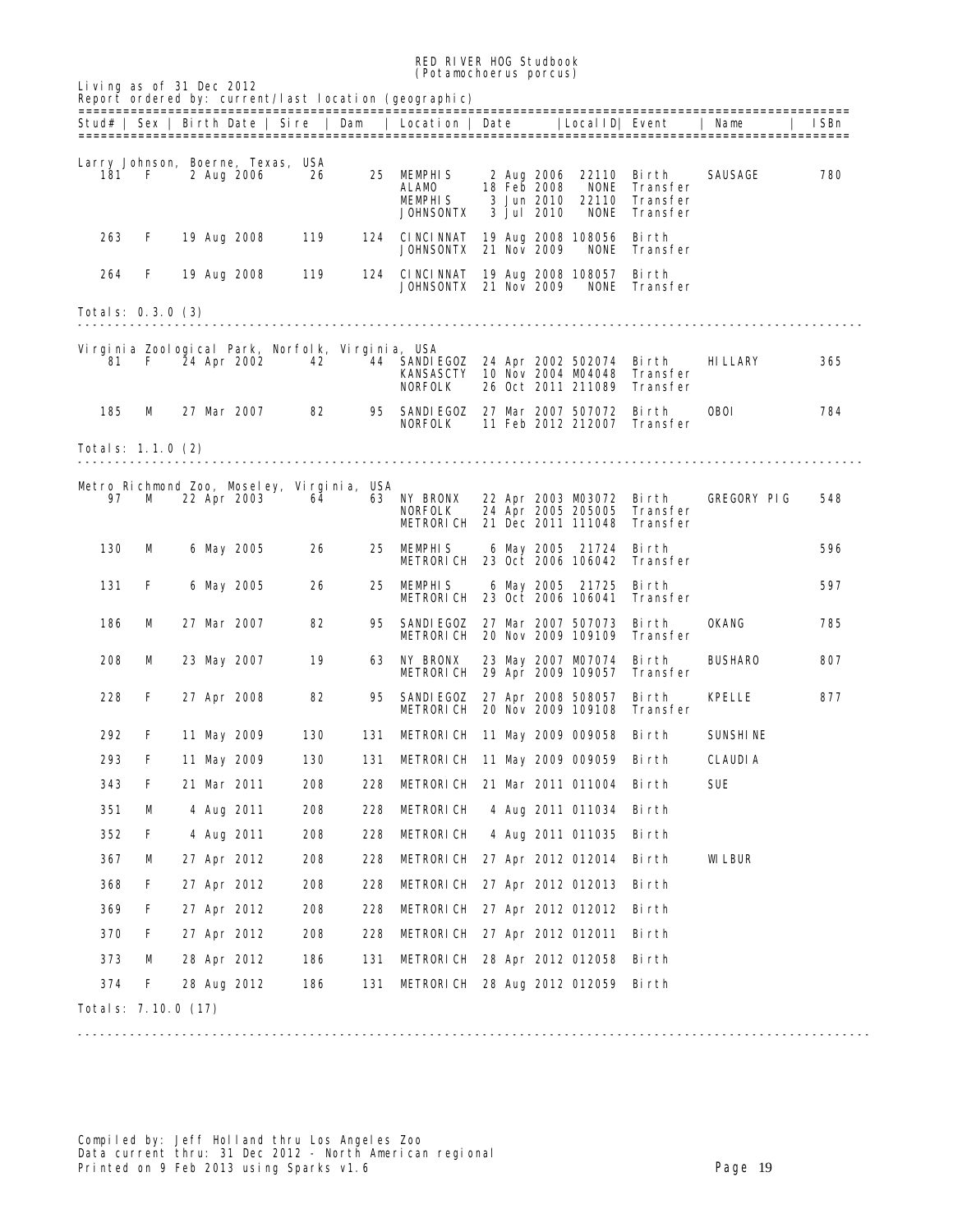RED RIVER HOG Studbook
(Potamochoerus porcus)

Living as of 31 Dec 2012
Report ordered by: current/last location (geographic)

| Stud# | Sex | Birth Date | Sire | Dam | Location | Date | LocalID | Event | Name | ISBn |
|---|---|---|---|---|---|---|---|---|---|---|
| **Larry Johnson, Boerne, Texas, USA** | | | | | | | | | | |
| 181 | F | 2 Aug 2006 | 26 | 25 | MEMPHIS | 2 Aug 2006 | 22110 | Birth | SAUSAGE | 780 |
| | | | | | ALAMO | 18 Feb 2008 | NONE | Transfer | | |
| | | | | | MEMPHIS | 3 Jun 2010 | 22110 | Transfer | | |
| | | | | | JOHNSONTX | 3 Jul 2010 | NONE | Transfer | | |
| 263 | F | 19 Aug 2008 | 119 | 124 | CINCINNAT | 19 Aug 2008 | 108056 | Birth | | |
| | | | | | JOHNSONTX | 21 Nov 2009 | NONE | Transfer | | |
| 264 | F | 19 Aug 2008 | 119 | 124 | CINCINNAT | 19 Aug 2008 | 108057 | Birth | | |
| | | | | | JOHNSONTX | 21 Nov 2009 | NONE | Transfer | | |
| Totals: 0.3.0 (3) | | | | | | | | | | |
| **Virginia Zoological Park, Norfolk, Virginia, USA** | | | | | | | | | | |
| 81 | F | 24 Apr 2002 | 42 | 44 | SANDIEGOZ | 24 Apr 2002 | 502074 | Birth | HILLARY | 365 |
| | | | | | KANSASCTY | 10 Nov 2004 | M04048 | Transfer | | |
| | | | | | NORFOLK | 26 Oct 2011 | 211089 | Transfer | | |
| 185 | M | 27 Mar 2007 | 82 | 95 | SANDIEGOZ | 27 Mar 2007 | 507072 | Birth | OBOI | 784 |
| | | | | | NORFOLK | 11 Feb 2012 | 212007 | Transfer | | |
| Totals: 1.1.0 (2) | | | | | | | | | | |
| **Metro Richmond Zoo, Moseley, Virginia, USA** | | | | | | | | | | |
| 97 | M | 22 Apr 2003 | 64 | 63 | NY BRONX | 22 Apr 2003 | M03072 | Birth | GREGORY PIG | 548 |
| | | | | | NORFOLK | 24 Apr 2005 | 205005 | Transfer | | |
| | | | | | METRORICH | 21 Dec 2011 | 111048 | Transfer | | |
| 130 | M | 6 May 2005 | 26 | 25 | MEMPHIS | 6 May 2005 | 21724 | Birth | | 596 |
| | | | | | METRORICH | 23 Oct 2006 | 106042 | Transfer | | |
| 131 | F | 6 May 2005 | 26 | 25 | MEMPHIS | 6 May 2005 | 21725 | Birth | | 597 |
| | | | | | METRORICH | 23 Oct 2006 | 106041 | Transfer | | |
| 186 | M | 27 Mar 2007 | 82 | 95 | SANDIEGOZ | 27 Mar 2007 | 507073 | Birth | OKANG | 785 |
| | | | | | METRORICH | 20 Nov 2009 | 109109 | Transfer | | |
| 208 | M | 23 May 2007 | 19 | 63 | NY BRONX | 23 May 2007 | M07074 | Birth | BUSHARO | 807 |
| | | | | | METRORICH | 29 Apr 2009 | 109057 | Transfer | | |
| 228 | F | 27 Apr 2008 | 82 | 95 | SANDIEGOZ | 27 Apr 2008 | 508057 | Birth | KPELLE | 877 |
| | | | | | METRORICH | 20 Nov 2009 | 109108 | Transfer | | |
| 292 | F | 11 May 2009 | 130 | 131 | METRORICH | 11 May 2009 | 009058 | Birth | SUNSHINE | |
| 293 | F | 11 May 2009 | 130 | 131 | METRORICH | 11 May 2009 | 009059 | Birth | CLAUDIA | |
| 343 | F | 21 Mar 2011 | 208 | 228 | METRORICH | 21 Mar 2011 | 011004 | Birth | SUE | |
| 351 | M | 4 Aug 2011 | 208 | 228 | METRORICH | 4 Aug 2011 | 011034 | Birth | | |
| 352 | F | 4 Aug 2011 | 208 | 228 | METRORICH | 4 Aug 2011 | 011035 | Birth | | |
| 367 | M | 27 Apr 2012 | 208 | 228 | METRORICH | 27 Apr 2012 | 012014 | Birth | WILBUR | |
| 368 | F | 27 Apr 2012 | 208 | 228 | METRORICH | 27 Apr 2012 | 012013 | Birth | | |
| 369 | F | 27 Apr 2012 | 208 | 228 | METRORICH | 27 Apr 2012 | 012012 | Birth | | |
| 370 | F | 27 Apr 2012 | 208 | 228 | METRORICH | 27 Apr 2012 | 012011 | Birth | | |
| 373 | M | 28 Apr 2012 | 186 | 131 | METRORICH | 28 Apr 2012 | 012058 | Birth | | |
| 374 | F | 28 Aug 2012 | 186 | 131 | METRORICH | 28 Aug 2012 | 012059 | Birth | | |
| Totals: 7.10.0 (17) | | | | | | | | | | |

Compiled by: Jeff Holland thru Los Angeles Zoo
Data current thru: 31 Dec 2012 - North American regional
Printed on 9 Feb 2013 using Sparks v1.6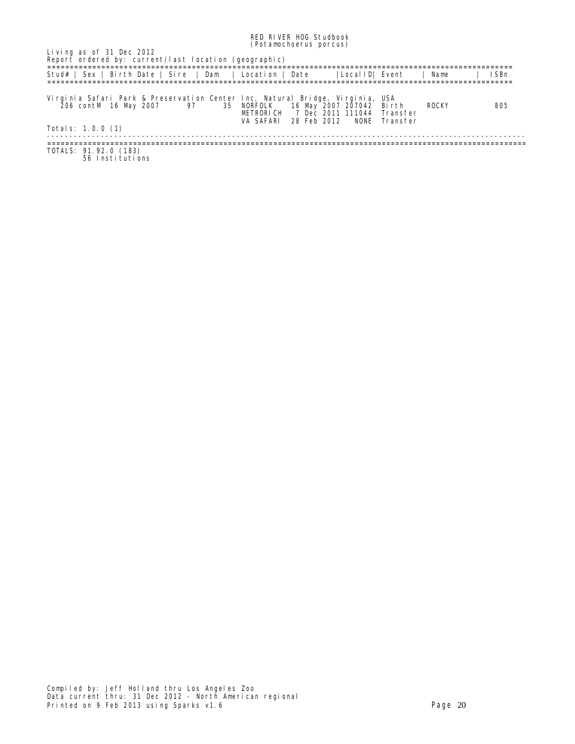# RED RIVER HOG Studbook
## (Potamochoerus porcus)

Living as of 31 Dec 2012
Report ordered by: current/last location (geographic)

| Stud# | Sex | Birth Date | Sire | Dam | Location | Date | LocalID | Event | Name | ISBn |
|---|---|---|---|---|---|---|---|---|---|---|
| **Virginia Safari Park & Preservation Center Inc, Natural Bridge, Virginia, USA** | | | | | | | | | | |
| 206 cont | M | 16 May 2007 | 97 | 35 | NORFOLK | 16 May 2007 | 207042 | Birth | ROCKY | 805 |
| | | | | | METRORICH | 7 Dec 2011 | 111044 | Transfer | | |
| | | | | | VA SAFARI | 28 Feb 2012 | NONE | Transfer | | |

Totals: 1.0.0 (1)

TOTALS: 91.92.0 (183)
56 Institutions

Compiled by: Jeff Holland thru Los Angeles Zoo
Data current thru: 31 Dec 2012 - North American regional
Printed on 9 Feb 2013 using Sparks v1.6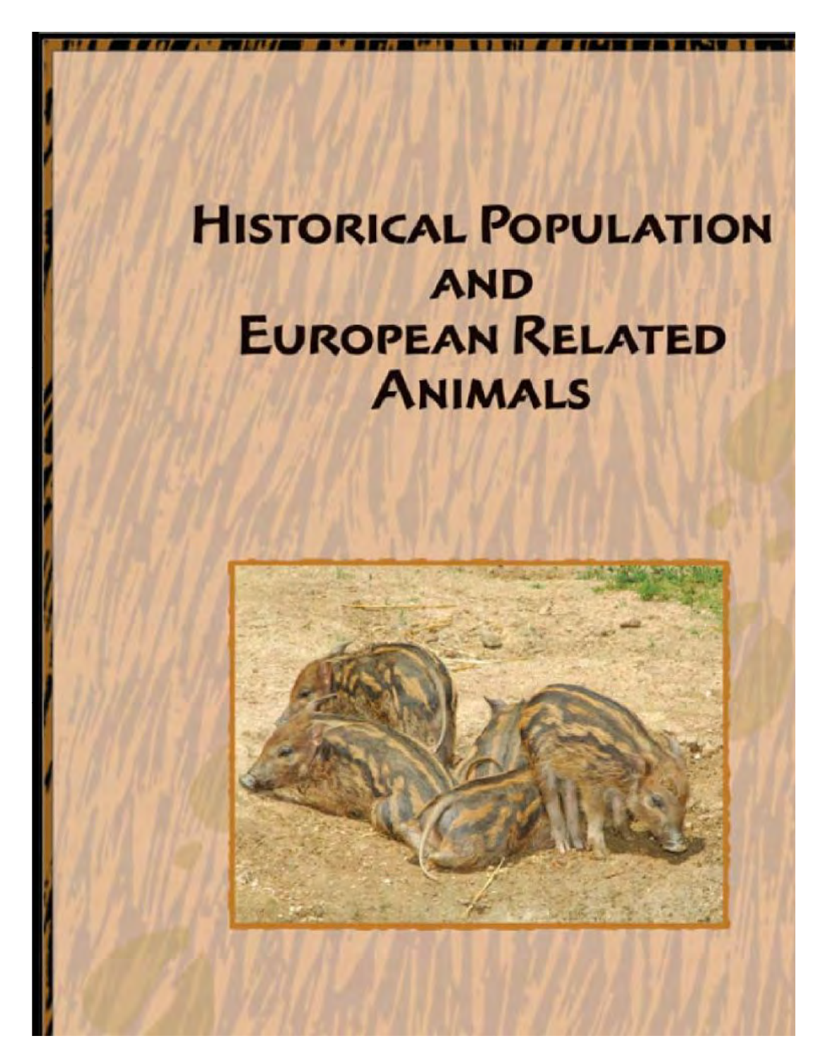# Historical Population and European Related Animals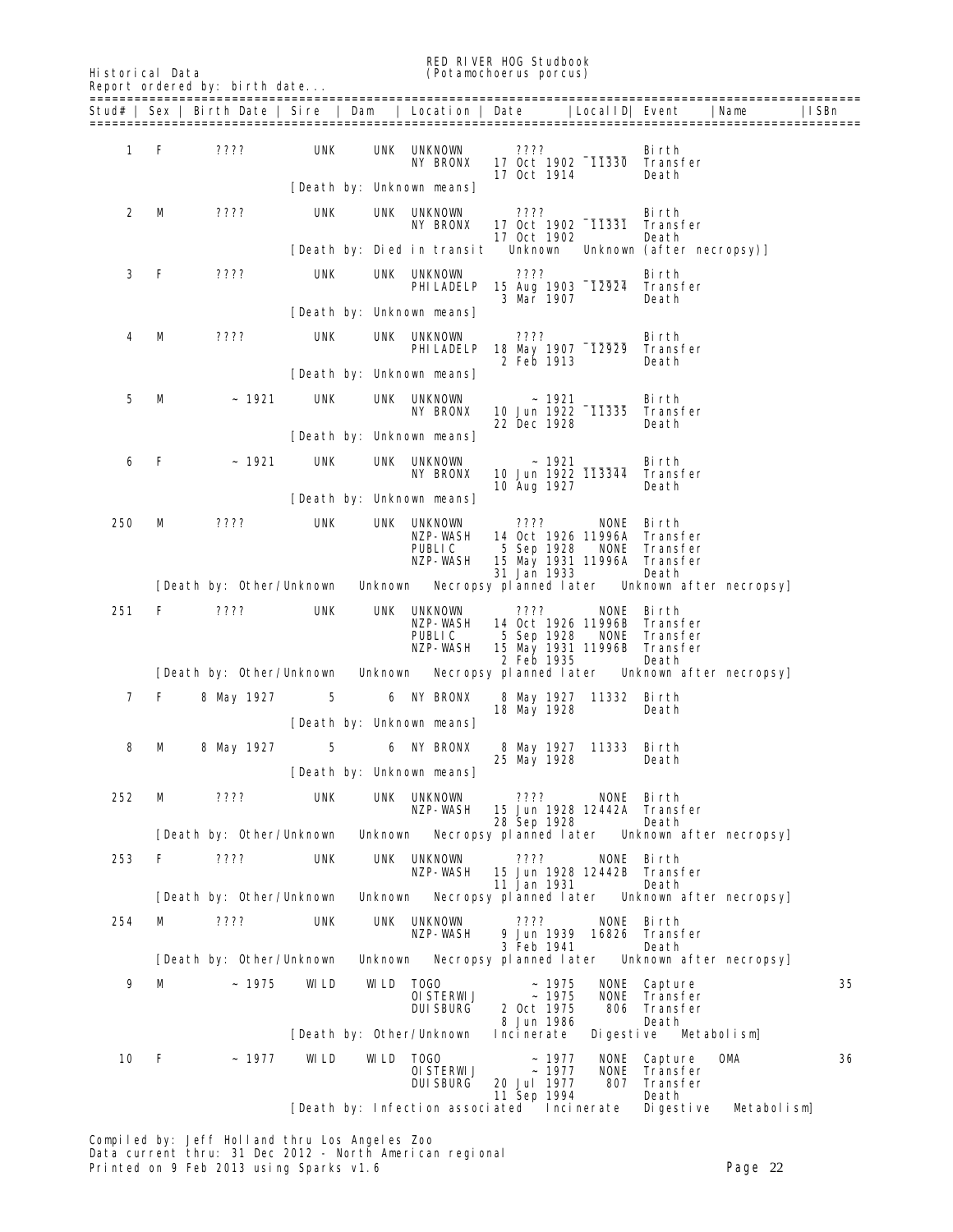Historical Data

RED RIVER HOG Studbook
(Potamochoerus porcus)

Report ordered by: birth date...

| Stud# | Sex | Birth Date | Sire | Dam | Location | Date | LocalID | Event | Name | ISBn |
|---|---|---|---|---|---|---|---|---|---|---|
| 1 | F | ???? | UNK | UNK | UNKNOWN | ???? | | Birth | | |
| | | | | | NY BRONX | 17 Oct 1902 | 11330 | Transfer | | |
| | | | | | | 17 Oct 1914 | | Death | | |
| | | | [Death by: Unknown means] | | | | | | | |
| 2 | M | ???? | UNK | UNK | UNKNOWN | ???? | | Birth | | |
| | | | | | NY BRONX | 17 Oct 1902 | 11331 | Transfer | | |
| | | | | | | 17 Oct 1902 | | Death | | |
| | | | [Death by: Died in transit | Unknown | Unknown (after necropsy)] | | | | | |
| 3 | F | ???? | UNK | UNK | UNKNOWN | ???? | | Birth | | |
| | | | | | PHILADELP | 15 Aug 1903 | 12924 | Transfer | | |
| | | | | | | 3 Mar 1907 | | Death | | |
| | | | [Death by: Unknown means] | | | | | | | |
| 4 | M | ???? | UNK | UNK | UNKNOWN | ???? | | Birth | | |
| | | | | | PHILADELP | 18 May 1907 | 12929 | Transfer | | |
| | | | | | | 2 Feb 1913 | | Death | | |
| | | | [Death by: Unknown means] | | | | | | | |
| 5 | M | ~ 1921 | UNK | UNK | UNKNOWN | ~ 1921 | | Birth | | |
| | | | | | NY BRONX | 10 Jun 1922 | 11335 | Transfer | | |
| | | | | | | 22 Dec 1928 | | Death | | |
| | | | [Death by: Unknown means] | | | | | | | |
| 6 | F | ~ 1921 | UNK | UNK | UNKNOWN | ~ 1921 | | Birth | | |
| | | | | | NY BRONX | 10 Jun 1922 | 113344 | Transfer | | |
| | | | | | | 10 Aug 1927 | | Death | | |
| | | | [Death by: Unknown means] | | | | | | | |
| 250 | M | ???? | UNK | UNK | UNKNOWN | ???? | NONE | Birth | | |
| | | | | | NZP-WASH | 14 Oct 1926 | 11996A | Transfer | | |
| | | | | | PUBLIC | 5 Sep 1928 | NONE | Transfer | | |
| | | | | | NZP-WASH | 15 May 1931 | 11996A | Transfer | | |
| | | | | | | 31 Jan 1933 | | Death | | |
| | [Death by: Other/Unknown | Unknown | Necropsy planned later | Unknown after necropsy] | | | | | | |
| 251 | F | ???? | UNK | UNK | UNKNOWN | ???? | NONE | Birth | | |
| | | | | | NZP-WASH | 14 Oct 1926 | 11996B | Transfer | | |
| | | | | | PUBLIC | 5 Sep 1928 | NONE | Transfer | | |
| | | | | | NZP-WASH | 15 May 1931 | 11996B | Transfer | | |
| | | | | | | 2 Feb 1935 | | Death | | |
| | [Death by: Other/Unknown | Unknown | Necropsy planned later | Unknown after necropsy] | | | | | | |
| 7 | F | 8 May 1927 | 5 | 6 | NY BRONX | 8 May 1927 | 11332 | Birth | | |
| | | | | | | 18 May 1928 | | Death | | |
| | | | [Death by: Unknown means] | | | | | | | |
| 8 | M | 8 May 1927 | 5 | 6 | NY BRONX | 8 May 1927 | 11333 | Birth | | |
| | | | | | | 25 May 1928 | | Death | | |
| | | | [Death by: Unknown means] | | | | | | | |
| 252 | M | ???? | UNK | UNK | UNKNOWN | ???? | NONE | Birth | | |
| | | | | | NZP-WASH | 15 Jun 1928 | 12442A | Transfer | | |
| | | | | | | 28 Sep 1928 | | Death | | |
| | [Death by: Other/Unknown | Unknown | Necropsy planned later | Unknown after necropsy] | | | | | | |
| 253 | F | ???? | UNK | UNK | UNKNOWN | ???? | NONE | Birth | | |
| | | | | | NZP-WASH | 15 Jun 1928 | 12442B | Transfer | | |
| | | | | | | 11 Jan 1931 | | Death | | |
| | [Death by: Other/Unknown | Unknown | Necropsy planned later | Unknown after necropsy] | | | | | | |
| 254 | M | ???? | UNK | UNK | UNKNOWN | ???? | NONE | Birth | | |
| | | | | | NZP-WASH | 9 Jun 1939 | 16826 | Transfer | | |
| | | | | | | 3 Feb 1941 | | Death | | |
| | [Death by: Other/Unknown | Unknown | Necropsy planned later | Unknown after necropsy] | | | | | | |
| 9 | M | ~ 1975 | WILD | WILD | TOGO | ~ 1975 | NONE | Capture | | 35 |
| | | | | | OISTERWIJ | ~ 1975 | NONE | Transfer | | |
| | | | | | DUISBURG | 2 Oct 1975 | 806 | Transfer | | |
| | | | | | | 8 Jun 1986 | | Death | | |
| | | | [Death by: Other/Unknown | Incinerate | Digestive | Metabolism] | | | | |
| 10 | F | ~ 1977 | WILD | WILD | TOGO | ~ 1977 | NONE | Capture | OMA | 36 |
| | | | | | OISTERWIJ | ~ 1977 | NONE | Transfer | | |
| | | | | | DUISBURG | 20 Jul 1977 | 807 | Transfer | | |
| | | | | | | 11 Sep 1994 | | Death | | |
| | | | [Death by: Infection associated | Incinerate | Digestive | Metabolism] | | | | |

Compiled by: Jeff Holland thru Los Angeles Zoo
Data current thru: 31 Dec 2012 - North American regional
Printed on 9 Feb 2013 using Sparks v1.6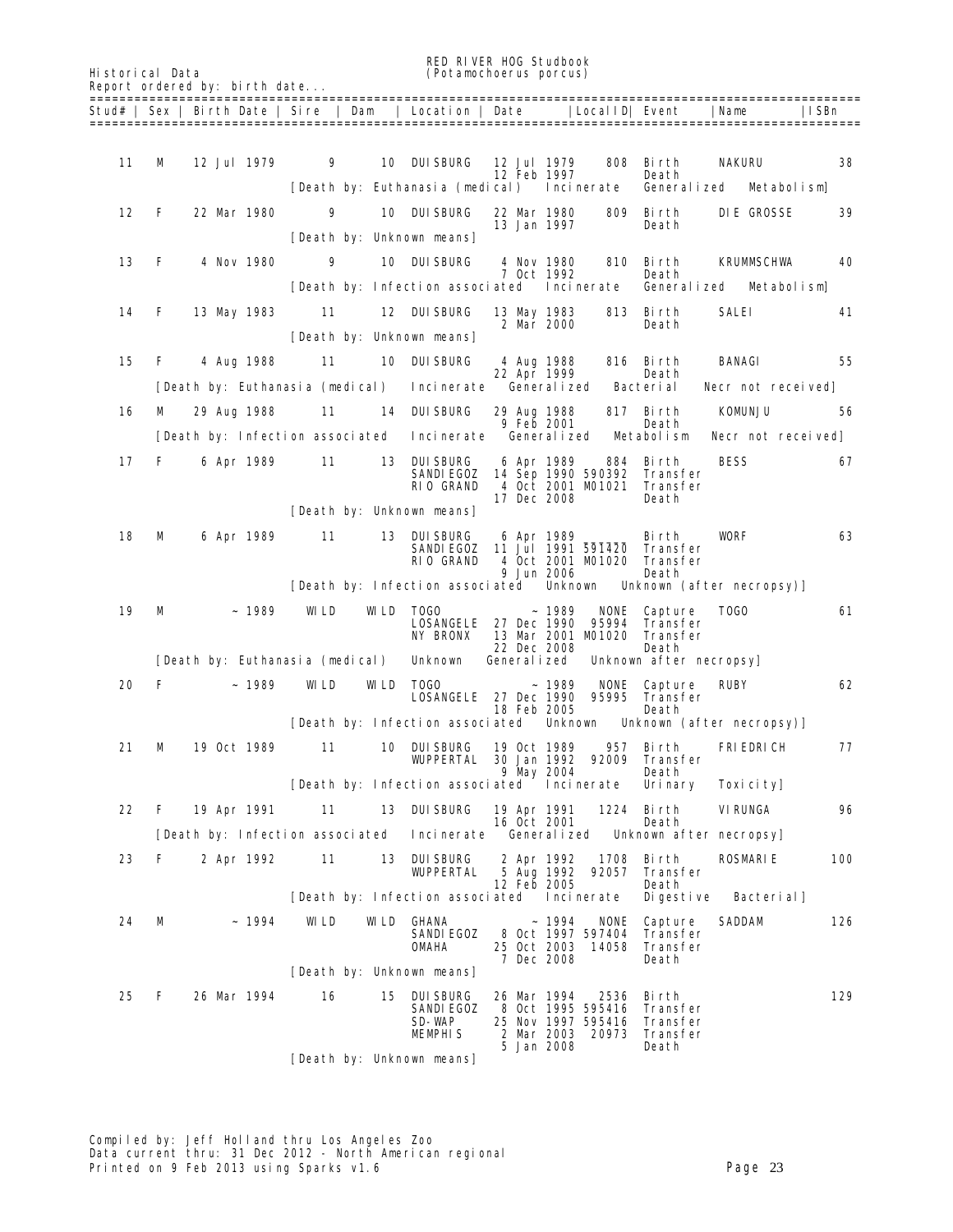Historical Data

RED RIVER HOG Studbook
(Potamochoerus porcus)

Report ordered by: birth date...

| Stud# | Sex | Birth Date | Sire | Dam | Location | Date | LocalID | Event | Name | ISBn |
|---|---|---|---|---|---|---|---|---|---|---|
| 11 | M | 12 Jul 1979 | 9 | 10 | DUISBURG | 12 Jul 1979 | 808 | Birth | NAKURU | 38 |
| | | | | | | 12 Feb 1997 | | Death | | |
| | | [Death by: Euthanasia (medical) | Incinerate | Generalized | Metabolism] | | | | | |
| 12 | F | 22 Mar 1980 | 9 | 10 | DUISBURG | 22 Mar 1980 | 809 | Birth | DIE GROSSE | 39 |
| | | | | | | 13 Jan 1997 | | Death | | |
| | | [Death by: Unknown means] | | | | | | | | |
| 13 | F | 4 Nov 1980 | 9 | 10 | DUISBURG | 4 Nov 1980 | 810 | Birth | KRUMMSCHWA | 40 |
| | | | | | | 7 Oct 1992 | | Death | | |
| | | [Death by: Infection associated | Incinerate | Generalized | Metabolism] | | | | | |
| 14 | F | 13 May 1983 | 11 | 12 | DUISBURG | 13 May 1983 | 813 | Birth | SALEI | 41 |
| | | | | | | 2 Mar 2000 | | Death | | |
| | | [Death by: Unknown means] | | | | | | | | |
| 15 | F | 4 Aug 1988 | 11 | 10 | DUISBURG | 4 Aug 1988 | 816 | Birth | BANAGI | 55 |
| | | | | | | 22 Apr 1999 | | Death | | |
| | | [Death by: Euthanasia (medical) | Incinerate | Generalized | Bacterial | Necr not received] | | | | |
| 16 | M | 29 Aug 1988 | 11 | 14 | DUISBURG | 29 Aug 1988 | 817 | Birth | KOMUNJU | 56 |
| | | | | | | 9 Feb 2001 | | Death | | |
| | | [Death by: Infection associated | Incinerate | Generalized | Metabolism | Necr not received] | | | | |
| 17 | F | 6 Apr 1989 | 11 | 13 | DUISBURG | 6 Apr 1989 | 884 | Birth | BESS | 67 |
| | | | | | SANDIEGOZ | 14 Sep 1990 | 590392 | Transfer | | |
| | | | | | RIO GRAND | 4 Oct 2001 | M01021 | Transfer | | |
| | | | | | | 17 Dec 2008 | | Death | | |
| | | [Death by: Unknown means] | | | | | | | | |
| 18 | M | 6 Apr 1989 | 11 | 13 | DUISBURG | 6 Apr 1989 | | Birth | WORF | 63 |
| | | | | | SANDIEGOZ | 11 Jul 1991 | 591420 | Transfer | | |
| | | | | | RIO GRAND | 4 Oct 2001 | M01020 | Transfer | | |
| | | | | | | 9 Jun 2006 | | Death | | |
| | | [Death by: Infection associated | Unknown | Unknown (after necropsy)] | | | | | | |
| 19 | M | ~ 1989 | WILD | WILD | TOGO | ~ 1989 | NONE | Capture | TOGO | 61 |
| | | | | | LOSANGELE | 27 Dec 1990 | 95994 | Transfer | | |
| | | | | | NY BRONX | 13 Mar 2001 | M01020 | Transfer | | |
| | | | | | | 22 Dec 2008 | | Death | | |
| | | [Death by: Euthanasia (medical) | Unknown | Generalized | Unknown after necropsy] | | | | | |
| 20 | F | ~ 1989 | WILD | WILD | TOGO | ~ 1989 | NONE | Capture | RUBY | 62 |
| | | | | | LOSANGELE | 27 Dec 1990 | 95995 | Transfer | | |
| | | | | | | 18 Feb 2005 | | Death | | |
| | | [Death by: Infection associated | Unknown | Unknown (after necropsy)] | | | | | | |
| 21 | M | 19 Oct 1989 | 11 | 10 | DUISBURG | 19 Oct 1989 | 957 | Birth | FRIEDRICH | 77 |
| | | | | | WUPPERTAL | 30 Jan 1992 | 92009 | Transfer | | |
| | | | | | | 9 May 2004 | | Death | | |
| | | [Death by: Infection associated | Incinerate | Urinary | Toxicity] | | | | | |
| 22 | F | 19 Apr 1991 | 11 | 13 | DUISBURG | 19 Apr 1991 | 1224 | Birth | VIRUNGA | 96 |
| | | | | | | 16 Oct 2001 | | Death | | |
| | | [Death by: Infection associated | Incinerate | Generalized | Unknown after necropsy] | | | | | |
| 23 | F | 2 Apr 1992 | 11 | 13 | DUISBURG | 2 Apr 1992 | 1708 | Birth | ROSMARIE | 100 |
| | | | | | WUPPERTAL | 5 Aug 1992 | 92057 | Transfer | | |
| | | | | | | 12 Feb 2005 | | Death | | |
| | | [Death by: Infection associated | Incinerate | Digestive | Bacterial] | | | | | |
| 24 | M | ~ 1994 | WILD | WILD | GHANA | ~ 1994 | NONE | Capture | SADDAM | 126 |
| | | | | | SANDIEGOZ | 8 Oct 1997 | 597404 | Transfer | | |
| | | | | | OMAHA | 25 Oct 2003 | 14058 | Transfer | | |
| | | | | | | 7 Dec 2008 | | Death | | |
| | | [Death by: Unknown means] | | | | | | | | |
| 25 | F | 26 Mar 1994 | 16 | 15 | DUISBURG | 26 Mar 1994 | 2536 | Birth | | 129 |
| | | | | | SANDIEGOZ | 8 Oct 1995 | 595416 | Transfer | | |
| | | | | | SD-WAP | 25 Nov 1997 | 595416 | Transfer | | |
| | | | | | MEMPHIS | 2 Mar 2003 | 20973 | Transfer | | |
| | | | | | | 5 Jan 2008 | | Death | | |
| | | [Death by: Unknown means] | | | | | | | | |

Compiled by: Jeff Holland thru Los Angeles Zoo
Data current thru: 31 Dec 2012 - North American regional
Printed on 9 Feb 2013 using Sparks v1.6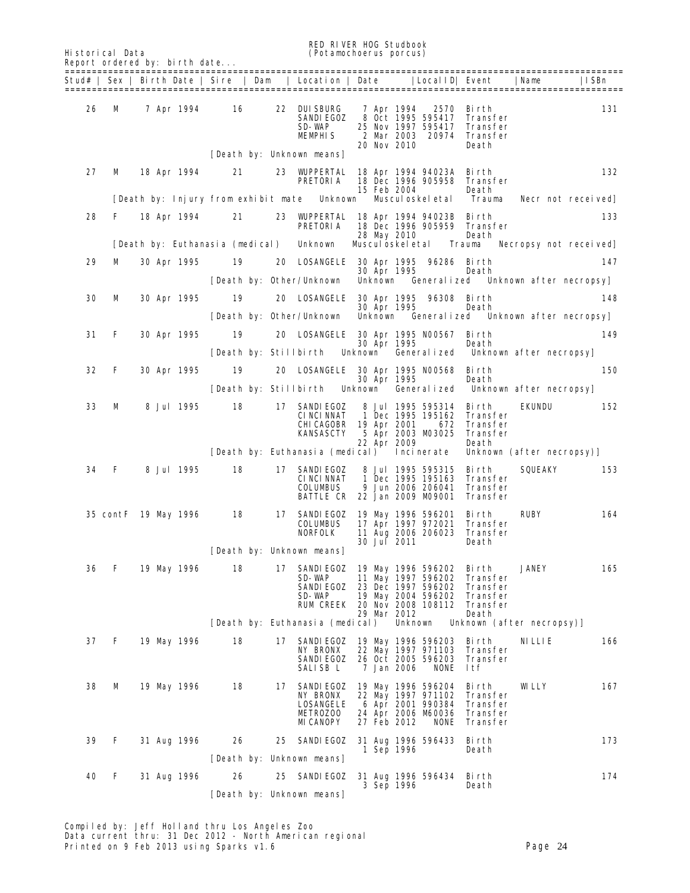Historical Data

# RED RIVER HOG Studbook
## (Potamochoerus porcus)

Report ordered by: birth date...

| Stud# | Sex | Birth Date | Sire | Dam | Location | Date | LocalID | Event | Name | ISBn |
|---|---|---|---|---|---|---|---|---|---|---|
| 26 | M | 7 Apr 1994 | 16 | 22 | DUISBURG | 7 Apr 1994 | 2570 | Birth | | 131 |
| | | | | | SANDIEGOZ | 8 Oct 1995 | 595417 | Transfer | | |
| | | | | | SD-WAP | 25 Nov 1997 | 595417 | Transfer | | |
| | | | | | MEMPHIS | 2 Mar 2003 | 20974 | Transfer | | |
| | | | | | | 20 Nov 2010 | | Death | | |
| | | | [Death by: Unknown means] | | | | | | | |
| 27 | M | 18 Apr 1994 | 21 | 23 | WUPPERTAL | 18 Apr 1994 | 94023A | Birth | | 132 |
| | | | | | PRETORIA | 18 Dec 1996 | 905958 | Transfer | | |
| | | | | | | 15 Feb 2004 | | Death | | |
| | | [Death by: Injury from exhibit mate | | | Unknown | Musculoskeletal | | Trauma | Necr not received] | |
| 28 | F | 18 Apr 1994 | 21 | 23 | WUPPERTAL | 18 Apr 1994 | 94023B | Birth | | 133 |
| | | | | | PRETORIA | 18 Dec 1996 | 905959 | Transfer | | |
| | | | | | | 28 May 2010 | | Death | | |
| | | [Death by: Euthanasia (medical) | | | Unknown | Musculoskeletal | | Trauma | Necropsy not received] | |
| 29 | M | 30 Apr 1995 | 19 | 20 | LOSANGELE | 30 Apr 1995 | 96286 | Birth | | 147 |
| | | | | | | 30 Apr 1995 | | Death | | |
| | | | [Death by: Other/Unknown | | | Unknown | Generalized | | Unknown after necropsy] | |
| 30 | M | 30 Apr 1995 | 19 | 20 | LOSANGELE | 30 Apr 1995 | 96308 | Birth | | 148 |
| | | | | | | 30 Apr 1995 | | Death | | |
| | | | [Death by: Other/Unknown | | | Unknown | Generalized | | Unknown after necropsy] | |
| 31 | F | 30 Apr 1995 | 19 | 20 | LOSANGELE | 30 Apr 1995 | N00567 | Birth | | 149 |
| | | | | | | 30 Apr 1995 | | Death | | |
| | | | [Death by: Stillbirth | | Unknown | Generalized | | | Unknown after necropsy] | |
| 32 | F | 30 Apr 1995 | 19 | 20 | LOSANGELE | 30 Apr 1995 | N00568 | Birth | | 150 |
| | | | | | | 30 Apr 1995 | | Death | | |
| | | | [Death by: Stillbirth | | Unknown | Generalized | | | Unknown after necropsy] | |
| 33 | M | 8 Jul 1995 | 18 | 17 | SANDIEGOZ | 8 Jul 1995 | 595314 | Birth | EKUNDU | 152 |
| | | | | | CINCINNAT | 1 Dec 1995 | 195162 | Transfer | | |
| | | | | | CHICAGOBR | 19 Apr 2001 | 672 | Transfer | | |
| | | | | | KANSASCTY | 5 Apr 2003 | M03025 | Transfer | | |
| | | | | | | 22 Apr 2009 | | Death | | |
| | | | [Death by: Euthanasia (medical) | | | Incinerate | | | Unknown (after necropsy)] | |
| 34 | F | 8 Jul 1995 | 18 | 17 | SANDIEGOZ | 8 Jul 1995 | 595315 | Birth | SQUEAKY | 153 |
| | | | | | CINCINNAT | 1 Dec 1995 | 195163 | Transfer | | |
| | | | | | COLUMBUS | 9 Jun 2006 | 206041 | Transfer | | |
| | | | | | BATTLE CR | 22 Jan 2009 | M09001 | Transfer | | |
| 35 | contF | 19 May 1996 | 18 | 17 | SANDIEGOZ | 19 May 1996 | 596201 | Birth | RUBY | 164 |
| | | | | | COLUMBUS | 17 Apr 1997 | 972021 | Transfer | | |
| | | | | | NORFOLK | 11 Aug 2006 | 206023 | Transfer | | |
| | | | | | | 30 Jul 2011 | | Death | | |
| | | | [Death by: Unknown means] | | | | | | | |
| 36 | F | 19 May 1996 | 18 | 17 | SANDIEGOZ | 19 May 1996 | 596202 | Birth | JANEY | 165 |
| | | | | | SD-WAP | 11 May 1997 | 596202 | Transfer | | |
| | | | | | SANDIEGOZ | 23 Dec 1997 | 596202 | Transfer | | |
| | | | | | SD-WAP | 19 May 2004 | 596202 | Transfer | | |
| | | | | | RUM CREEK | 20 Nov 2008 | 108112 | Transfer | | |
| | | | | | | 29 Mar 2012 | | Death | | |
| | | | [Death by: Euthanasia (medical) | | | Unknown | | | Unknown (after necropsy)] | |
| 37 | F | 19 May 1996 | 18 | 17 | SANDIEGOZ | 19 May 1996 | 596203 | Birth | NILLIE | 166 |
| | | | | | NY BRONX | 22 May 1997 | 971103 | Transfer | | |
| | | | | | SANDIEGOZ | 26 Oct 2005 | 596203 | Transfer | | |
| | | | | | SALISB L | 7 Jan 2006 | NONE | Ltf | | |
| 38 | M | 19 May 1996 | 18 | 17 | SANDIEGOZ | 19 May 1996 | 596204 | Birth | WILLY | 167 |
| | | | | | NY BRONX | 22 May 1997 | 971102 | Transfer | | |
| | | | | | LOSANGELE | 6 Apr 2001 | 990384 | Transfer | | |
| | | | | | METROZOO | 24 Apr 2006 | M60036 | Transfer | | |
| | | | | | MICANOPY | 27 Feb 2012 | NONE | Transfer | | |
| 39 | F | 31 Aug 1996 | 26 | 25 | SANDIEGOZ | 31 Aug 1996 | 596433 | Birth | | 173 |
| | | | | | | 1 Sep 1996 | | Death | | |
| | | | [Death by: Unknown means] | | | | | | | |
| 40 | F | 31 Aug 1996 | 26 | 25 | SANDIEGOZ | 31 Aug 1996 | 596434 | Birth | | 174 |
| | | | | | | 3 Sep 1996 | | Death | | |
| | | | [Death by: Unknown means] | | | | | | | |

Compiled by: Jeff Holland thru Los Angeles Zoo
Data current thru: 31 Dec 2012 - North American regional
Printed on 9 Feb 2013 using Sparks v1.6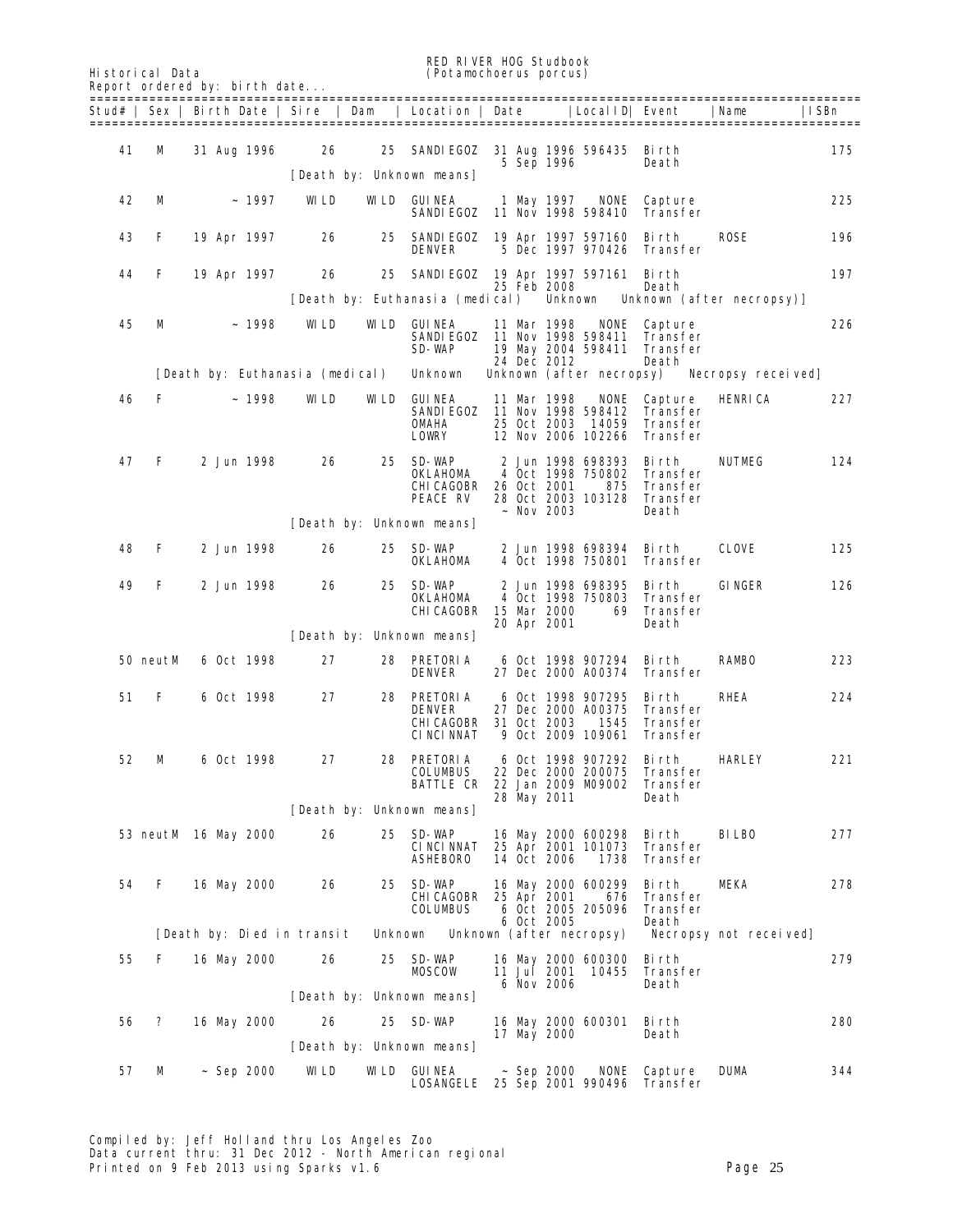Historical Data

RED RIVER HOG Studbook
(Potamochoerus porcus)

Report ordered by: birth date...

| Stud# | Sex | Birth Date | Sire | Dam | Location | Date | LocalID | Event | Name | ISBn |
|---|---|---|---|---|---|---|---|---|---|---|
| 41 | M | 31 Aug 1996 | 26 | 25 | SANDIEGOZ | 31 Aug 1996 | 596435 | Birth | | 175 |
| | | | | | | 5 Sep 1996 | | Death | | |
| | | | [Death by: Unknown means] | | | | | | | |
| 42 | M | ~ 1997 | WILD | WILD | GUINEA | 1 May 1997 | NONE | Capture | | 225 |
| | | | | | SANDIEGOZ | 11 Nov 1998 | 598410 | Transfer | | |
| 43 | F | 19 Apr 1997 | 26 | 25 | SANDIEGOZ | 19 Apr 1997 | 597160 | Birth | ROSE | 196 |
| | | | | | DENVER | 5 Dec 1997 | 970426 | Transfer | | |
| 44 | F | 19 Apr 1997 | 26 | 25 | SANDIEGOZ | 19 Apr 1997 | 597161 | Birth | | 197 |
| | | | | | | 25 Feb 2008 | | Death | | |
| | | | [Death by: Euthanasia (medical) | | | Unknown | | Unknown (after necropsy)] | | |
| 45 | M | ~ 1998 | WILD | WILD | GUINEA | 11 Mar 1998 | NONE | Capture | | 226 |
| | | | | | SANDIEGOZ | 11 Nov 1998 | 598411 | Transfer | | |
| | | | | | SD-WAP | 19 May 2004 | 598411 | Transfer | | |
| | | | | | | 24 Dec 2012 | | Death | | |
| | | [Death by: Euthanasia (medical) | | | Unknown | Unknown (after necropsy) | | | Necropsy received] | |
| 46 | F | ~ 1998 | WILD | WILD | GUINEA | 11 Mar 1998 | NONE | Capture | HENRICA | 227 |
| | | | | | SANDIEGOZ | 11 Nov 1998 | 598412 | Transfer | | |
| | | | | | OMAHA | 25 Oct 2003 | 14059 | Transfer | | |
| | | | | | LOWRY | 12 Nov 2006 | 102266 | Transfer | | |
| 47 | F | 2 Jun 1998 | 26 | 25 | SD-WAP | 2 Jun 1998 | 698393 | Birth | NUTMEG | 124 |
| | | | | | OKLAHOMA | 4 Oct 1998 | 750802 | Transfer | | |
| | | | | | CHICAGOBR | 26 Oct 2001 | 875 | Transfer | | |
| | | | | | PEACE RV | 28 Oct 2003 | 103128 | Transfer | | |
| | | | | | | ~ Nov 2003 | | Death | | |
| | | | [Death by: Unknown means] | | | | | | | |
| 48 | F | 2 Jun 1998 | 26 | 25 | SD-WAP | 2 Jun 1998 | 698394 | Birth | CLOVE | 125 |
| | | | | | OKLAHOMA | 4 Oct 1998 | 750801 | Transfer | | |
| 49 | F | 2 Jun 1998 | 26 | 25 | SD-WAP | 2 Jun 1998 | 698395 | Birth | GINGER | 126 |
| | | | | | OKLAHOMA | 4 Oct 1998 | 750803 | Transfer | | |
| | | | | | CHICAGOBR | 15 Mar 2000 | 69 | Transfer | | |
| | | | | | | 20 Apr 2001 | | Death | | |
| | | | [Death by: Unknown means] | | | | | | | |
| 50 | neutM | 6 Oct 1998 | 27 | 28 | PRETORIA | 6 Oct 1998 | 907294 | Birth | RAMBO | 223 |
| | | | | | DENVER | 27 Dec 2000 | A00374 | Transfer | | |
| 51 | F | 6 Oct 1998 | 27 | 28 | PRETORIA | 6 Oct 1998 | 907295 | Birth | RHEA | 224 |
| | | | | | DENVER | 27 Dec 2000 | A00375 | Transfer | | |
| | | | | | CHICAGOBR | 31 Oct 2003 | 1545 | Transfer | | |
| | | | | | CINCINNAT | 9 Oct 2009 | 109061 | Transfer | | |
| 52 | M | 6 Oct 1998 | 27 | 28 | PRETORIA | 6 Oct 1998 | 907292 | Birth | HARLEY | 221 |
| | | | | | COLUMBUS | 22 Dec 2000 | 200075 | Transfer | | |
| | | | | | BATTLE CR | 22 Jan 2009 | M09002 | Transfer | | |
| | | | | | | 28 May 2011 | | Death | | |
| | | | [Death by: Unknown means] | | | | | | | |
| 53 | neutM | 16 May 2000 | 26 | 25 | SD-WAP | 16 May 2000 | 600298 | Birth | BILBO | 277 |
| | | | | | CINCINNAT | 25 Apr 2001 | 101073 | Transfer | | |
| | | | | | ASHEBORO | 14 Oct 2006 | 1738 | Transfer | | |
| 54 | F | 16 May 2000 | 26 | 25 | SD-WAP | 16 May 2000 | 600299 | Birth | MEKA | 278 |
| | | | | | CHICAGOBR | 25 Apr 2001 | 676 | Transfer | | |
| | | | | | COLUMBUS | 6 Oct 2005 | 205096 | Transfer | | |
| | | | | | | 6 Oct 2005 | | Death | | |
| | | [Death by: Died in transit | | Unknown | Unknown (after necropsy) | | | | Necropsy not received] | |
| 55 | F | 16 May 2000 | 26 | 25 | SD-WAP | 16 May 2000 | 600300 | Birth | | 279 |
| | | | | | MOSCOW | 11 Jul 2001 | 10455 | Transfer | | |
| | | | | | | 6 Nov 2006 | | Death | | |
| | | | [Death by: Unknown means] | | | | | | | |
| 56 | ? | 16 May 2000 | 26 | 25 | SD-WAP | 16 May 2000 | 600301 | Birth | | 280 |
| | | | | | | 17 May 2000 | | Death | | |
| | | | [Death by: Unknown means] | | | | | | | |
| 57 | M | ~ Sep 2000 | WILD | WILD | GUINEA | ~ Sep 2000 | NONE | Capture | DUMA | 344 |
| | | | | | LOSANGELE | 25 Sep 2001 | 990496 | Transfer | | |

Compiled by: Jeff Holland thru Los Angeles Zoo
Data current thru: 31 Dec 2012 - North American regional
Printed on 9 Feb 2013 using Sparks v1.6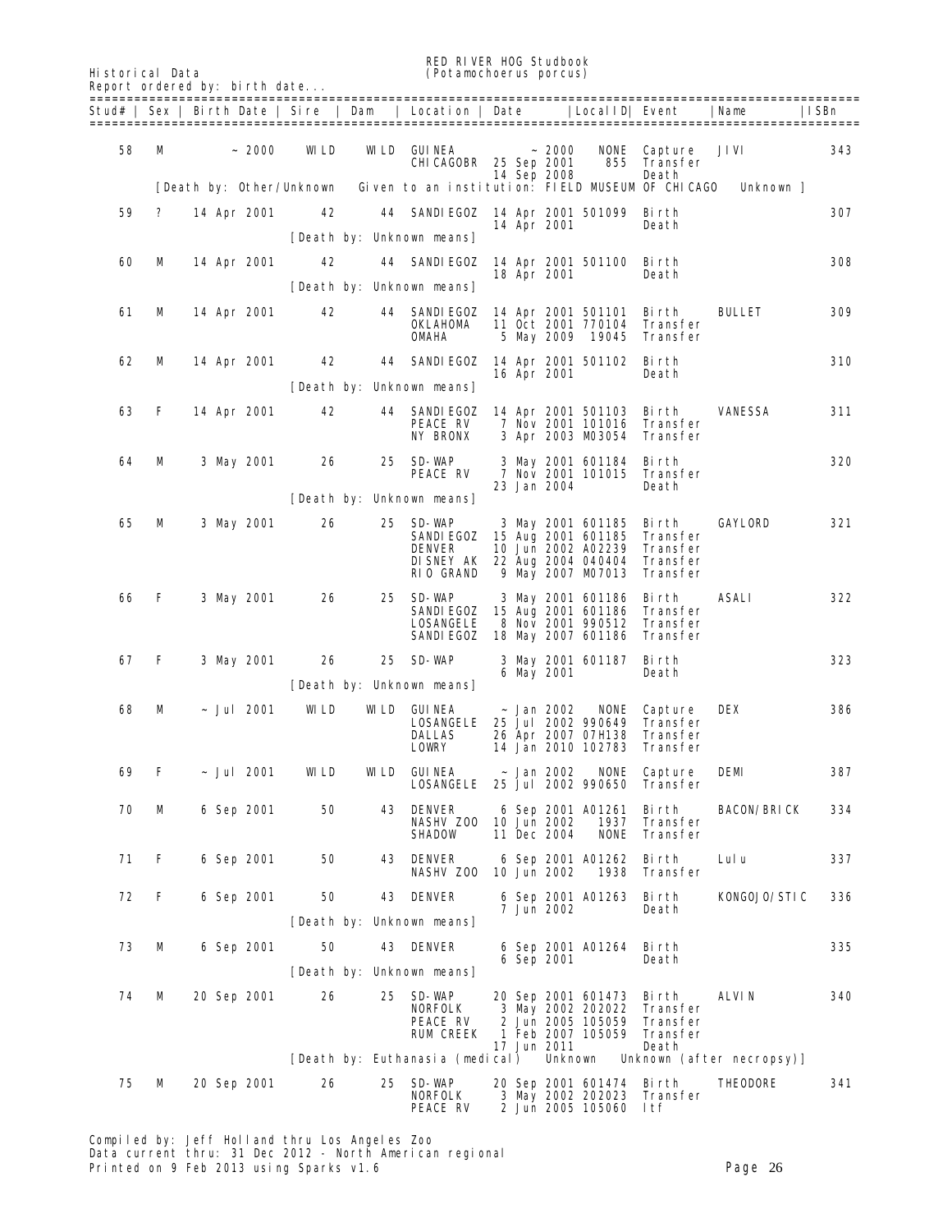Historical Data

# RED RIVER HOG Studbook
## (Potamochoerus porcus)

Report ordered by: birth date...

| Stud# | Sex | Birth Date | Sire | Dam | Location | Date | LocalID | Event | Name | ISBn |
|---|---|---|---|---|---|---|---|---|---|---|
| 58 | M | ~ 2000 | WILD | WILD | GUINEA | ~ 2000 | NONE | Capture | JIVI | 343 |
| | | | | | CHICAGOBR | 25 Sep 2001 | 855 | Transfer | | |
| | | | | | | 14 Sep 2008 | | Death | | |
| | | [Death by: Other/Unknown Given to an institution: FIELD MUSEUM OF CHICAGO Unknown ] | | | | | | | | |
| 59 | ? | 14 Apr 2001 | 42 | 44 | SANDIEGOZ | 14 Apr 2001 | 501099 | Birth | | 307 |
| | | | | | | 14 Apr 2001 | | Death | | |
| | | | [Death by: Unknown means] | | | | | | | |
| 60 | M | 14 Apr 2001 | 42 | 44 | SANDIEGOZ | 14 Apr 2001 | 501100 | Birth | | 308 |
| | | | | | | 18 Apr 2001 | | Death | | |
| | | | [Death by: Unknown means] | | | | | | | |
| 61 | M | 14 Apr 2001 | 42 | 44 | SANDIEGOZ | 14 Apr 2001 | 501101 | Birth | BULLET | 309 |
| | | | | | OKLAHOMA | 11 Oct 2001 | 770104 | Transfer | | |
| | | | | | OMAHA | 5 May 2009 | 19045 | Transfer | | |
| 62 | M | 14 Apr 2001 | 42 | 44 | SANDIEGOZ | 14 Apr 2001 | 501102 | Birth | | 310 |
| | | | | | | 16 Apr 2001 | | Death | | |
| | | | [Death by: Unknown means] | | | | | | | |
| 63 | F | 14 Apr 2001 | 42 | 44 | SANDIEGOZ | 14 Apr 2001 | 501103 | Birth | VANESSA | 311 |
| | | | | | PEACE RV | 7 Nov 2001 | 101016 | Transfer | | |
| | | | | | NY BRONX | 3 Apr 2003 | M03054 | Transfer | | |
| 64 | M | 3 May 2001 | 26 | 25 | SD-WAP | 3 May 2001 | 601184 | Birth | | 320 |
| | | | | | PEACE RV | 7 Nov 2001 | 101015 | Transfer | | |
| | | | | | | 23 Jan 2004 | | Death | | |
| | | | [Death by: Unknown means] | | | | | | | |
| 65 | M | 3 May 2001 | 26 | 25 | SD-WAP | 3 May 2001 | 601185 | Birth | GAYLORD | 321 |
| | | | | | SANDIEGOZ | 15 Aug 2001 | 601185 | Transfer | | |
| | | | | | DENVER | 10 Jun 2002 | A02239 | Transfer | | |
| | | | | | DISNEY AK | 22 Aug 2004 | 040404 | Transfer | | |
| | | | | | RIO GRAND | 9 May 2007 | M07013 | Transfer | | |
| 66 | F | 3 May 2001 | 26 | 25 | SD-WAP | 3 May 2001 | 601186 | Birth | ASALI | 322 |
| | | | | | SANDIEGOZ | 15 Aug 2001 | 601186 | Transfer | | |
| | | | | | LOSANGELE | 8 Nov 2001 | 990512 | Transfer | | |
| | | | | | SANDIEGOZ | 18 May 2007 | 601186 | Transfer | | |
| 67 | F | 3 May 2001 | 26 | 25 | SD-WAP | 3 May 2001 | 601187 | Birth | | 323 |
| | | | | | | 6 May 2001 | | Death | | |
| | | | [Death by: Unknown means] | | | | | | | |
| 68 | M | ~ Jul 2001 | WILD | WILD | GUINEA | ~ Jan 2002 | NONE | Capture | DEX | 386 |
| | | | | | LOSANGELE | 25 Jul 2002 | 990649 | Transfer | | |
| | | | | | DALLAS | 26 Apr 2007 | 07H138 | Transfer | | |
| | | | | | LOWRY | 14 Jan 2010 | 102783 | Transfer | | |
| 69 | F | ~ Jul 2001 | WILD | WILD | GUINEA | ~ Jan 2002 | NONE | Capture | DEMI | 387 |
| | | | | | LOSANGELE | 25 Jul 2002 | 990650 | Transfer | | |
| 70 | M | 6 Sep 2001 | 50 | 43 | DENVER | 6 Sep 2001 | A01261 | Birth | BACON/BRICK | 334 |
| | | | | | NASHV ZOO | 10 Jun 2002 | 1937 | Transfer | | |
| | | | | | SHADOW | 11 Dec 2004 | NONE | Transfer | | |
| 71 | F | 6 Sep 2001 | 50 | 43 | DENVER | 6 Sep 2001 | A01262 | Birth | Lulu | 337 |
| | | | | | NASHV ZOO | 10 Jun 2002 | 1938 | Transfer | | |
| 72 | F | 6 Sep 2001 | 50 | 43 | DENVER | 6 Sep 2001 | A01263 | Birth | KONGOJO/STIC | 336 |
| | | | | | | 7 Jun 2002 | | Death | | |
| | | | [Death by: Unknown means] | | | | | | | |
| 73 | M | 6 Sep 2001 | 50 | 43 | DENVER | 6 Sep 2001 | A01264 | Birth | | 335 |
| | | | | | | 6 Sep 2001 | | Death | | |
| | | | [Death by: Unknown means] | | | | | | | |
| 74 | M | 20 Sep 2001 | 26 | 25 | SD-WAP | 20 Sep 2001 | 601473 | Birth | ALVIN | 340 |
| | | | | | NORFOLK | 3 May 2002 | 202022 | Transfer | | |
| | | | | | PEACE RV | 2 Jun 2005 | 105059 | Transfer | | |
| | | | | | RUM CREEK | 1 Feb 2007 | 105059 | Transfer | | |
| | | | | | | 17 Jun 2011 | | Death | | |
| | | | [Death by: Euthanasia (medical) Unknown Unknown (after necropsy)] | | | | | | | |
| 75 | M | 20 Sep 2001 | 26 | 25 | SD-WAP | 20 Sep 2001 | 601474 | Birth | THEODORE | 341 |
| | | | | | NORFOLK | 3 May 2002 | 202023 | Transfer | | |
| | | | | | PEACE RV | 2 Jun 2005 | 105060 | ltf | | |

Compiled by: Jeff Holland thru Los Angeles Zoo
Data current thru: 31 Dec 2012 - North American regional
Printed on 9 Feb 2013 using Sparks v1.6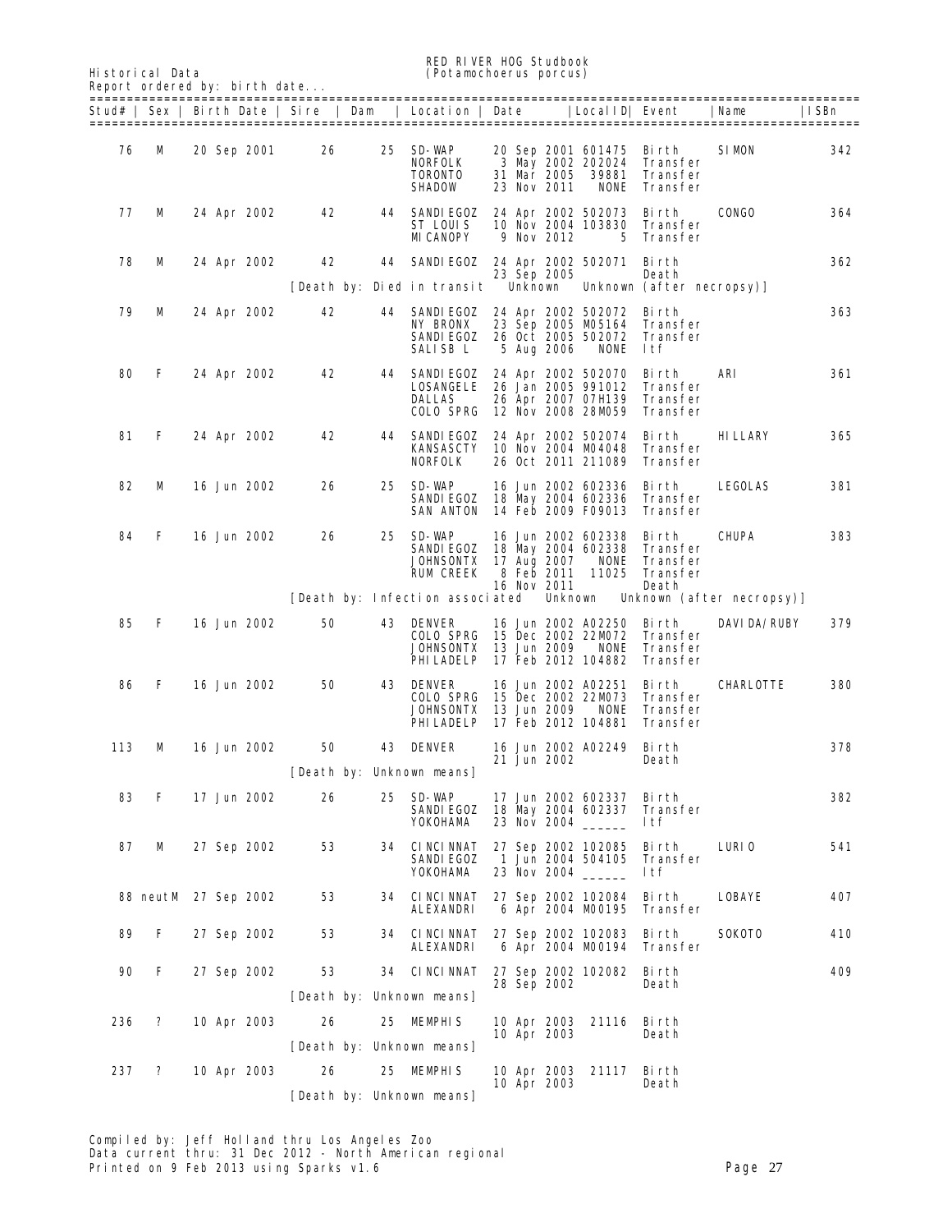Historical Data

# RED RIVER HOG Studbook
## (Potamochoerus porcus)

Report ordered by: birth date...

| Stud# | Sex | Birth Date | Sire | Dam | Location | Date | LocalID | Event | Name | ISBn |
|---|---|---|---|---|---|---|---|---|---|---|
| 76 | M | 20 Sep 2001 | 26 | 25 | SD-WAP | 20 Sep 2001 | 601475 | Birth | SIMON | 342 |
| | | | | | NORFOLK | 3 May 2002 | 202024 | Transfer | | |
| | | | | | TORONTO | 31 Mar 2005 | 39881 | Transfer | | |
| | | | | | SHADOW | 23 Nov 2011 | NONE | Transfer | | |
| 77 | M | 24 Apr 2002 | 42 | 44 | SANDIEGOZ | 24 Apr 2002 | 502073 | Birth | CONGO | 364 |
| | | | | | ST LOUIS | 10 Nov 2004 | 103830 | Transfer | | |
| | | | | | MICANOPY | 9 Nov 2012 | 5 | Transfer | | |
| 78 | M | 24 Apr 2002 | 42 | 44 | SANDIEGOZ | 24 Apr 2002 | 502071 | Birth | | 362 |
| | | | | | | 23 Sep 2005 | | Death | | |
| | | | [Death by: Died in transit | | | Unknown | | Unknown (after necropsy)] | | |
| 79 | M | 24 Apr 2002 | 42 | 44 | SANDIEGOZ | 24 Apr 2002 | 502072 | Birth | | 363 |
| | | | | | NY BRONX | 23 Sep 2005 | M05164 | Transfer | | |
| | | | | | SANDIEGOZ | 26 Oct 2005 | 502072 | Transfer | | |
| | | | | | SALISB L | 5 Aug 2006 | NONE | ltf | | |
| 80 | F | 24 Apr 2002 | 42 | 44 | SANDIEGOZ | 24 Apr 2002 | 502070 | Birth | ARI | 361 |
| | | | | | LOSANGELE | 26 Jan 2005 | 991012 | Transfer | | |
| | | | | | DALLAS | 26 Apr 2007 | 07H139 | Transfer | | |
| | | | | | COLO SPRG | 12 Nov 2008 | 28M059 | Transfer | | |
| 81 | F | 24 Apr 2002 | 42 | 44 | SANDIEGOZ | 24 Apr 2002 | 502074 | Birth | HILLARY | 365 |
| | | | | | KANSASCTY | 10 Nov 2004 | M04048 | Transfer | | |
| | | | | | NORFOLK | 26 Oct 2011 | 211089 | Transfer | | |
| 82 | M | 16 Jun 2002 | 26 | 25 | SD-WAP | 16 Jun 2002 | 602336 | Birth | LEGOLAS | 381 |
| | | | | | SANDIEGOZ | 18 May 2004 | 602336 | Transfer | | |
| | | | | | SAN ANTON | 14 Feb 2009 | F09013 | Transfer | | |
| 84 | F | 16 Jun 2002 | 26 | 25 | SD-WAP | 16 Jun 2002 | 602338 | Birth | CHUPA | 383 |
| | | | | | SANDIEGOZ | 18 May 2004 | 602338 | Transfer | | |
| | | | | | JOHNSONTX | 17 Aug 2007 | NONE | Transfer | | |
| | | | | | RUM CREEK | 8 Feb 2011 | 11025 | Transfer | | |
| | | | | | | 16 Nov 2011 | | Death | | |
| | | | [Death by: Infection associated | | | Unknown | | Unknown (after necropsy)] | | |
| 85 | F | 16 Jun 2002 | 50 | 43 | DENVER | 16 Jun 2002 | A02250 | Birth | DAVIDA/RUBY | 379 |
| | | | | | COLO SPRG | 15 Dec 2002 | 22M072 | Transfer | | |
| | | | | | JOHNSONTX | 13 Jun 2009 | NONE | Transfer | | |
| | | | | | PHILADELP | 17 Feb 2012 | 104882 | Transfer | | |
| 86 | F | 16 Jun 2002 | 50 | 43 | DENVER | 16 Jun 2002 | A02251 | Birth | CHARLOTTE | 380 |
| | | | | | COLO SPRG | 15 Dec 2002 | 22M073 | Transfer | | |
| | | | | | JOHNSONTX | 13 Jun 2009 | NONE | Transfer | | |
| | | | | | PHILADELP | 17 Feb 2012 | 104881 | Transfer | | |
| 113 | M | 16 Jun 2002 | 50 | 43 | DENVER | 16 Jun 2002 | A02249 | Birth | | 378 |
| | | | | | | 21 Jun 2002 | | Death | | |
| | | | [Death by: Unknown means] | | | | | | | |
| 83 | F | 17 Jun 2002 | 26 | 25 | SD-WAP | 17 Jun 2002 | 602337 | Birth | | 382 |
| | | | | | SANDIEGOZ | 18 May 2004 | 602337 | Transfer | | |
| | | | | | YOKOHAMA | 23 Nov 2004 | ______ | ltf | | |
| 87 | M | 27 Sep 2002 | 53 | 34 | CINCINNAT | 27 Sep 2002 | 102085 | Birth | LURIO | 541 |
| | | | | | SANDIEGOZ | 1 Jun 2004 | 504105 | Transfer | | |
| | | | | | YOKOHAMA | 23 Nov 2004 | ______ | ltf | | |
| 88 | neutM | 27 Sep 2002 | 53 | 34 | CINCINNAT | 27 Sep 2002 | 102084 | Birth | LOBAYE | 407 |
| | | | | | ALEXANDRI | 6 Apr 2004 | M00195 | Transfer | | |
| 89 | F | 27 Sep 2002 | 53 | 34 | CINCINNAT | 27 Sep 2002 | 102083 | Birth | SOKOTO | 410 |
| | | | | | ALEXANDRI | 6 Apr 2004 | M00194 | Transfer | | |
| 90 | F | 27 Sep 2002 | 53 | 34 | CINCINNAT | 27 Sep 2002 | 102082 | Birth | | 409 |
| | | | | | | 28 Sep 2002 | | Death | | |
| | | | [Death by: Unknown means] | | | | | | | |
| 236 | ? | 10 Apr 2003 | 26 | 25 | MEMPHIS | 10 Apr 2003 | 21116 | Birth | | |
| | | | | | | 10 Apr 2003 | | Death | | |
| | | | [Death by: Unknown means] | | | | | | | |
| 237 | ? | 10 Apr 2003 | 26 | 25 | MEMPHIS | 10 Apr 2003 | 21117 | Birth | | |
| | | | | | | 10 Apr 2003 | | Death | | |
| | | | [Death by: Unknown means] | | | | | | | |

Compiled by: Jeff Holland thru Los Angeles Zoo
Data current thru: 31 Dec 2012 - North American regional
Printed on 9 Feb 2013 using Sparks v1.6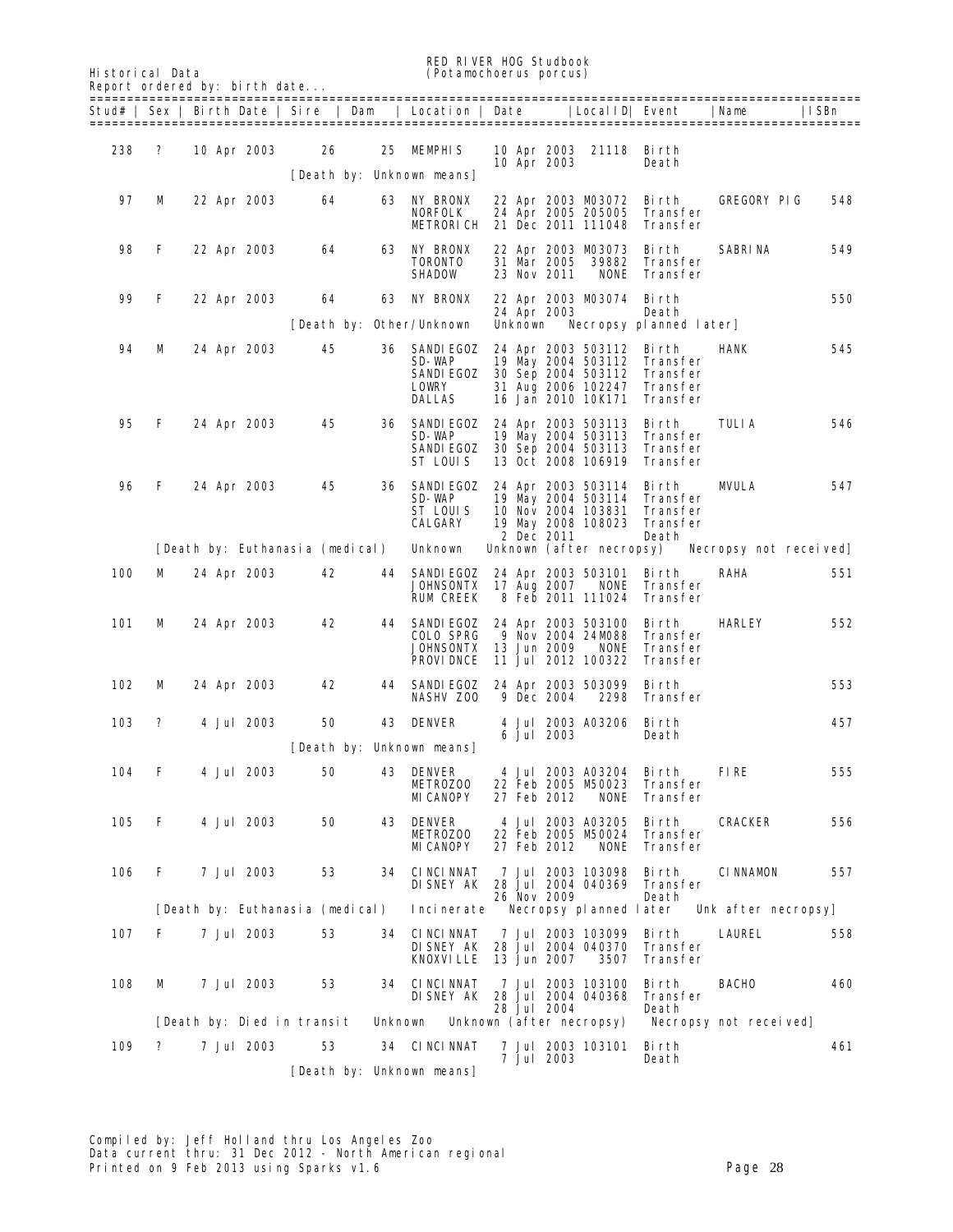RED RIVER HOG Studbook
(Potamochoerus porcus)

Historical Data
Report ordered by: birth date...

| Stud# | Sex | Birth Date | Sire | Dam | Location | Date | LocalID | Event | Name | ISBn |
|---|---|---|---|---|---|---|---|---|---|---|
| 238 | ? | 10 Apr 2003 | 26 | 25 | MEMPHIS | 10 Apr 2003 | 21118 | Birth | | |
| | | | | | | 10 Apr 2003 | | Death | | |
| | | | [Death by: Unknown means] | | | | | | | |
| 97 | M | 22 Apr 2003 | 64 | 63 | NY BRONX | 22 Apr 2003 | M03072 | Birth | GREGORY PIG | 548 |
| | | | | | NORFOLK | 24 Apr 2005 | 205005 | Transfer | | |
| | | | | | METRORICH | 21 Dec 2011 | 111048 | Transfer | | |
| 98 | F | 22 Apr 2003 | 64 | 63 | NY BRONX | 22 Apr 2003 | M03073 | Birth | SABRINA | 549 |
| | | | | | TORONTO | 31 Mar 2005 | 39882 | Transfer | | |
| | | | | | SHADOW | 23 Nov 2011 | NONE | Transfer | | |
| 99 | F | 22 Apr 2003 | 64 | 63 | NY BRONX | 22 Apr 2003 | M03074 | Birth | | 550 |
| | | | | | | 24 Apr 2003 | | Death | | |
| | | | [Death by: Other/Unknown | | | Unknown | Necropsy planned later] | | | |
| 94 | M | 24 Apr 2003 | 45 | 36 | SANDIEGOZ | 24 Apr 2003 | 503112 | Birth | HANK | 545 |
| | | | | | SD-WAP | 19 May 2004 | 503112 | Transfer | | |
| | | | | | SANDIEGOZ | 30 Sep 2004 | 503112 | Transfer | | |
| | | | | | LOWRY | 31 Aug 2006 | 102247 | Transfer | | |
| | | | | | DALLAS | 16 Jan 2010 | 10K171 | Transfer | | |
| 95 | F | 24 Apr 2003 | 45 | 36 | SANDIEGOZ | 24 Apr 2003 | 503113 | Birth | TULIA | 546 |
| | | | | | SD-WAP | 19 May 2004 | 503113 | Transfer | | |
| | | | | | SANDIEGOZ | 30 Sep 2004 | 503113 | Transfer | | |
| | | | | | ST LOUIS | 13 Oct 2008 | 106919 | Transfer | | |
| 96 | F | 24 Apr 2003 | 45 | 36 | SANDIEGOZ | 24 Apr 2003 | 503114 | Birth | MVULA | 547 |
| | | | | | SD-WAP | 19 May 2004 | 503114 | Transfer | | |
| | | | | | ST LOUIS | 10 Nov 2004 | 103831 | Transfer | | |
| | | | | | CALGARY | 19 May 2008 | 108023 | Transfer | | |
| | | | | | | 2 Dec 2011 | | Death | | |
| | | [Death by: Euthanasia (medical) | | | Unknown | Unknown (after necropsy) | | | Necropsy not received] | |
| 100 | M | 24 Apr 2003 | 42 | 44 | SANDIEGOZ | 24 Apr 2003 | 503101 | Birth | RAHA | 551 |
| | | | | | JOHNSONTX | 17 Aug 2007 | NONE | Transfer | | |
| | | | | | RUM CREEK | 8 Feb 2011 | 111024 | Transfer | | |
| 101 | M | 24 Apr 2003 | 42 | 44 | SANDIEGOZ | 24 Apr 2003 | 503100 | Birth | HARLEY | 552 |
| | | | | | COLO SPRG | 9 Nov 2004 | 24M088 | Transfer | | |
| | | | | | JOHNSONTX | 13 Jun 2009 | NONE | Transfer | | |
| | | | | | PROVIDNCE | 11 Jul 2012 | 100322 | Transfer | | |
| 102 | M | 24 Apr 2003 | 42 | 44 | SANDIEGOZ | 24 Apr 2003 | 503099 | Birth | | 553 |
| | | | | | NASHV ZOO | 9 Dec 2004 | 2298 | Transfer | | |
| 103 | ? | 4 Jul 2003 | 50 | 43 | DENVER | 4 Jul 2003 | A03206 | Birth | | 457 |
| | | | | | | 6 Jul 2003 | | Death | | |
| | | | [Death by: Unknown means] | | | | | | | |
| 104 | F | 4 Jul 2003 | 50 | 43 | DENVER | 4 Jul 2003 | A03204 | Birth | FIRE | 555 |
| | | | | | METROZOO | 22 Feb 2005 | M50023 | Transfer | | |
| | | | | | MICANOPY | 27 Feb 2012 | NONE | Transfer | | |
| 105 | F | 4 Jul 2003 | 50 | 43 | DENVER | 4 Jul 2003 | A03205 | Birth | CRACKER | 556 |
| | | | | | METROZOO | 22 Feb 2005 | M50024 | Transfer | | |
| | | | | | MICANOPY | 27 Feb 2012 | NONE | Transfer | | |
| 106 | F | 7 Jul 2003 | 53 | 34 | CINCINNAT | 7 Jul 2003 | 103098 | Birth | CINNAMON | 557 |
| | | | | | DISNEY AK | 28 Jul 2004 | 040369 | Transfer | | |
| | | | | | | 26 Nov 2009 | | Death | | |
| | | [Death by: Euthanasia (medical) | | | Incinerate | Necropsy planned later | | | Unk after necropsy] | |
| 107 | F | 7 Jul 2003 | 53 | 34 | CINCINNAT | 7 Jul 2003 | 103099 | Birth | LAUREL | 558 |
| | | | | | DISNEY AK | 28 Jul 2004 | 040370 | Transfer | | |
| | | | | | KNOXVILLE | 13 Jun 2007 | 3507 | Transfer | | |
| 108 | M | 7 Jul 2003 | 53 | 34 | CINCINNAT | 7 Jul 2003 | 103100 | Birth | BACHO | 460 |
| | | | | | DISNEY AK | 28 Jul 2004 | 040368 | Transfer | | |
| | | | | | | 28 Jul 2004 | | Death | | |
| | | [Death by: Died in transit | | | Unknown | Unknown (after necropsy) | | | Necropsy not received] | |
| 109 | ? | 7 Jul 2003 | 53 | 34 | CINCINNAT | 7 Jul 2003 | 103101 | Birth | | 461 |
| | | | | | | 7 Jul 2003 | | Death | | |
| | | | [Death by: Unknown means] | | | | | | | |

Compiled by: Jeff Holland thru Los Angeles Zoo
Data current thru: 31 Dec 2012 - North American regional
Printed on 9 Feb 2013 using Sparks v1.6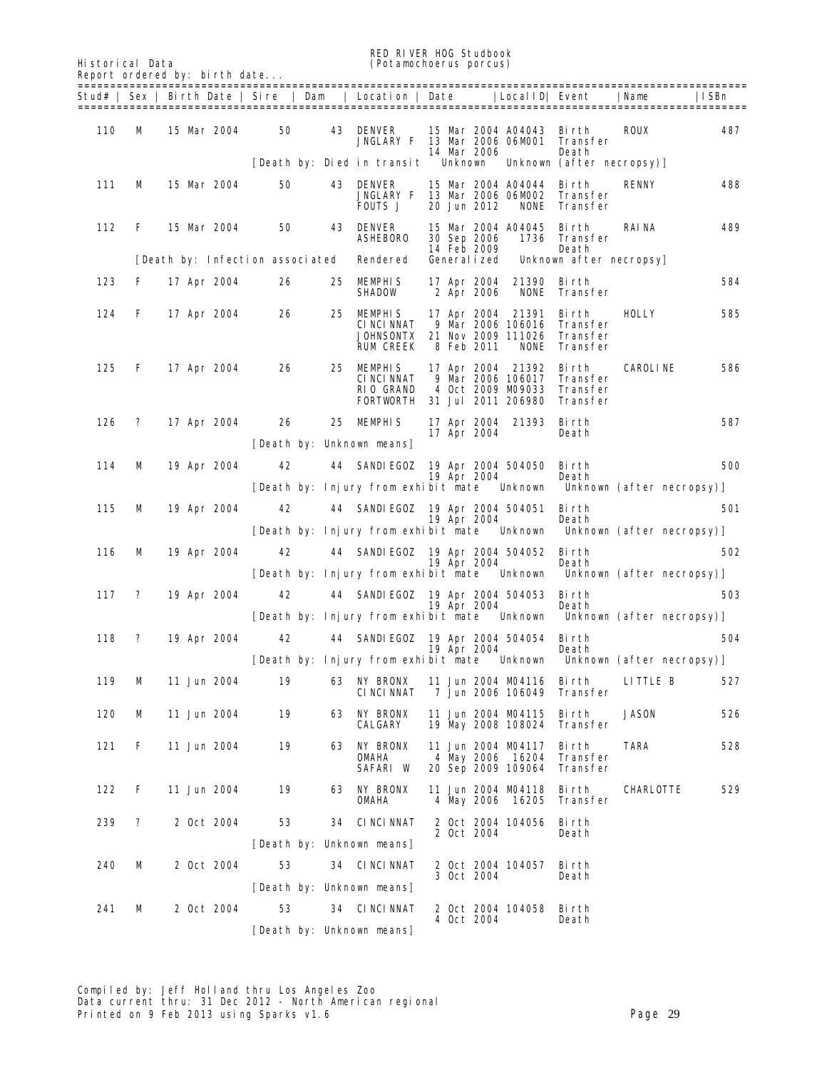RED RIVER HOG Studbook
(Potamochoerus porcus)

Historical Data
Report ordered by: birth date...

| Stud# | Sex | Birth Date | Sire | Dam | Location | Date | LocalID | Event | Name | ISBn |
|---|---|---|---|---|---|---|---|---|---|---|
| 110 | M | 15 Mar 2004 | 50 | 43 | DENVER | 15 Mar 2004 | A04043 | Birth | ROUX | 487 |
| | | | | | JNGLARY F | 13 Mar 2006 | 06M001 | Transfer | | |
| | | | | | | 14 Mar 2006 | | Death | | |
| | | | [Death by: Died in transit | | | Unknown | | Unknown (after necropsy)] | | |
| 111 | M | 15 Mar 2004 | 50 | 43 | DENVER | 15 Mar 2004 | A04044 | Birth | RENNY | 488 |
| | | | | | JNGLARY F | 13 Mar 2006 | 06M002 | Transfer | | |
| | | | | | FOUTS J | 20 Jun 2012 | NONE | Transfer | | |
| 112 | F | 15 Mar 2004 | 50 | 43 | DENVER | 15 Mar 2004 | A04045 | Birth | RAINA | 489 |
| | | | | | ASHEBORO | 30 Sep 2006 | 1736 | Transfer | | |
| | | | | | | 14 Feb 2009 | | Death | | |
| | | [Death by: Infection associated | | | Rendered | Generalized | | Unknown after necropsy] | | |
| 123 | F | 17 Apr 2004 | 26 | 25 | MEMPHIS | 17 Apr 2004 | 21390 | Birth | | 584 |
| | | | | | SHADOW | 2 Apr 2006 | NONE | Transfer | | |
| 124 | F | 17 Apr 2004 | 26 | 25 | MEMPHIS | 17 Apr 2004 | 21391 | Birth | HOLLY | 585 |
| | | | | | CINCINNAT | 9 Mar 2006 | 106016 | Transfer | | |
| | | | | | JOHNSONTX | 21 Nov 2009 | 111026 | Transfer | | |
| | | | | | RUM CREEK | 8 Feb 2011 | NONE | Transfer | | |
| 125 | F | 17 Apr 2004 | 26 | 25 | MEMPHIS | 17 Apr 2004 | 21392 | Birth | CAROLINE | 586 |
| | | | | | CINCINNAT | 9 Mar 2006 | 106017 | Transfer | | |
| | | | | | RIO GRAND | 4 Oct 2009 | M09033 | Transfer | | |
| | | | | | FORTWORTH | 31 Jul 2011 | 206980 | Transfer | | |
| 126 | ? | 17 Apr 2004 | 26 | 25 | MEMPHIS | 17 Apr 2004 | 21393 | Birth | | 587 |
| | | | | | | 17 Apr 2004 | | Death | | |
| | | | [Death by: Unknown means] | | | | | | | |
| 114 | M | 19 Apr 2004 | 42 | 44 | SANDIEGOZ | 19 Apr 2004 | 504050 | Birth | | 500 |
| | | | | | | 19 Apr 2004 | | Death | | |
| | | | [Death by: Injury from exhibit mate | | | Unknown | | Unknown (after necropsy)] | | |
| 115 | M | 19 Apr 2004 | 42 | 44 | SANDIEGOZ | 19 Apr 2004 | 504051 | Birth | | 501 |
| | | | | | | 19 Apr 2004 | | Death | | |
| | | | [Death by: Injury from exhibit mate | | | Unknown | | Unknown (after necropsy)] | | |
| 116 | M | 19 Apr 2004 | 42 | 44 | SANDIEGOZ | 19 Apr 2004 | 504052 | Birth | | 502 |
| | | | | | | 19 Apr 2004 | | Death | | |
| | | | [Death by: Injury from exhibit mate | | | Unknown | | Unknown (after necropsy)] | | |
| 117 | ? | 19 Apr 2004 | 42 | 44 | SANDIEGOZ | 19 Apr 2004 | 504053 | Birth | | 503 |
| | | | | | | 19 Apr 2004 | | Death | | |
| | | | [Death by: Injury from exhibit mate | | | Unknown | | Unknown (after necropsy)] | | |
| 118 | ? | 19 Apr 2004 | 42 | 44 | SANDIEGOZ | 19 Apr 2004 | 504054 | Birth | | 504 |
| | | | | | | 19 Apr 2004 | | Death | | |
| | | | [Death by: Injury from exhibit mate | | | Unknown | | Unknown (after necropsy)] | | |
| 119 | M | 11 Jun 2004 | 19 | 63 | NY BRONX | 11 Jun 2004 | M04116 | Birth | LITTLE B | 527 |
| | | | | | CINCINNAT | 7 Jun 2006 | 106049 | Transfer | | |
| 120 | M | 11 Jun 2004 | 19 | 63 | NY BRONX | 11 Jun 2004 | M04115 | Birth | JASON | 526 |
| | | | | | CALGARY | 19 May 2008 | 108024 | Transfer | | |
| 121 | F | 11 Jun 2004 | 19 | 63 | NY BRONX | 11 Jun 2004 | M04117 | Birth | TARA | 528 |
| | | | | | OMAHA | 4 May 2006 | 16204 | Transfer | | |
| | | | | | SAFARI W | 20 Sep 2009 | 109064 | Transfer | | |
| 122 | F | 11 Jun 2004 | 19 | 63 | NY BRONX | 11 Jun 2004 | M04118 | Birth | CHARLOTTE | 529 |
| | | | | | OMAHA | 4 May 2006 | 16205 | Transfer | | |
| 239 | ? | 2 Oct 2004 | 53 | 34 | CINCINNAT | 2 Oct 2004 | 104056 | Birth | | |
| | | | | | | 2 Oct 2004 | | Death | | |
| | | | [Death by: Unknown means] | | | | | | | |
| 240 | M | 2 Oct 2004 | 53 | 34 | CINCINNAT | 2 Oct 2004 | 104057 | Birth | | |
| | | | | | | 3 Oct 2004 | | Death | | |
| | | | [Death by: Unknown means] | | | | | | | |
| 241 | M | 2 Oct 2004 | 53 | 34 | CINCINNAT | 2 Oct 2004 | 104058 | Birth | | |
| | | | | | | 4 Oct 2004 | | Death | | |
| | | | [Death by: Unknown means] | | | | | | | |

Compiled by: Jeff Holland thru Los Angeles Zoo
Data current thru: 31 Dec 2012 - North American regional
Printed on 9 Feb 2013 using Sparks v1.6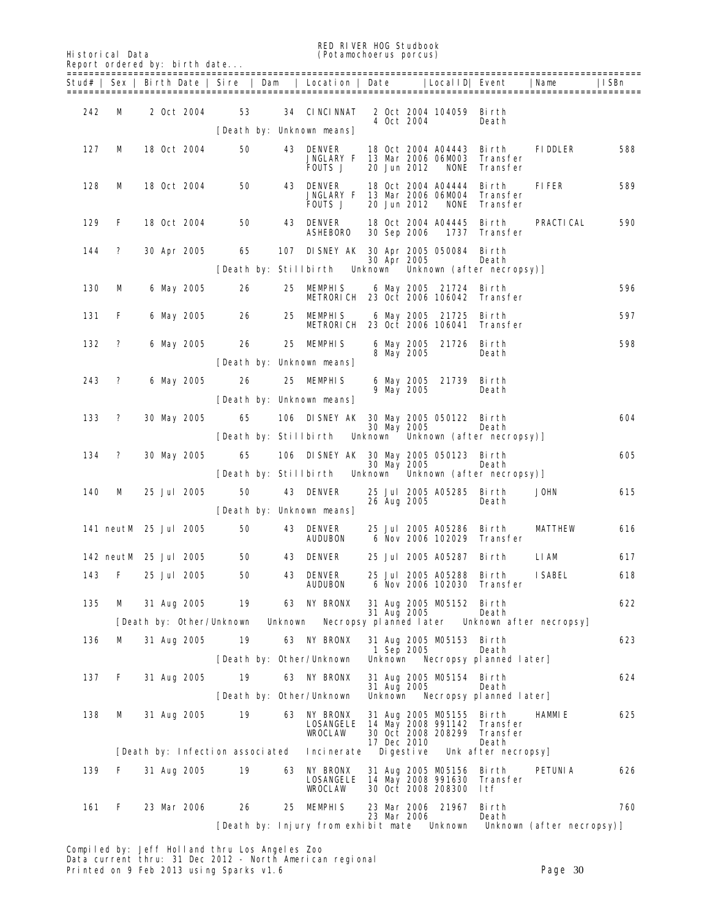Historical Data

RED RIVER HOG Studbook
(Potamochoerus porcus)

Report ordered by: birth date...

| Stud# | Sex | Birth Date | Sire | Dam | Location | Date | LocalID | Event | Name | ISBn |
|---|---|---|---|---|---|---|---|---|---|---|
| 242 | M | 2 Oct 2004 | 53 | 34 | CINCINNAT | 2 Oct 2004 | 104059 | Birth | | |
| | | | | | | 4 Oct 2004 | | Death | | |
| | | | [Death by: Unknown means] | | | | | | | |
| 127 | M | 18 Oct 2004 | 50 | 43 | DENVER | 18 Oct 2004 | A04443 | Birth | FIDDLER | 588 |
| | | | | | JNGLARY F | 13 Mar 2006 | 06M003 | Transfer | | |
| | | | | | FOUTS J | 20 Jun 2012 | NONE | Transfer | | |
| 128 | M | 18 Oct 2004 | 50 | 43 | DENVER | 18 Oct 2004 | A04444 | Birth | FIFER | 589 |
| | | | | | JNGLARY F | 13 Mar 2006 | 06M004 | Transfer | | |
| | | | | | FOUTS J | 20 Jun 2012 | NONE | Transfer | | |
| 129 | F | 18 Oct 2004 | 50 | 43 | DENVER | 18 Oct 2004 | A04445 | Birth | PRACTICAL | 590 |
| | | | | | ASHEBORO | 30 Sep 2006 | 1737 | Transfer | | |
| 144 | ? | 30 Apr 2005 | 65 | 107 | DISNEY AK | 30 Apr 2005 | 050084 | Birth | | |
| | | | | | | 30 Apr 2005 | | Death | | |
| | | | [Death by: Stillbirth Unknown Unknown (after necropsy)] | | | | | | | |
| 130 | M | 6 May 2005 | 26 | 25 | MEMPHIS | 6 May 2005 | 21724 | Birth | | 596 |
| | | | | | METRORICH | 23 Oct 2006 | 106042 | Transfer | | |
| 131 | F | 6 May 2005 | 26 | 25 | MEMPHIS | 6 May 2005 | 21725 | Birth | | 597 |
| | | | | | METRORICH | 23 Oct 2006 | 106041 | Transfer | | |
| 132 | ? | 6 May 2005 | 26 | 25 | MEMPHIS | 6 May 2005 | 21726 | Birth | | 598 |
| | | | | | | 8 May 2005 | | Death | | |
| | | | [Death by: Unknown means] | | | | | | | |
| 243 | ? | 6 May 2005 | 26 | 25 | MEMPHIS | 6 May 2005 | 21739 | Birth | | |
| | | | | | | 9 May 2005 | | Death | | |
| | | | [Death by: Unknown means] | | | | | | | |
| 133 | ? | 30 May 2005 | 65 | 106 | DISNEY AK | 30 May 2005 | 050122 | Birth | | 604 |
| | | | | | | 30 May 2005 | | Death | | |
| | | | [Death by: Stillbirth Unknown Unknown (after necropsy)] | | | | | | | |
| 134 | ? | 30 May 2005 | 65 | 106 | DISNEY AK | 30 May 2005 | 050123 | Birth | | 605 |
| | | | | | | 30 May 2005 | | Death | | |
| | | | [Death by: Stillbirth Unknown Unknown (after necropsy)] | | | | | | | |
| 140 | M | 25 Jul 2005 | 50 | 43 | DENVER | 25 Jul 2005 | A05285 | Birth | JOHN | 615 |
| | | | | | | 26 Aug 2005 | | Death | | |
| | | | [Death by: Unknown means] | | | | | | | |
| 141 | neutM | 25 Jul 2005 | 50 | 43 | DENVER | 25 Jul 2005 | A05286 | Birth | MATTHEW | 616 |
| | | | | | AUDUBON | 6 Nov 2006 | 102029 | Transfer | | |
| 142 | neutM | 25 Jul 2005 | 50 | 43 | DENVER | 25 Jul 2005 | A05287 | Birth | LIAM | 617 |
| 143 | F | 25 Jul 2005 | 50 | 43 | DENVER | 25 Jul 2005 | A05288 | Birth | ISABEL | 618 |
| | | | | | AUDUBON | 6 Nov 2006 | 102030 | Transfer | | |
| 135 | M | 31 Aug 2005 | 19 | 63 | NY BRONX | 31 Aug 2005 | M05152 | Birth | | 622 |
| | | | | | | 31 Aug 2005 | | Death | | |
| | [Death by: Other/Unknown Unknown Necropsy planned later Unknown after necropsy] | | | | | | | | | |
| 136 | M | 31 Aug 2005 | 19 | 63 | NY BRONX | 31 Aug 2005 | M05153 | Birth | | 623 |
| | | | | | | 1 Sep 2005 | | Death | | |
| | | | [Death by: Other/Unknown Unknown Necropsy planned later] | | | | | | | |
| 137 | F | 31 Aug 2005 | 19 | 63 | NY BRONX | 31 Aug 2005 | M05154 | Birth | | 624 |
| | | | | | | 31 Aug 2005 | | Death | | |
| | | | [Death by: Other/Unknown Unknown Necropsy planned later] | | | | | | | |
| 138 | M | 31 Aug 2005 | 19 | 63 | NY BRONX | 31 Aug 2005 | M05155 | Birth | HAMMIE | 625 |
| | | | | | LOSANGELE | 14 May 2008 | 991142 | Transfer | | |
| | | | | | WROCLAW | 30 Oct 2008 | 208299 | Transfer | | |
| | | | | | | 17 Dec 2010 | | Death | | |
| | [Death by: Infection associated Incinerate Digestive Unk after necropsy] | | | | | | | | | |
| 139 | F | 31 Aug 2005 | 19 | 63 | NY BRONX | 31 Aug 2005 | M05156 | Birth | PETUNIA | 626 |
| | | | | | LOSANGELE | 14 May 2008 | 991630 | Transfer | | |
| | | | | | WROCLAW | 30 Oct 2008 | 208300 | ltf | | |
| 161 | F | 23 Mar 2006 | 26 | 25 | MEMPHIS | 23 Mar 2006 | 21967 | Birth | | 760 |
| | | | | | | 23 Mar 2006 | | Death | | |
| | | | [Death by: Injury from exhibit mate Unknown Unknown (after necropsy)] | | | | | | | |

Compiled by: Jeff Holland thru Los Angeles Zoo
Data current thru: 31 Dec 2012 - North American regional
Printed on 9 Feb 2013 using Sparks v1.6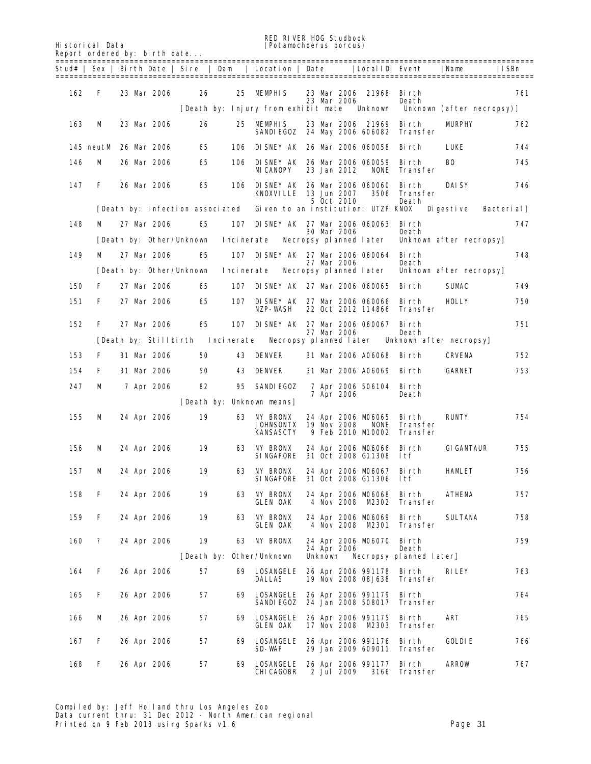RED RIVER HOG Studbook
(Potamochoerus porcus)

Historical Data
Report ordered by: birth date...

| Stud# | Sex | Birth Date | Sire | Dam | Location | Date | LocalID | Event | Name | ISBn |
|---|---|---|---|---|---|---|---|---|---|---|
| 162 | F | 23 Mar 2006 | 26 | 25 | MEMPHIS | 23 Mar 2006 | 21968 | Birth | | 761 |
| | | | | | | 23 Mar 2006 | | Death | | |
| | | [Death by: Injury from exhibit mate | | | | | Unknown | Unknown (after necropsy)] | | |
| 163 | M | 23 Mar 2006 | 26 | 25 | MEMPHIS | 23 Mar 2006 | 21969 | Birth | MURPHY | 762 |
| | | | | | SANDIEGOZ | 24 May 2006 | 606082 | Transfer | | |
| 145 | neutM | 26 Mar 2006 | 65 | 106 | DISNEY AK | 26 Mar 2006 | 060058 | Birth | LUKE | 744 |
| 146 | M | 26 Mar 2006 | 65 | 106 | DISNEY AK | 26 Mar 2006 | 060059 | Birth | BO | 745 |
| | | | | | MICANOPY | 23 Jan 2012 | NONE | Transfer | | |
| 147 | F | 26 Mar 2006 | 65 | 106 | DISNEY AK | 26 Mar 2006 | 060060 | Birth | DAISY | 746 |
| | | | | | KNOXVILLE | 13 Jun 2007 | 3506 | Transfer | | |
| | | | | | | 5 Oct 2010 | | Death | | |
| | | [Death by: Infection associated | Given to an institution: UTZP KNOX | | | | | Digestive | Bacterial] | |
| 148 | M | 27 Mar 2006 | 65 | 107 | DISNEY AK | 27 Mar 2006 | 060063 | Birth | | 747 |
| | | | | | | 30 Mar 2006 | | Death | | |
| | | [Death by: Other/Unknown | Incinerate | Necropsy planned later | | | | Unknown after necropsy] | | |
| 149 | M | 27 Mar 2006 | 65 | 107 | DISNEY AK | 27 Mar 2006 | 060064 | Birth | | 748 |
| | | | | | | 27 Mar 2006 | | Death | | |
| | | [Death by: Other/Unknown | Incinerate | Necropsy planned later | | | | Unknown after necropsy] | | |
| 150 | F | 27 Mar 2006 | 65 | 107 | DISNEY AK | 27 Mar 2006 | 060065 | Birth | SUMAC | 749 |
| 151 | F | 27 Mar 2006 | 65 | 107 | DISNEY AK | 27 Mar 2006 | 060066 | Birth | HOLLY | 750 |
| | | | | | NZP-WASH | 22 Oct 2012 | 114866 | Transfer | | |
| 152 | F | 27 Mar 2006 | 65 | 107 | DISNEY AK | 27 Mar 2006 | 060067 | Birth | | 751 |
| | | | | | | 27 Mar 2006 | | Death | | |
| | | [Death by: Stillbirth | Incinerate | Necropsy planned later | | | | Unknown after necropsy] | | |
| 153 | F | 31 Mar 2006 | 50 | 43 | DENVER | 31 Mar 2006 | A06068 | Birth | CRVENA | 752 |
| 154 | F | 31 Mar 2006 | 50 | 43 | DENVER | 31 Mar 2006 | A06069 | Birth | GARNET | 753 |
| 247 | M | 7 Apr 2006 | 82 | 95 | SANDIEGOZ | 7 Apr 2006 | 506104 | Birth | | |
| | | | | | | 7 Apr 2006 | | Death | | |
| | | | [Death by: Unknown means] | | | | | | | |
| 155 | M | 24 Apr 2006 | 19 | 63 | NY BRONX | 24 Apr 2006 | M06065 | Birth | RUNTY | 754 |
| | | | | | JOHNSONTX | 19 Nov 2008 | NONE | Transfer | | |
| | | | | | KANSASCTY | 9 Feb 2010 | M10002 | Transfer | | |
| 156 | M | 24 Apr 2006 | 19 | 63 | NY BRONX | 24 Apr 2006 | M06066 | Birth | GIGANTAUR | 755 |
| | | | | | SINGAPORE | 31 Oct 2008 | G11308 | Itf | | |
| 157 | M | 24 Apr 2006 | 19 | 63 | NY BRONX | 24 Apr 2006 | M06067 | Birth | HAMLET | 756 |
| | | | | | SINGAPORE | 31 Oct 2008 | G11306 | Itf | | |
| 158 | F | 24 Apr 2006 | 19 | 63 | NY BRONX | 24 Apr 2006 | M06068 | Birth | ATHENA | 757 |
| | | | | | GLEN OAK | 4 Nov 2008 | M2302 | Transfer | | |
| 159 | F | 24 Apr 2006 | 19 | 63 | NY BRONX | 24 Apr 2006 | M06069 | Birth | SULTANA | 758 |
| | | | | | GLEN OAK | 4 Nov 2008 | M2301 | Transfer | | |
| 160 | ? | 24 Apr 2006 | 19 | 63 | NY BRONX | 24 Apr 2006 | M06070 | Birth | | 759 |
| | | | | | | 24 Apr 2006 | | Death | | |
| | | | [Death by: Other/Unknown | | | Unknown | Necropsy planned later] | | | |
| 164 | F | 26 Apr 2006 | 57 | 69 | LOSANGELE | 26 Apr 2006 | 991178 | Birth | RILEY | 763 |
| | | | | | DALLAS | 19 Nov 2008 | 08J638 | Transfer | | |
| 165 | F | 26 Apr 2006 | 57 | 69 | LOSANGELE | 26 Apr 2006 | 991179 | Birth | | 764 |
| | | | | | SANDIEGOZ | 24 Jan 2008 | 508017 | Transfer | | |
| 166 | M | 26 Apr 2006 | 57 | 69 | LOSANGELE | 26 Apr 2006 | 991175 | Birth | ART | 765 |
| | | | | | GLEN OAK | 17 Nov 2008 | M2303 | Transfer | | |
| 167 | F | 26 Apr 2006 | 57 | 69 | LOSANGELE | 26 Apr 2006 | 991176 | Birth | GOLDIE | 766 |
| | | | | | SD-WAP | 29 Jan 2009 | 609011 | Transfer | | |
| 168 | F | 26 Apr 2006 | 57 | 69 | LOSANGELE | 26 Apr 2006 | 991177 | Birth | ARROW | 767 |
| | | | | | CHICAGOBR | 2 Jul 2009 | 3166 | Transfer | | |

Compiled by: Jeff Holland thru Los Angeles Zoo
Data current thru: 31 Dec 2012 - North American regional
Printed on 9 Feb 2013 using Sparks v1.6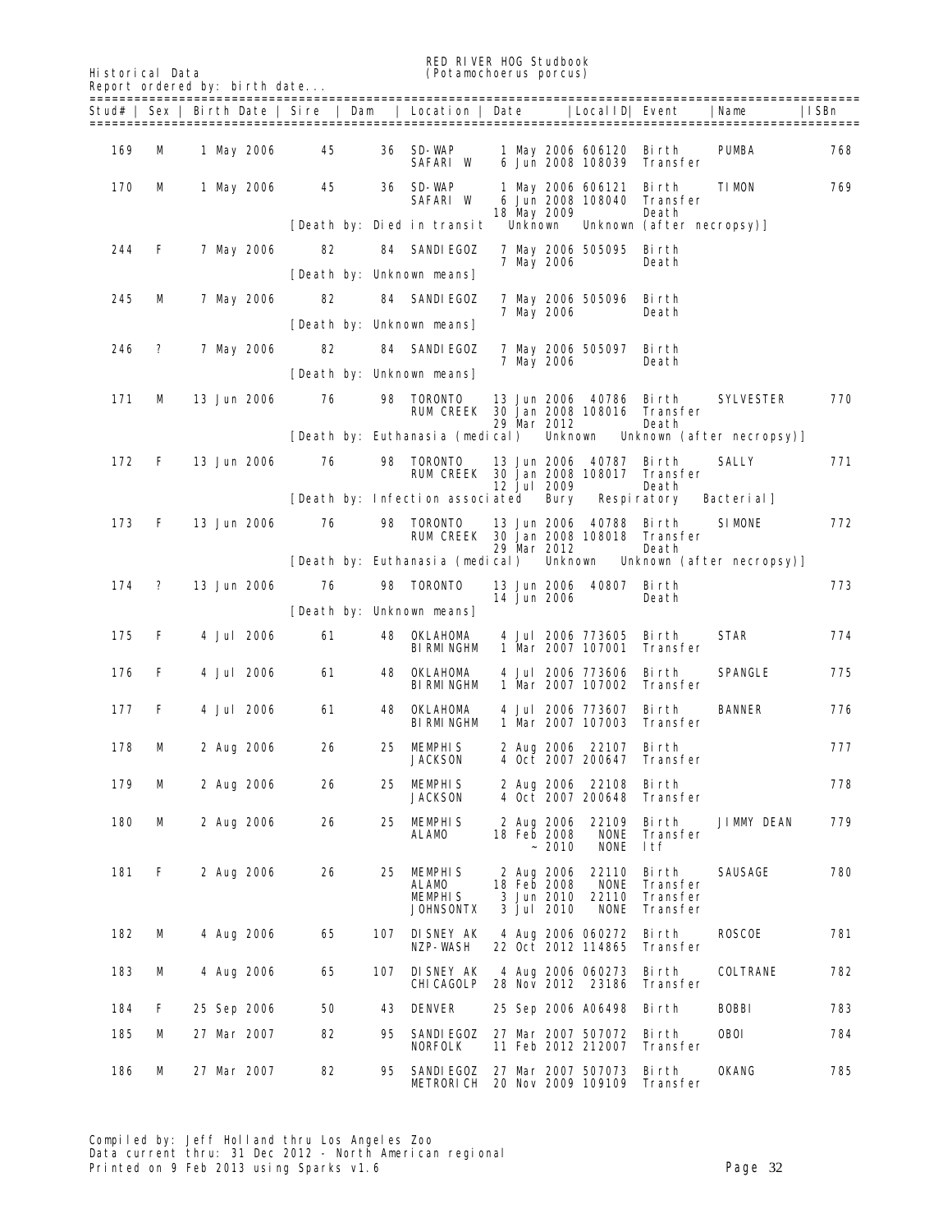Historical Data

# RED RIVER HOG Studbook
## (Potamochoerus porcus)

Report ordered by: birth date...

| Stud# | Sex | Birth Date | Sire | Dam | Location | Date | LocalID | Event | Name | ISBn |
|---|---|---|---|---|---|---|---|---|---|---|
| 169 | M | 1 May 2006 | 45 | 36 | SD-WAP | 1 May 2006 | 606120 | Birth | PUMBA | 768 |
| | | | | | SAFARI W | 6 Jun 2008 | 108039 | Transfer | | |
| 170 | M | 1 May 2006 | 45 | 36 | SD-WAP | 1 May 2006 | 606121 | Birth | TIMON | 769 |
| | | | | | SAFARI W | 6 Jun 2008 | 108040 | Transfer | | |
| | | | | | | 18 May 2009 | | Death | | |
| | | | [Death by: Died in transit | | | Unknown | | Unknown (after necropsy)] | | |
| 244 | F | 7 May 2006 | 82 | 84 | SANDIEGOZ | 7 May 2006 | 505095 | Birth | | |
| | | | | | | 7 May 2006 | | Death | | |
| | | | [Death by: Unknown means] | | | | | | | |
| 245 | M | 7 May 2006 | 82 | 84 | SANDIEGOZ | 7 May 2006 | 505096 | Birth | | |
| | | | | | | 7 May 2006 | | Death | | |
| | | | [Death by: Unknown means] | | | | | | | |
| 246 | ? | 7 May 2006 | 82 | 84 | SANDIEGOZ | 7 May 2006 | 505097 | Birth | | |
| | | | | | | 7 May 2006 | | Death | | |
| | | | [Death by: Unknown means] | | | | | | | |
| 171 | M | 13 Jun 2006 | 76 | 98 | TORONTO | 13 Jun 2006 | 40786 | Birth | SYLVESTER | 770 |
| | | | | | RUM CREEK | 30 Jan 2008 | 108016 | Transfer | | |
| | | | | | | 29 Mar 2012 | | Death | | |
| | | | [Death by: Euthanasia (medical) | | | Unknown | | Unknown (after necropsy)] | | |
| 172 | F | 13 Jun 2006 | 76 | 98 | TORONTO | 13 Jun 2006 | 40787 | Birth | SALLY | 771 |
| | | | | | RUM CREEK | 30 Jan 2008 | 108017 | Transfer | | |
| | | | | | | 12 Jul 2009 | | Death | | |
| | | | [Death by: Infection associated | | | Bury | | Respiratory | Bacterial] | |
| 173 | F | 13 Jun 2006 | 76 | 98 | TORONTO | 13 Jun 2006 | 40788 | Birth | SIMONE | 772 |
| | | | | | RUM CREEK | 30 Jan 2008 | 108018 | Transfer | | |
| | | | | | | 29 Mar 2012 | | Death | | |
| | | | [Death by: Euthanasia (medical) | | | Unknown | | Unknown (after necropsy)] | | |
| 174 | ? | 13 Jun 2006 | 76 | 98 | TORONTO | 13 Jun 2006 | 40807 | Birth | | 773 |
| | | | | | | 14 Jun 2006 | | Death | | |
| | | | [Death by: Unknown means] | | | | | | | |
| 175 | F | 4 Jul 2006 | 61 | 48 | OKLAHOMA | 4 Jul 2006 | 773605 | Birth | STAR | 774 |
| | | | | | BIRMINGHM | 1 Mar 2007 | 107001 | Transfer | | |
| 176 | F | 4 Jul 2006 | 61 | 48 | OKLAHOMA | 4 Jul 2006 | 773606 | Birth | SPANGLE | 775 |
| | | | | | BIRMINGHM | 1 Mar 2007 | 107002 | Transfer | | |
| 177 | F | 4 Jul 2006 | 61 | 48 | OKLAHOMA | 4 Jul 2006 | 773607 | Birth | BANNER | 776 |
| | | | | | BIRMINGHM | 1 Mar 2007 | 107003 | Transfer | | |
| 178 | M | 2 Aug 2006 | 26 | 25 | MEMPHIS | 2 Aug 2006 | 22107 | Birth | | 777 |
| | | | | | JACKSON | 4 Oct 2007 | 200647 | Transfer | | |
| 179 | M | 2 Aug 2006 | 26 | 25 | MEMPHIS | 2 Aug 2006 | 22108 | Birth | | 778 |
| | | | | | JACKSON | 4 Oct 2007 | 200648 | Transfer | | |
| 180 | M | 2 Aug 2006 | 26 | 25 | MEMPHIS | 2 Aug 2006 | 22109 | Birth | JIMMY DEAN | 779 |
| | | | | | ALAMO | 18 Feb 2008 | NONE | Transfer | | |
| | | | | | | ~ 2010 | NONE | ltf | | |
| 181 | F | 2 Aug 2006 | 26 | 25 | MEMPHIS | 2 Aug 2006 | 22110 | Birth | SAUSAGE | 780 |
| | | | | | ALAMO | 18 Feb 2008 | NONE | Transfer | | |
| | | | | | MEMPHIS | 3 Jun 2010 | 22110 | Transfer | | |
| | | | | | JOHNSONTX | 3 Jul 2010 | NONE | Transfer | | |
| 182 | M | 4 Aug 2006 | 65 | 107 | DISNEY AK | 4 Aug 2006 | 060272 | Birth | ROSCOE | 781 |
| | | | | | NZP-WASH | 22 Oct 2012 | 114865 | Transfer | | |
| 183 | M | 4 Aug 2006 | 65 | 107 | DISNEY AK | 4 Aug 2006 | 060273 | Birth | COLTRANE | 782 |
| | | | | | CHICAGOLP | 28 Nov 2012 | 23186 | Transfer | | |
| 184 | F | 25 Sep 2006 | 50 | 43 | DENVER | 25 Sep 2006 | A06498 | Birth | BOBBI | 783 |
| 185 | M | 27 Mar 2007 | 82 | 95 | SANDIEGOZ | 27 Mar 2007 | 507072 | Birth | OBOI | 784 |
| | | | | | NORFOLK | 11 Feb 2012 | 212007 | Transfer | | |
| 186 | M | 27 Mar 2007 | 82 | 95 | SANDIEGOZ | 27 Mar 2007 | 507073 | Birth | OKANG | 785 |
| | | | | | METRORICH | 20 Nov 2009 | 109109 | Transfer | | |

Compiled by: Jeff Holland thru Los Angeles Zoo
Data current thru: 31 Dec 2012 - North American regional
Printed on 9 Feb 2013 using Sparks v1.6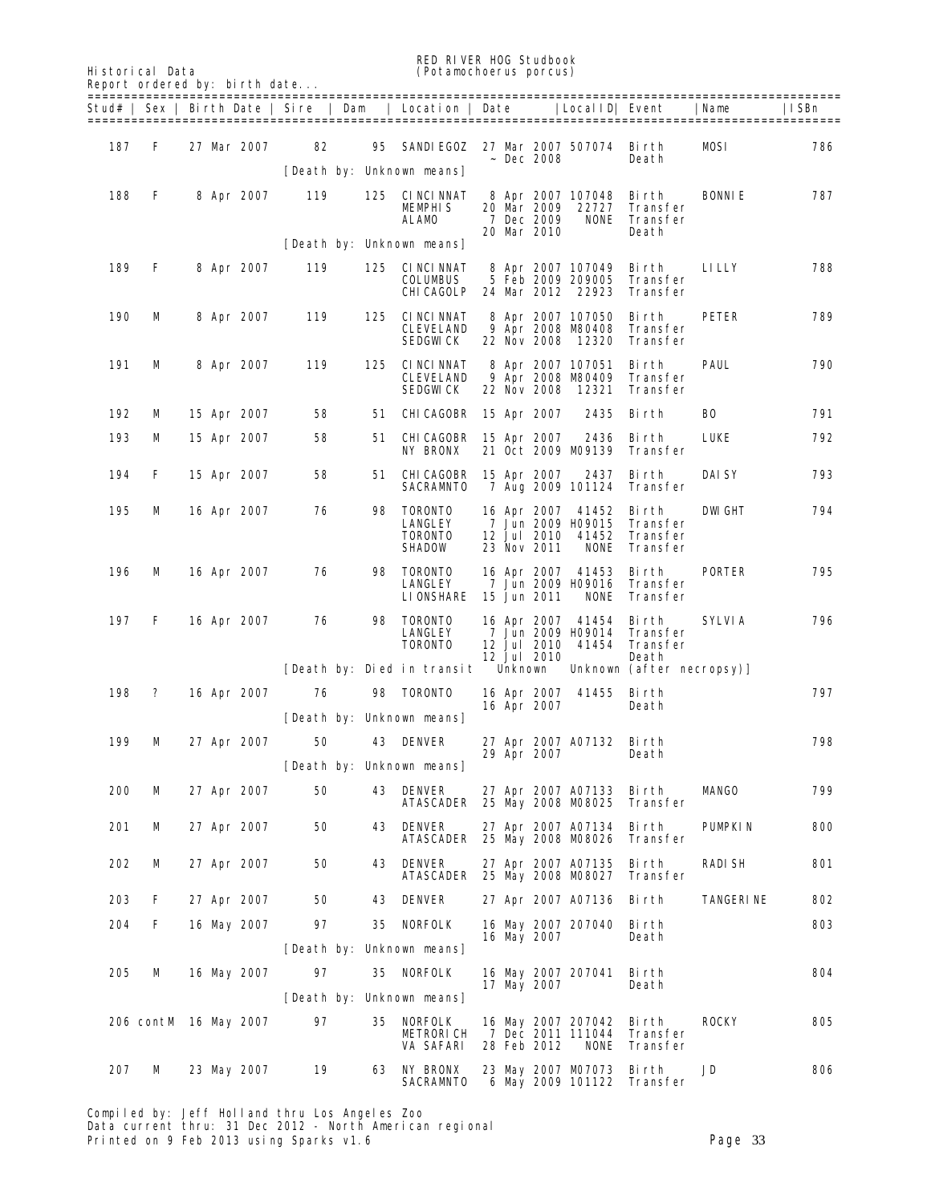Historical Data

RED RIVER HOG Studbook
(Potamochoerus porcus)

Report ordered by: birth date...

| Stud# | Sex | Birth Date | Sire | Dam | Location | Date | LocalID | Event | Name | ISBn |
|---|---|---|---|---|---|---|---|---|---|---|
| 187 | F | 27 Mar 2007 | 82 | 95 | SANDIEGOZ | 27 Mar 2007 | 507074 | Birth | MOSI | 786 |
| | | | | | | ~ Dec 2008 | | Death | | |
| | | | [Death by: Unknown means] | | | | | | | |
| 188 | F | 8 Apr 2007 | 119 | 125 | CINCINNAT | 8 Apr 2007 | 107048 | Birth | BONNIE | 787 |
| | | | | | MEMPHIS | 20 Mar 2009 | 22727 | Transfer | | |
| | | | | | ALAMO | 7 Dec 2009 | NONE | Transfer | | |
| | | | | | | 20 Mar 2010 | | Death | | |
| | | | [Death by: Unknown means] | | | | | | | |
| 189 | F | 8 Apr 2007 | 119 | 125 | CINCINNAT | 8 Apr 2007 | 107049 | Birth | LILLY | 788 |
| | | | | | COLUMBUS | 5 Feb 2009 | 209005 | Transfer | | |
| | | | | | CHICAGOLP | 24 Mar 2012 | 22923 | Transfer | | |
| 190 | M | 8 Apr 2007 | 119 | 125 | CINCINNAT | 8 Apr 2007 | 107050 | Birth | PETER | 789 |
| | | | | | CLEVELAND | 9 Apr 2008 | M80408 | Transfer | | |
| | | | | | SEDGWICK | 22 Nov 2008 | 12320 | Transfer | | |
| 191 | M | 8 Apr 2007 | 119 | 125 | CINCINNAT | 8 Apr 2007 | 107051 | Birth | PAUL | 790 |
| | | | | | CLEVELAND | 9 Apr 2008 | M80409 | Transfer | | |
| | | | | | SEDGWICK | 22 Nov 2008 | 12321 | Transfer | | |
| 192 | M | 15 Apr 2007 | 58 | 51 | CHICAGOBR | 15 Apr 2007 | 2435 | Birth | BO | 791 |
| 193 | M | 15 Apr 2007 | 58 | 51 | CHICAGOBR | 15 Apr 2007 | 2436 | Birth | LUKE | 792 |
| | | | | | NY BRONX | 21 Oct 2009 | M09139 | Transfer | | |
| 194 | F | 15 Apr 2007 | 58 | 51 | CHICAGOBR | 15 Apr 2007 | 2437 | Birth | DAISY | 793 |
| | | | | | SACRAMNTO | 7 Aug 2009 | 101124 | Transfer | | |
| 195 | M | 16 Apr 2007 | 76 | 98 | TORONTO | 16 Apr 2007 | 41452 | Birth | DWIGHT | 794 |
| | | | | | LANGLEY | 7 Jun 2009 | H09015 | Transfer | | |
| | | | | | TORONTO | 12 Jul 2010 | 41452 | Transfer | | |
| | | | | | SHADOW | 23 Nov 2011 | NONE | Transfer | | |
| 196 | M | 16 Apr 2007 | 76 | 98 | TORONTO | 16 Apr 2007 | 41453 | Birth | PORTER | 795 |
| | | | | | LANGLEY | 7 Jun 2009 | H09016 | Transfer | | |
| | | | | | LIONSHARE | 15 Jun 2011 | NONE | Transfer | | |
| 197 | F | 16 Apr 2007 | 76 | 98 | TORONTO | 16 Apr 2007 | 41454 | Birth | SYLVIA | 796 |
| | | | | | LANGLEY | 7 Jun 2009 | H09014 | Transfer | | |
| | | | | | TORONTO | 12 Jul 2010 | 41454 | Transfer | | |
| | | | | | | 12 Jul 2010 | | Death | | |
| | | | [Death by: Died in transit | | | Unknown | Unknown (after necropsy)] | | | |
| 198 | ? | 16 Apr 2007 | 76 | 98 | TORONTO | 16 Apr 2007 | 41455 | Birth | | 797 |
| | | | | | | 16 Apr 2007 | | Death | | |
| | | | [Death by: Unknown means] | | | | | | | |
| 199 | M | 27 Apr 2007 | 50 | 43 | DENVER | 27 Apr 2007 | A07132 | Birth | | 798 |
| | | | | | | 29 Apr 2007 | | Death | | |
| | | | [Death by: Unknown means] | | | | | | | |
| 200 | M | 27 Apr 2007 | 50 | 43 | DENVER | 27 Apr 2007 | A07133 | Birth | MANGO | 799 |
| | | | | | ATASCADER | 25 May 2008 | M08025 | Transfer | | |
| 201 | M | 27 Apr 2007 | 50 | 43 | DENVER | 27 Apr 2007 | A07134 | Birth | PUMPKIN | 800 |
| | | | | | ATASCADER | 25 May 2008 | M08026 | Transfer | | |
| 202 | M | 27 Apr 2007 | 50 | 43 | DENVER | 27 Apr 2007 | A07135 | Birth | RADISH | 801 |
| | | | | | ATASCADER | 25 May 2008 | M08027 | Transfer | | |
| 203 | F | 27 Apr 2007 | 50 | 43 | DENVER | 27 Apr 2007 | A07136 | Birth | TANGERINE | 802 |
| 204 | F | 16 May 2007 | 97 | 35 | NORFOLK | 16 May 2007 | 207040 | Birth | | 803 |
| | | | | | | 16 May 2007 | | Death | | |
| | | | [Death by: Unknown means] | | | | | | | |
| 205 | M | 16 May 2007 | 97 | 35 | NORFOLK | 16 May 2007 | 207041 | Birth | | 804 |
| | | | | | | 17 May 2007 | | Death | | |
| | | | [Death by: Unknown means] | | | | | | | |
| 206 cont | M | 16 May 2007 | 97 | 35 | NORFOLK | 16 May 2007 | 207042 | Birth | ROCKY | 805 |
| | | | | | METRORICH | 7 Dec 2011 | 111044 | Transfer | | |
| | | | | | VA SAFARI | 28 Feb 2012 | NONE | Transfer | | |
| 207 | M | 23 May 2007 | 19 | 63 | NY BRONX | 23 May 2007 | M07073 | Birth | JD | 806 |
| | | | | | SACRAMNTO | 6 May 2009 | 101122 | Transfer | | |

Compiled by: Jeff Holland thru Los Angeles Zoo
Data current thru: 31 Dec 2012 - North American regional
Printed on 9 Feb 2013 using Sparks v1.6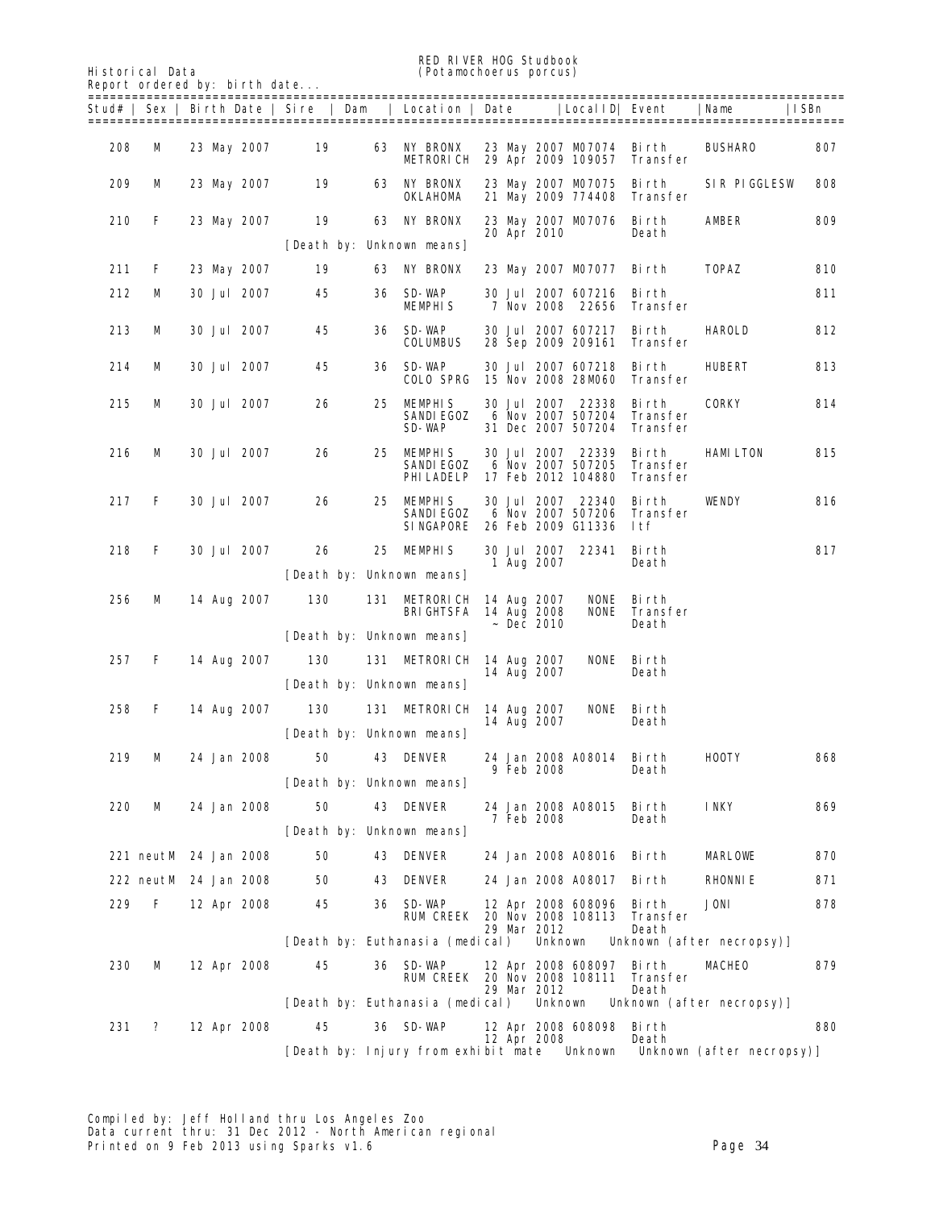RED RIVER HOG Studbook
(Potamochoerus porcus)

Historical Data
Report ordered by: birth date...

| Stud# | Sex | Birth Date | Sire | Dam | Location | Date | LocalID | Event | Name | ISBn |
|---|---|---|---|---|---|---|---|---|---|---|
| 208 | M | 23 May 2007 | 19 | 63 | NY BRONX | 23 May 2007 | M07074 | Birth | BUSHARO | 807 |
| | | | | | METRORICH | 29 Apr 2009 | 109057 | Transfer | | |
| 209 | M | 23 May 2007 | 19 | 63 | NY BRONX | 23 May 2007 | M07075 | Birth | SIR PIGGLESW | 808 |
| | | | | | OKLAHOMA | 21 May 2009 | 774408 | Transfer | | |
| 210 | F | 23 May 2007 | 19 | 63 | NY BRONX | 23 May 2007 | M07076 | Birth | AMBER | 809 |
| | | | | | | 20 Apr 2010 | | Death | | |
| | | | [Death by: Unknown means] | | | | | | | |
| 211 | F | 23 May 2007 | 19 | 63 | NY BRONX | 23 May 2007 | M07077 | Birth | TOPAZ | 810 |
| 212 | M | 30 Jul 2007 | 45 | 36 | SD-WAP | 30 Jul 2007 | 607216 | Birth | | 811 |
| | | | | | MEMPHIS | 7 Nov 2008 | 22656 | Transfer | | |
| 213 | M | 30 Jul 2007 | 45 | 36 | SD-WAP | 30 Jul 2007 | 607217 | Birth | HAROLD | 812 |
| | | | | | COLUMBUS | 28 Sep 2009 | 209161 | Transfer | | |
| 214 | M | 30 Jul 2007 | 45 | 36 | SD-WAP | 30 Jul 2007 | 607218 | Birth | HUBERT | 813 |
| | | | | | COLO SPRG | 15 Nov 2008 | 28M060 | Transfer | | |
| 215 | M | 30 Jul 2007 | 26 | 25 | MEMPHIS | 30 Jul 2007 | 22338 | Birth | CORKY | 814 |
| | | | | | SANDIEGOZ | 6 Nov 2007 | 507204 | Transfer | | |
| | | | | | SD-WAP | 31 Dec 2007 | 507204 | Transfer | | |
| 216 | M | 30 Jul 2007 | 26 | 25 | MEMPHIS | 30 Jul 2007 | 22339 | Birth | HAMILTON | 815 |
| | | | | | SANDIEGOZ | 6 Nov 2007 | 507205 | Transfer | | |
| | | | | | PHILADELP | 17 Feb 2012 | 104880 | Transfer | | |
| 217 | F | 30 Jul 2007 | 26 | 25 | MEMPHIS | 30 Jul 2007 | 22340 | Birth | WENDY | 816 |
| | | | | | SANDIEGOZ | 6 Nov 2007 | 507206 | Transfer | | |
| | | | | | SINGAPORE | 26 Feb 2009 | G11336 | Ltf | | |
| 218 | F | 30 Jul 2007 | 26 | 25 | MEMPHIS | 30 Jul 2007 | 22341 | Birth | | 817 |
| | | | | | | 1 Aug 2007 | | Death | | |
| | | | [Death by: Unknown means] | | | | | | | |
| 256 | M | 14 Aug 2007 | 130 | 131 | METRORICH | 14 Aug 2007 | NONE | Birth | | |
| | | | | | BRIGHTSFA | 14 Aug 2008 | NONE | Transfer | | |
| | | | | | | ~ Dec 2010 | | Death | | |
| | | | [Death by: Unknown means] | | | | | | | |
| 257 | F | 14 Aug 2007 | 130 | 131 | METRORICH | 14 Aug 2007 | NONE | Birth | | |
| | | | | | | 14 Aug 2007 | | Death | | |
| | | | [Death by: Unknown means] | | | | | | | |
| 258 | F | 14 Aug 2007 | 130 | 131 | METRORICH | 14 Aug 2007 | NONE | Birth | | |
| | | | | | | 14 Aug 2007 | | Death | | |
| | | | [Death by: Unknown means] | | | | | | | |
| 219 | M | 24 Jan 2008 | 50 | 43 | DENVER | 24 Jan 2008 | A08014 | Birth | HOOTY | 868 |
| | | | | | | 9 Feb 2008 | | Death | | |
| | | | [Death by: Unknown means] | | | | | | | |
| 220 | M | 24 Jan 2008 | 50 | 43 | DENVER | 24 Jan 2008 | A08015 | Birth | INKY | 869 |
| | | | | | | 7 Feb 2008 | | Death | | |
| | | | [Death by: Unknown means] | | | | | | | |
| 221 | neutM | 24 Jan 2008 | 50 | 43 | DENVER | 24 Jan 2008 | A08016 | Birth | MARLOWE | 870 |
| 222 | neutM | 24 Jan 2008 | 50 | 43 | DENVER | 24 Jan 2008 | A08017 | Birth | RHONNIE | 871 |
| 229 | F | 12 Apr 2008 | 45 | 36 | SD-WAP | 12 Apr 2008 | 608096 | Birth | JONI | 878 |
| | | | | | RUM CREEK | 20 Nov 2008 | 108113 | Transfer | | |
| | | | | | | 29 Mar 2012 | | Death | | |
| | | | [Death by: Euthanasia (medical) Unknown Unknown (after necropsy)] | | | | | | | |
| 230 | M | 12 Apr 2008 | 45 | 36 | SD-WAP | 12 Apr 2008 | 608097 | Birth | MACHEO | 879 |
| | | | | | RUM CREEK | 20 Nov 2008 | 108111 | Transfer | | |
| | | | | | | 29 Mar 2012 | | Death | | |
| | | | [Death by: Euthanasia (medical) Unknown Unknown (after necropsy)] | | | | | | | |
| 231 | ? | 12 Apr 2008 | 45 | 36 | SD-WAP | 12 Apr 2008 | 608098 | Birth | | 880 |
| | | | | | | 12 Apr 2008 | | Death | | |
| | | | [Death by: Injury from exhibit mate Unknown Unknown (after necropsy)] | | | | | | | |

Compiled by: Jeff Holland thru Los Angeles Zoo
Data current thru: 31 Dec 2012 - North American regional
Printed on 9 Feb 2013 using Sparks v1.6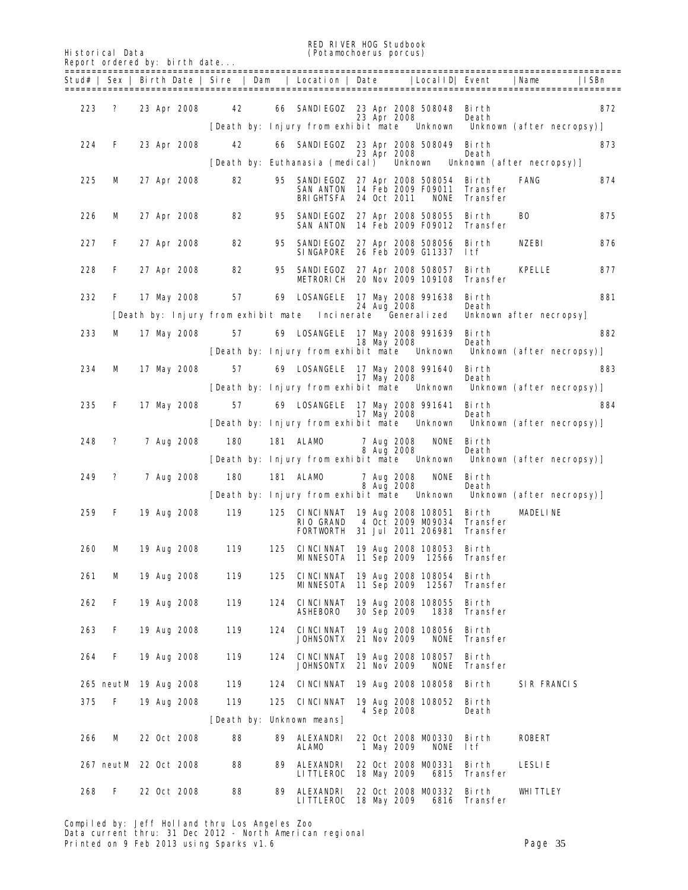RED RIVER HOG Studbook
(Potamochoerus porcus)

Historical Data
Report ordered by: birth date...

| Stud# | Sex | Birth Date | Sire | Dam | Location | Date | LocalID | Event | Name | ISBn |
|---|---|---|---|---|---|---|---|---|---|---|
| 223 | ? | 23 Apr 2008 | 42 | 66 | SANDIEGOZ | 23 Apr 2008 | 508048 | Birth | | 872 |
| | | | | | | 23 Apr 2008 | | Death | | |
| | | | [Death by: Injury from exhibit mate | | Unknown | | | Unknown (after necropsy)] | | |
| 224 | F | 23 Apr 2008 | 42 | 66 | SANDIEGOZ | 23 Apr 2008 | 508049 | Birth | | 873 |
| | | | | | | 23 Apr 2008 | | Death | | |
| | | | [Death by: Euthanasia (medical) | | Unknown | | | Unknown (after necropsy)] | | |
| 225 | M | 27 Apr 2008 | 82 | 95 | SANDIEGOZ | 27 Apr 2008 | 508054 | Birth | FANG | 874 |
| | | | | | SAN ANTON | 14 Feb 2009 | F09011 | Transfer | | |
| | | | | | BRIGHTSFA | 24 Oct 2011 | NONE | Transfer | | |
| 226 | M | 27 Apr 2008 | 82 | 95 | SANDIEGOZ | 27 Apr 2008 | 508055 | Birth | BO | 875 |
| | | | | | SAN ANTON | 14 Feb 2009 | F09012 | Transfer | | |
| 227 | F | 27 Apr 2008 | 82 | 95 | SANDIEGOZ | 27 Apr 2008 | 508056 | Birth | NZEBI | 876 |
| | | | | | SINGAPORE | 26 Feb 2009 | G11337 | Itf | | |
| 228 | F | 27 Apr 2008 | 82 | 95 | SANDIEGOZ | 27 Apr 2008 | 508057 | Birth | KPELLE | 877 |
| | | | | | METRORICH | 20 Nov 2009 | 109108 | Transfer | | |
| 232 | F | 17 May 2008 | 57 | 69 | LOSANGELE | 17 May 2008 | 991638 | Birth | | 881 |
| | | | | | | 24 Aug 2008 | | Death | | |
| | | [Death by: Injury from exhibit mate | | | Incinerate | | Generalized | Unknown after necropsy] | | |
| 233 | M | 17 May 2008 | 57 | 69 | LOSANGELE | 17 May 2008 | 991639 | Birth | | 882 |
| | | | | | | 18 May 2008 | | Death | | |
| | | | [Death by: Injury from exhibit mate | | Unknown | | | Unknown (after necropsy)] | | |
| 234 | M | 17 May 2008 | 57 | 69 | LOSANGELE | 17 May 2008 | 991640 | Birth | | 883 |
| | | | | | | 17 May 2008 | | Death | | |
| | | | [Death by: Injury from exhibit mate | | Unknown | | | Unknown (after necropsy)] | | |
| 235 | F | 17 May 2008 | 57 | 69 | LOSANGELE | 17 May 2008 | 991641 | Birth | | 884 |
| | | | | | | 17 May 2008 | | Death | | |
| | | | [Death by: Injury from exhibit mate | | Unknown | | | Unknown (after necropsy)] | | |
| 248 | ? | 7 Aug 2008 | 180 | 181 | ALAMO | 7 Aug 2008 | NONE | Birth | | |
| | | | | | | 8 Aug 2008 | | Death | | |
| | | | [Death by: Injury from exhibit mate | | Unknown | | | Unknown (after necropsy)] | | |
| 249 | ? | 7 Aug 2008 | 180 | 181 | ALAMO | 7 Aug 2008 | NONE | Birth | | |
| | | | | | | 8 Aug 2008 | | Death | | |
| | | | [Death by: Injury from exhibit mate | | Unknown | | | Unknown (after necropsy)] | | |
| 259 | F | 19 Aug 2008 | 119 | 125 | CINCINNAT | 19 Aug 2008 | 108051 | Birth | MADELINE | |
| | | | | | RIO GRAND | 4 Oct 2009 | M09034 | Transfer | | |
| | | | | | FORTWORTH | 31 Jul 2011 | 206981 | Transfer | | |
| 260 | M | 19 Aug 2008 | 119 | 125 | CINCINNAT | 19 Aug 2008 | 108053 | Birth | | |
| | | | | | MINNESOTA | 11 Sep 2009 | 12566 | Transfer | | |
| 261 | M | 19 Aug 2008 | 119 | 125 | CINCINNAT | 19 Aug 2008 | 108054 | Birth | | |
| | | | | | MINNESOTA | 11 Sep 2009 | 12567 | Transfer | | |
| 262 | F | 19 Aug 2008 | 119 | 124 | CINCINNAT | 19 Aug 2008 | 108055 | Birth | | |
| | | | | | ASHEBORO | 30 Sep 2009 | 1838 | Transfer | | |
| 263 | F | 19 Aug 2008 | 119 | 124 | CINCINNAT | 19 Aug 2008 | 108056 | Birth | | |
| | | | | | JOHNSONTX | 21 Nov 2009 | NONE | Transfer | | |
| 264 | F | 19 Aug 2008 | 119 | 124 | CINCINNAT | 19 Aug 2008 | 108057 | Birth | | |
| | | | | | JOHNSONTX | 21 Nov 2009 | NONE | Transfer | | |
| 265 | neutM | 19 Aug 2008 | 119 | 124 | CINCINNAT | 19 Aug 2008 | 108058 | Birth | SIR FRANCIS | |
| 375 | F | 19 Aug 2008 | 119 | 125 | CINCINNAT | 19 Aug 2008 | 108052 | Birth | | |
| | | | | | | 4 Sep 2008 | | Death | | |
| | | | [Death by: Unknown means] | | | | | | | |
| 266 | M | 22 Oct 2008 | 88 | 89 | ALEXANDRI | 22 Oct 2008 | M00330 | Birth | ROBERT | |
| | | | | | ALAMO | 1 May 2009 | NONE | Itf | | |
| 267 | neutM | 22 Oct 2008 | 88 | 89 | ALEXANDRI | 22 Oct 2008 | M00331 | Birth | LESLIE | |
| | | | | | LITTLEROC | 18 May 2009 | 6815 | Transfer | | |
| 268 | F | 22 Oct 2008 | 88 | 89 | ALEXANDRI | 22 Oct 2008 | M00332 | Birth | WHITTLEY | |
| | | | | | LITTLEROC | 18 May 2009 | 6816 | Transfer | | |

Compiled by: Jeff Holland thru Los Angeles Zoo
Data current thru: 31 Dec 2012 - North American regional
Printed on 9 Feb 2013 using Sparks v1.6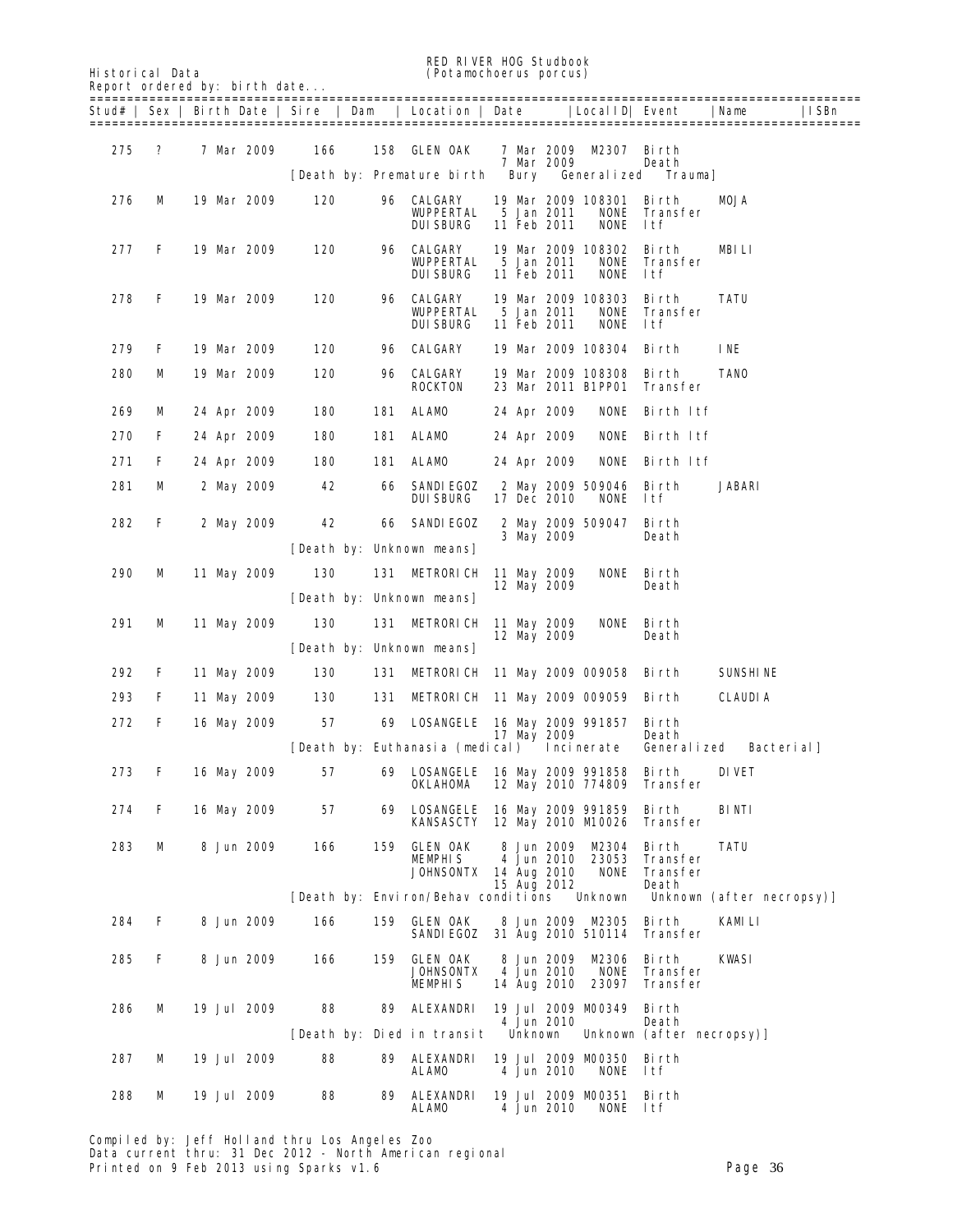RED RIVER HOG Studbook
(Potamochoerus porcus)

Historical Data
Report ordered by: birth date...

| Stud# | Sex | Birth Date | Sire | Dam | Location | Date | LocalID | Event | Name | ISBn |
|---|---|---|---|---|---|---|---|---|---|---|
| 275 | ? | 7 Mar 2009 | 166 | 158 | GLEN OAK | 7 Mar 2009 | M2307 | Birth | | |
| | | | | | | 7 Mar 2009 | | Death | | |
| | | [Death by: Premature birth | | | Bury | Generalized | | Trauma] | | |
| 276 | M | 19 Mar 2009 | 120 | 96 | CALGARY | 19 Mar 2009 | 108301 | Birth | MOJA | |
| | | | | | WUPPERTAL | 5 Jan 2011 | NONE | Transfer | | |
| | | | | | DUISBURG | 11 Feb 2011 | NONE | Itf | | |
| 277 | F | 19 Mar 2009 | 120 | 96 | CALGARY | 19 Mar 2009 | 108302 | Birth | MBILI | |
| | | | | | WUPPERTAL | 5 Jan 2011 | NONE | Transfer | | |
| | | | | | DUISBURG | 11 Feb 2011 | NONE | Itf | | |
| 278 | F | 19 Mar 2009 | 120 | 96 | CALGARY | 19 Mar 2009 | 108303 | Birth | TATU | |
| | | | | | WUPPERTAL | 5 Jan 2011 | NONE | Transfer | | |
| | | | | | DUISBURG | 11 Feb 2011 | NONE | Itf | | |
| 279 | F | 19 Mar 2009 | 120 | 96 | CALGARY | 19 Mar 2009 | 108304 | Birth | INE | |
| 280 | M | 19 Mar 2009 | 120 | 96 | CALGARY | 19 Mar 2009 | 108308 | Birth | TANO | |
| | | | | | ROCKTON | 23 Mar 2011 | B1PP01 | Transfer | | |
| 269 | M | 24 Apr 2009 | 180 | 181 | ALAMO | 24 Apr 2009 | NONE | Birth Itf | | |
| 270 | F | 24 Apr 2009 | 180 | 181 | ALAMO | 24 Apr 2009 | NONE | Birth Itf | | |
| 271 | F | 24 Apr 2009 | 180 | 181 | ALAMO | 24 Apr 2009 | NONE | Birth Itf | | |
| 281 | M | 2 May 2009 | 42 | 66 | SANDIEGOZ | 2 May 2009 | 509046 | Birth | JABARI | |
| | | | | | DUISBURG | 17 Dec 2010 | NONE | Itf | | |
| 282 | F | 2 May 2009 | 42 | 66 | SANDIEGOZ | 2 May 2009 | 509047 | Birth | | |
| | | | | | | 3 May 2009 | | Death | | |
| | | [Death by: Unknown means] | | | | | | | | |
| 290 | M | 11 May 2009 | 130 | 131 | METRORICH | 11 May 2009 | NONE | Birth | | |
| | | | | | | 12 May 2009 | | Death | | |
| | | [Death by: Unknown means] | | | | | | | | |
| 291 | M | 11 May 2009 | 130 | 131 | METRORICH | 11 May 2009 | NONE | Birth | | |
| | | | | | | 12 May 2009 | | Death | | |
| | | [Death by: Unknown means] | | | | | | | | |
| 292 | F | 11 May 2009 | 130 | 131 | METRORICH | 11 May 2009 | 009058 | Birth | SUNSHINE | |
| 293 | F | 11 May 2009 | 130 | 131 | METRORICH | 11 May 2009 | 009059 | Birth | CLAUDIA | |
| 272 | F | 16 May 2009 | 57 | 69 | LOSANGELE | 16 May 2009 | 991857 | Birth | | |
| | | | | | | 17 May 2009 | | Death | | |
| | | [Death by: Euthanasia (medical) | | | | Incinerate | | Generalized | Bacterial] | |
| 273 | F | 16 May 2009 | 57 | 69 | LOSANGELE | 16 May 2009 | 991858 | Birth | DIVET | |
| | | | | | OKLAHOMA | 12 May 2010 | 774809 | Transfer | | |
| 274 | F | 16 May 2009 | 57 | 69 | LOSANGELE | 16 May 2009 | 991859 | Birth | BINTI | |
| | | | | | KANSASCTY | 12 May 2010 | M10026 | Transfer | | |
| 283 | M | 8 Jun 2009 | 166 | 159 | GLEN OAK | 8 Jun 2009 | M2304 | Birth | TATU | |
| | | | | | MEMPHIS | 4 Jun 2010 | 23053 | Transfer | | |
| | | | | | JOHNSONTX | 14 Aug 2010 | NONE | Transfer | | |
| | | | | | | 15 Aug 2012 | | Death | | |
| | | [Death by: Environ/Behav conditions | | | | Unknown | | Unknown (after necropsy)] | | |
| 284 | F | 8 Jun 2009 | 166 | 159 | GLEN OAK | 8 Jun 2009 | M2305 | Birth | KAMILI | |
| | | | | | SANDIEGOZ | 31 Aug 2010 | 510114 | Transfer | | |
| 285 | F | 8 Jun 2009 | 166 | 159 | GLEN OAK | 8 Jun 2009 | M2306 | Birth | KWASI | |
| | | | | | JOHNSONTX | 4 Jun 2010 | NONE | Transfer | | |
| | | | | | MEMPHIS | 14 Aug 2010 | 23097 | Transfer | | |
| 286 | M | 19 Jul 2009 | 88 | 89 | ALEXANDRI | 19 Jul 2009 | M00349 | Birth | | |
| | | | | | | 4 Jun 2010 | | Death | | |
| | | [Death by: Died in transit | | | Unknown | | | Unknown (after necropsy)] | | |
| 287 | M | 19 Jul 2009 | 88 | 89 | ALEXANDRI | 19 Jul 2009 | M00350 | Birth | | |
| | | | | | ALAMO | 4 Jun 2010 | NONE | Itf | | |
| 288 | M | 19 Jul 2009 | 88 | 89 | ALEXANDRI | 19 Jul 2009 | M00351 | Birth | | |
| | | | | | ALAMO | 4 Jun 2010 | NONE | Itf | | |

Compiled by: Jeff Holland thru Los Angeles Zoo
Data current thru: 31 Dec 2012 - North American regional
Printed on 9 Feb 2013 using Sparks v1.6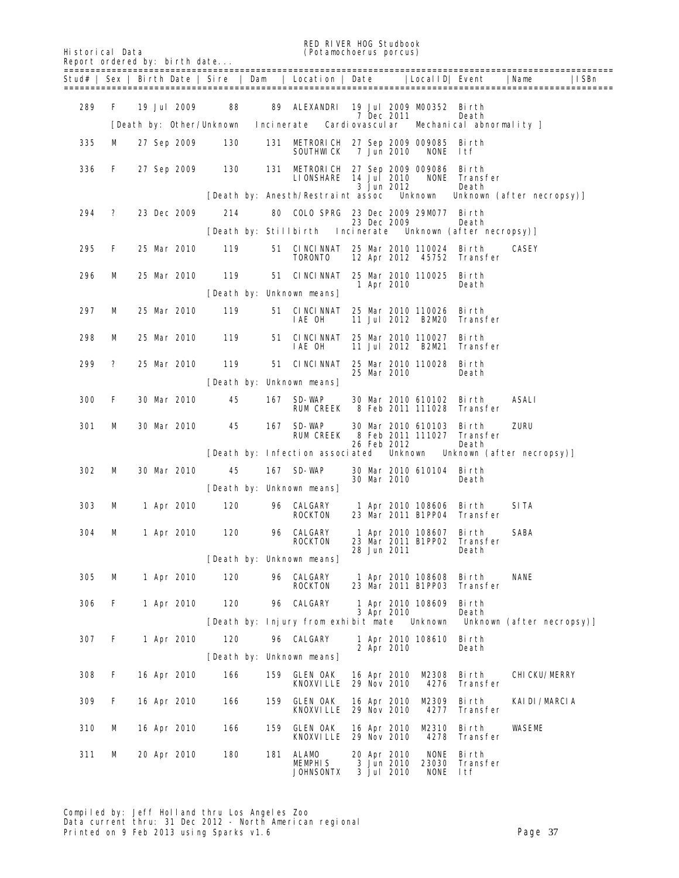RED RIVER HOG Studbook
(Potamochoerus porcus)

Historical Data
Report ordered by: birth date...

| Stud# | Sex | Birth Date | Sire | Dam | Location | Date | LocalID | Event | Name | ISBn |
|---|---|---|---|---|---|---|---|---|---|---|
| 289 | F | 19 Jul 2009 | 88 | 89 | ALEXANDRI | 19 Jul 2009 | M00352 | Birth | | |
| | | | | | | 7 Dec 2011 | | Death | | |
| | [Death by: Other/Unknown Incinerate Cardiovascular Mechanical abnormality ] | | | | | | | | | |
| 335 | M | 27 Sep 2009 | 130 | 131 | METRORICH | 27 Sep 2009 | 009085 | Birth | | |
| | | | | | SOUTHWICK | 7 Jun 2010 | NONE | ltf | | |
| 336 | F | 27 Sep 2009 | 130 | 131 | METRORICH | 27 Sep 2009 | 009086 | Birth | | |
| | | | | | LIONSHARE | 14 Jul 2010 | NONE | Transfer | | |
| | | | | | | 3 Jun 2012 | | Death | | |
| | | | [Death by: Anesth/Restraint assoc Unknown Unknown (after necropsy)] | | | | | | | |
| 294 | ? | 23 Dec 2009 | 214 | 80 | COLO SPRG | 23 Dec 2009 | 29M077 | Birth | | |
| | | | | | | 23 Dec 2009 | | Death | | |
| | | | [Death by: Stillbirth Incinerate Unknown (after necropsy)] | | | | | | | |
| 295 | F | 25 Mar 2010 | 119 | 51 | CINCINNAT | 25 Mar 2010 | 110024 | Birth | CASEY | |
| | | | | | TORONTO | 12 Apr 2012 | 45752 | Transfer | | |
| 296 | M | 25 Mar 2010 | 119 | 51 | CINCINNAT | 25 Mar 2010 | 110025 | Birth | | |
| | | | | | | 1 Apr 2010 | | Death | | |
| | | | [Death by: Unknown means] | | | | | | | |
| 297 | M | 25 Mar 2010 | 119 | 51 | CINCINNAT | 25 Mar 2010 | 110026 | Birth | | |
| | | | | | IAE OH | 11 Jul 2012 | B2M20 | Transfer | | |
| 298 | M | 25 Mar 2010 | 119 | 51 | CINCINNAT | 25 Mar 2010 | 110027 | Birth | | |
| | | | | | IAE OH | 11 Jul 2012 | B2M21 | Transfer | | |
| 299 | ? | 25 Mar 2010 | 119 | 51 | CINCINNAT | 25 Mar 2010 | 110028 | Birth | | |
| | | | | | | 25 Mar 2010 | | Death | | |
| | | | [Death by: Unknown means] | | | | | | | |
| 300 | F | 30 Mar 2010 | 45 | 167 | SD-WAP | 30 Mar 2010 | 610102 | Birth | ASALI | |
| | | | | | RUM CREEK | 8 Feb 2011 | 111028 | Transfer | | |
| 301 | M | 30 Mar 2010 | 45 | 167 | SD-WAP | 30 Mar 2010 | 610103 | Birth | ZURU | |
| | | | | | RUM CREEK | 8 Feb 2011 | 111027 | Transfer | | |
| | | | | | | 26 Feb 2012 | | Death | | |
| | | | [Death by: Infection associated Unknown Unknown (after necropsy)] | | | | | | | |
| 302 | M | 30 Mar 2010 | 45 | 167 | SD-WAP | 30 Mar 2010 | 610104 | Birth | | |
| | | | | | | 30 Mar 2010 | | Death | | |
| | | | [Death by: Unknown means] | | | | | | | |
| 303 | M | 1 Apr 2010 | 120 | 96 | CALGARY | 1 Apr 2010 | 108606 | Birth | SITA | |
| | | | | | ROCKTON | 23 Mar 2011 | B1PP04 | Transfer | | |
| 304 | M | 1 Apr 2010 | 120 | 96 | CALGARY | 1 Apr 2010 | 108607 | Birth | SABA | |
| | | | | | ROCKTON | 23 Mar 2011 | B1PP02 | Transfer | | |
| | | | | | | 28 Jun 2011 | | Death | | |
| | | | [Death by: Unknown means] | | | | | | | |
| 305 | M | 1 Apr 2010 | 120 | 96 | CALGARY | 1 Apr 2010 | 108608 | Birth | NANE | |
| | | | | | ROCKTON | 23 Mar 2011 | B1PP03 | Transfer | | |
| 306 | F | 1 Apr 2010 | 120 | 96 | CALGARY | 1 Apr 2010 | 108609 | Birth | | |
| | | | | | | 3 Apr 2010 | | Death | | |
| | | | [Death by: Injury from exhibit mate Unknown Unknown (after necropsy)] | | | | | | | |
| 307 | F | 1 Apr 2010 | 120 | 96 | CALGARY | 1 Apr 2010 | 108610 | Birth | | |
| | | | | | | 2 Apr 2010 | | Death | | |
| | | | [Death by: Unknown means] | | | | | | | |
| 308 | F | 16 Apr 2010 | 166 | 159 | GLEN OAK | 16 Apr 2010 | M2308 | Birth | CHICKU/MERRY | |
| | | | | | KNOXVILLE | 29 Nov 2010 | 4276 | Transfer | | |
| 309 | F | 16 Apr 2010 | 166 | 159 | GLEN OAK | 16 Apr 2010 | M2309 | Birth | KAIDI/MARCIA | |
| | | | | | KNOXVILLE | 29 Nov 2010 | 4277 | Transfer | | |
| 310 | M | 16 Apr 2010 | 166 | 159 | GLEN OAK | 16 Apr 2010 | M2310 | Birth | WASEME | |
| | | | | | KNOXVILLE | 29 Nov 2010 | 4278 | Transfer | | |
| 311 | M | 20 Apr 2010 | 180 | 181 | ALAMO | 20 Apr 2010 | NONE | Birth | | |
| | | | | | MEMPHIS | 3 Jun 2010 | 23030 | Transfer | | |
| | | | | | JOHNSONTX | 3 Jul 2010 | NONE | ltf | | |

Compiled by: Jeff Holland thru Los Angeles Zoo
Data current thru: 31 Dec 2012 - North American regional
Printed on 9 Feb 2013 using Sparks v1.6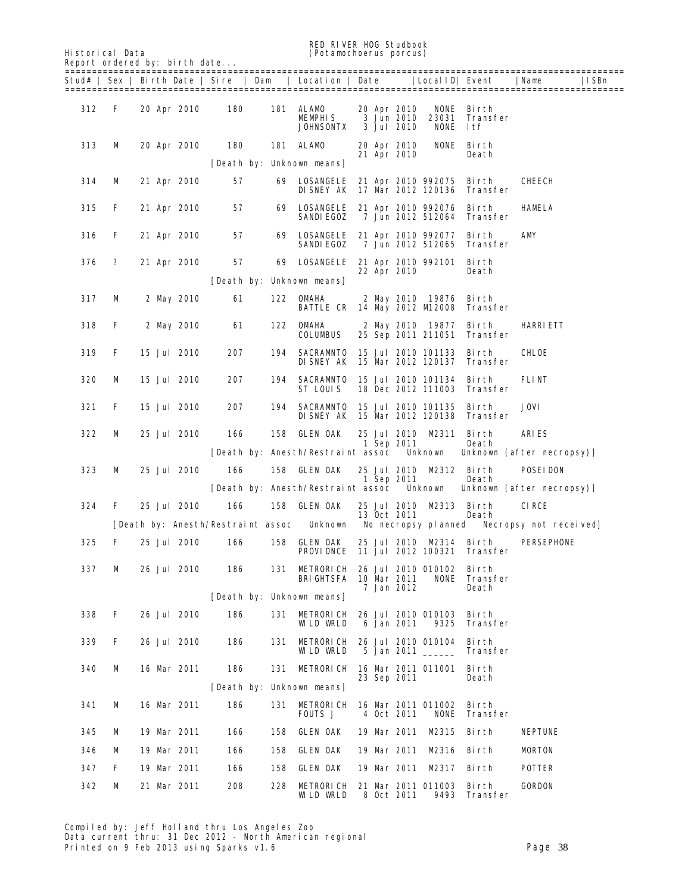Historical Data

RED RIVER HOG Studbook
(Potamochoerus porcus)

Report ordered by: birth date...

| Stud# | Sex | Birth Date | Sire | Dam | Location | Date | LocalID | Event | Name | ISBn |
|---|---|---|---|---|---|---|---|---|---|---|
| 312 | F | 20 Apr 2010 | 180 | 181 | ALAMO | 20 Apr 2010 | NONE | Birth | | |
| | | | | | MEMPHIS | 3 Jun 2010 | 23031 | Transfer | | |
| | | | | | JOHNSONTX | 3 Jul 2010 | NONE | ltf | | |
| 313 | M | 20 Apr 2010 | 180 | 181 | ALAMO | 20 Apr 2010 | NONE | Birth | | |
| | | | | | | 21 Apr 2010 | | Death | | |
| | | | [Death by: Unknown means] | | | | | | | |
| 314 | M | 21 Apr 2010 | 57 | 69 | LOSANGELE | 21 Apr 2010 | 992075 | Birth | CHEECH | |
| | | | | | DISNEY AK | 17 Mar 2012 | 120136 | Transfer | | |
| 315 | F | 21 Apr 2010 | 57 | 69 | LOSANGELE | 21 Apr 2010 | 992076 | Birth | HAMELA | |
| | | | | | SANDIEGOZ | 7 Jun 2012 | 512064 | Transfer | | |
| 316 | F | 21 Apr 2010 | 57 | 69 | LOSANGELE | 21 Apr 2010 | 992077 | Birth | AMY | |
| | | | | | SANDIEGOZ | 7 Jun 2012 | 512065 | Transfer | | |
| 376 | ? | 21 Apr 2010 | 57 | 69 | LOSANGELE | 21 Apr 2010 | 992101 | Birth | | |
| | | | | | | 22 Apr 2010 | | Death | | |
| | | | [Death by: Unknown means] | | | | | | | |
| 317 | M | 2 May 2010 | 61 | 122 | OMAHA | 2 May 2010 | 19876 | Birth | | |
| | | | | | BATTLE CR | 14 May 2012 | M12008 | Transfer | | |
| 318 | F | 2 May 2010 | 61 | 122 | OMAHA | 2 May 2010 | 19877 | Birth | HARRIETT | |
| | | | | | COLUMBUS | 25 Sep 2011 | 211051 | Transfer | | |
| 319 | F | 15 Jul 2010 | 207 | 194 | SACRAMNTO | 15 Jul 2010 | 101133 | Birth | CHLOE | |
| | | | | | DISNEY AK | 15 Mar 2012 | 120137 | Transfer | | |
| 320 | M | 15 Jul 2010 | 207 | 194 | SACRAMNTO | 15 Jul 2010 | 101134 | Birth | FLINT | |
| | | | | | ST LOUIS | 18 Dec 2012 | 111003 | Transfer | | |
| 321 | F | 15 Jul 2010 | 207 | 194 | SACRAMNTO | 15 Jul 2010 | 101135 | Birth | JOVI | |
| | | | | | DISNEY AK | 15 Mar 2012 | 120138 | Transfer | | |
| 322 | M | 25 Jul 2010 | 166 | 158 | GLEN OAK | 25 Jul 2010 | M2311 | Birth | ARIES | |
| | | | | | | 1 Sep 2011 | | Death | | |
| | | | [Death by: Anesth/Restraint assoc | | | Unknown | | Unknown (after necropsy)] | | |
| 323 | M | 25 Jul 2010 | 166 | 158 | GLEN OAK | 25 Jul 2010 | M2312 | Birth | POSEIDON | |
| | | | | | | 1 Sep 2011 | | Death | | |
| | | | [Death by: Anesth/Restraint assoc | | | Unknown | | Unknown (after necropsy)] | | |
| 324 | F | 25 Jul 2010 | 166 | 158 | GLEN OAK | 25 Jul 2010 | M2313 | Birth | CIRCE | |
| | | | | | | 13 Oct 2011 | | Death | | |
| | | [Death by: Anesth/Restraint assoc | | | Unknown | No necropsy planned | | | Necropsy not received] | |
| 325 | F | 25 Jul 2010 | 166 | 158 | GLEN OAK | 25 Jul 2010 | M2314 | Birth | PERSEPHONE | |
| | | | | | PROVIDNCE | 11 Jul 2012 | 100321 | Transfer | | |
| 337 | M | 26 Jul 2010 | 186 | 131 | METRORICH | 26 Jul 2010 | 010102 | Birth | | |
| | | | | | BRIGHTSFA | 10 Mar 2011 | NONE | Transfer | | |
| | | | | | | 7 Jan 2012 | | Death | | |
| | | | [Death by: Unknown means] | | | | | | | |
| 338 | F | 26 Jul 2010 | 186 | 131 | METRORICH | 26 Jul 2010 | 010103 | Birth | | |
| | | | | | WILD WRLD | 6 Jan 2011 | 9325 | Transfer | | |
| 339 | F | 26 Jul 2010 | 186 | 131 | METRORICH | 26 Jul 2010 | 010104 | Birth | | |
| | | | | | WILD WRLD | 5 Jan 2011 | ______ | Transfer | | |
| 340 | M | 16 Mar 2011 | 186 | 131 | METRORICH | 16 Mar 2011 | 011001 | Birth | | |
| | | | | | | 23 Sep 2011 | | Death | | |
| | | | [Death by: Unknown means] | | | | | | | |
| 341 | M | 16 Mar 2011 | 186 | 131 | METRORICH | 16 Mar 2011 | 011002 | Birth | | |
| | | | | | FOUTS J | 4 Oct 2011 | NONE | Transfer | | |
| 345 | M | 19 Mar 2011 | 166 | 158 | GLEN OAK | 19 Mar 2011 | M2315 | Birth | NEPTUNE | |
| 346 | M | 19 Mar 2011 | 166 | 158 | GLEN OAK | 19 Mar 2011 | M2316 | Birth | MORTON | |
| 347 | F | 19 Mar 2011 | 166 | 158 | GLEN OAK | 19 Mar 2011 | M2317 | Birth | POTTER | |
| 342 | M | 21 Mar 2011 | 208 | 228 | METRORICH | 21 Mar 2011 | 011003 | Birth | GORDON | |
| | | | | | WILD WRLD | 8 Oct 2011 | 9493 | Transfer | | |

Compiled by: Jeff Holland thru Los Angeles Zoo
Data current thru: 31 Dec 2012 - North American regional
Printed on 9 Feb 2013 using Sparks v1.6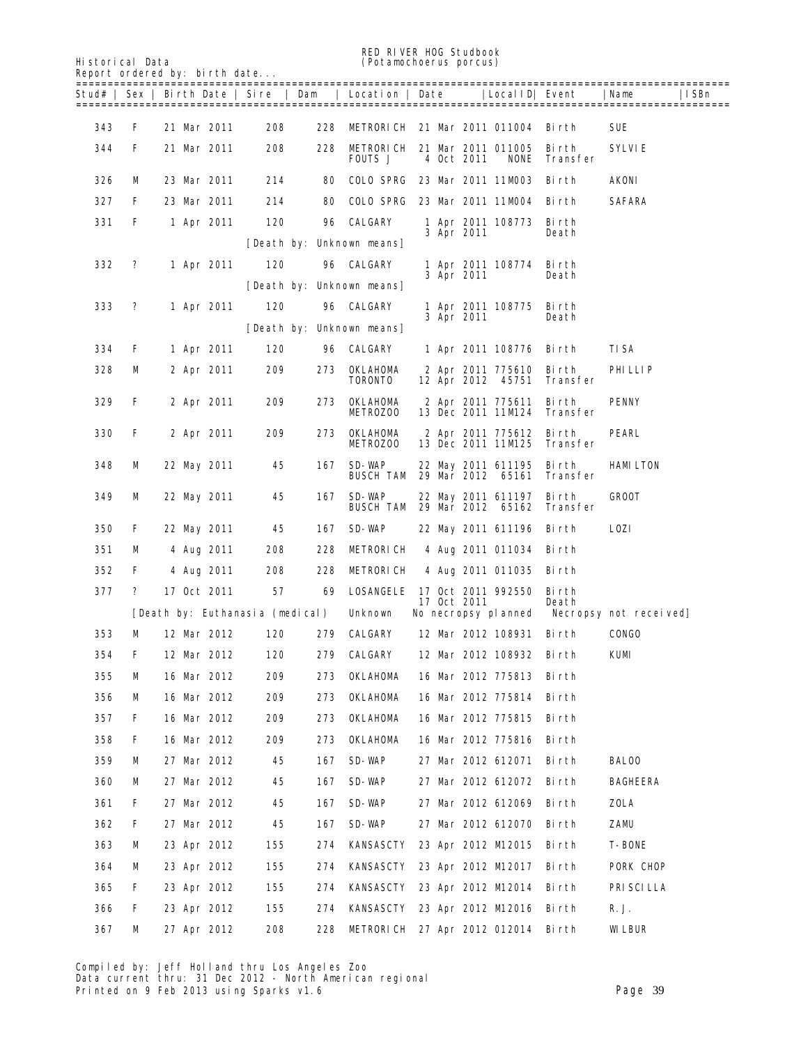Historical Data

RED RIVER HOG Studbook
(Potamochoerus porcus)

Report ordered by: birth date...

| Stud# | Sex | Birth Date | Sire | Dam | Location | Date | LocalID | Event | Name | ISBn |
|---|---|---|---|---|---|---|---|---|---|---|
| 343 | F | 21 Mar 2011 | 208 | 228 | METRORICH | 21 Mar 2011 | 011004 | Birth | SUE | |
| 344 | F | 21 Mar 2011 | 208 | 228 | METRORICH | 21 Mar 2011 | 011005 | Birth | SYLVIE | |
| | | | | | FOUTS J | 4 Oct 2011 | NONE | Transfer | | |
| 326 | M | 23 Mar 2011 | 214 | 80 | COLO SPRG | 23 Mar 2011 | 11M003 | Birth | AKONI | |
| 327 | F | 23 Mar 2011 | 214 | 80 | COLO SPRG | 23 Mar 2011 | 11M004 | Birth | SAFARA | |
| 331 | F | 1 Apr 2011 | 120 | 96 | CALGARY | 1 Apr 2011 | 108773 | Birth | | |
| | | | | | | 3 Apr 2011 | | Death | | |
| | | | [Death by: Unknown means] | | | | | | | |
| 332 | ? | 1 Apr 2011 | 120 | 96 | CALGARY | 1 Apr 2011 | 108774 | Birth | | |
| | | | | | | 3 Apr 2011 | | Death | | |
| | | | [Death by: Unknown means] | | | | | | | |
| 333 | ? | 1 Apr 2011 | 120 | 96 | CALGARY | 1 Apr 2011 | 108775 | Birth | | |
| | | | | | | 3 Apr 2011 | | Death | | |
| | | | [Death by: Unknown means] | | | | | | | |
| 334 | F | 1 Apr 2011 | 120 | 96 | CALGARY | 1 Apr 2011 | 108776 | Birth | TISA | |
| 328 | M | 2 Apr 2011 | 209 | 273 | OKLAHOMA | 2 Apr 2011 | 775610 | Birth | PHILLIP | |
| | | | | | TORONTO | 12 Apr 2012 | 45751 | Transfer | | |
| 329 | F | 2 Apr 2011 | 209 | 273 | OKLAHOMA | 2 Apr 2011 | 775611 | Birth | PENNY | |
| | | | | | METROZOO | 13 Dec 2011 | 11M124 | Transfer | | |
| 330 | F | 2 Apr 2011 | 209 | 273 | OKLAHOMA | 2 Apr 2011 | 775612 | Birth | PEARL | |
| | | | | | METROZOO | 13 Dec 2011 | 11M125 | Transfer | | |
| 348 | M | 22 May 2011 | 45 | 167 | SD-WAP | 22 May 2011 | 611195 | Birth | HAMILTON | |
| | | | | | BUSCH TAM | 29 Mar 2012 | 65161 | Transfer | | |
| 349 | M | 22 May 2011 | 45 | 167 | SD-WAP | 22 May 2011 | 611197 | Birth | GROOT | |
| | | | | | BUSCH TAM | 29 Mar 2012 | 65162 | Transfer | | |
| 350 | F | 22 May 2011 | 45 | 167 | SD-WAP | 22 May 2011 | 611196 | Birth | LOZI | |
| 351 | M | 4 Aug 2011 | 208 | 228 | METRORICH | 4 Aug 2011 | 011034 | Birth | | |
| 352 | F | 4 Aug 2011 | 208 | 228 | METRORICH | 4 Aug 2011 | 011035 | Birth | | |
| 377 | ? | 17 Oct 2011 | 57 | 69 | LOSANGELE | 17 Oct 2011 | 992550 | Birth | | |
| | | | | | | 17 Oct 2011 | | Death | | |
| | | [Death by: Euthanasia (medical) | | | Unknown | No necropsy planned | | | Necropsy not received] | |
| 353 | M | 12 Mar 2012 | 120 | 279 | CALGARY | 12 Mar 2012 | 108931 | Birth | CONGO | |
| 354 | F | 12 Mar 2012 | 120 | 279 | CALGARY | 12 Mar 2012 | 108932 | Birth | KUMI | |
| 355 | M | 16 Mar 2012 | 209 | 273 | OKLAHOMA | 16 Mar 2012 | 775813 | Birth | | |
| 356 | M | 16 Mar 2012 | 209 | 273 | OKLAHOMA | 16 Mar 2012 | 775814 | Birth | | |
| 357 | F | 16 Mar 2012 | 209 | 273 | OKLAHOMA | 16 Mar 2012 | 775815 | Birth | | |
| 358 | F | 16 Mar 2012 | 209 | 273 | OKLAHOMA | 16 Mar 2012 | 775816 | Birth | | |
| 359 | M | 27 Mar 2012 | 45 | 167 | SD-WAP | 27 Mar 2012 | 612071 | Birth | BALOO | |
| 360 | M | 27 Mar 2012 | 45 | 167 | SD-WAP | 27 Mar 2012 | 612072 | Birth | BAGHEERA | |
| 361 | F | 27 Mar 2012 | 45 | 167 | SD-WAP | 27 Mar 2012 | 612069 | Birth | ZOLA | |
| 362 | F | 27 Mar 2012 | 45 | 167 | SD-WAP | 27 Mar 2012 | 612070 | Birth | ZAMU | |
| 363 | M | 23 Apr 2012 | 155 | 274 | KANSASCTY | 23 Apr 2012 | M12015 | Birth | T-BONE | |
| 364 | M | 23 Apr 2012 | 155 | 274 | KANSASCTY | 23 Apr 2012 | M12017 | Birth | PORK CHOP | |
| 365 | F | 23 Apr 2012 | 155 | 274 | KANSASCTY | 23 Apr 2012 | M12014 | Birth | PRISCILLA | |
| 366 | F | 23 Apr 2012 | 155 | 274 | KANSASCTY | 23 Apr 2012 | M12016 | Birth | R.J. | |
| 367 | M | 27 Apr 2012 | 208 | 228 | METRORICH | 27 Apr 2012 | 012014 | Birth | WILBUR | |

Compiled by: Jeff Holland thru Los Angeles Zoo
Data current thru: 31 Dec 2012 - North American regional
Printed on 9 Feb 2013 using Sparks v1.6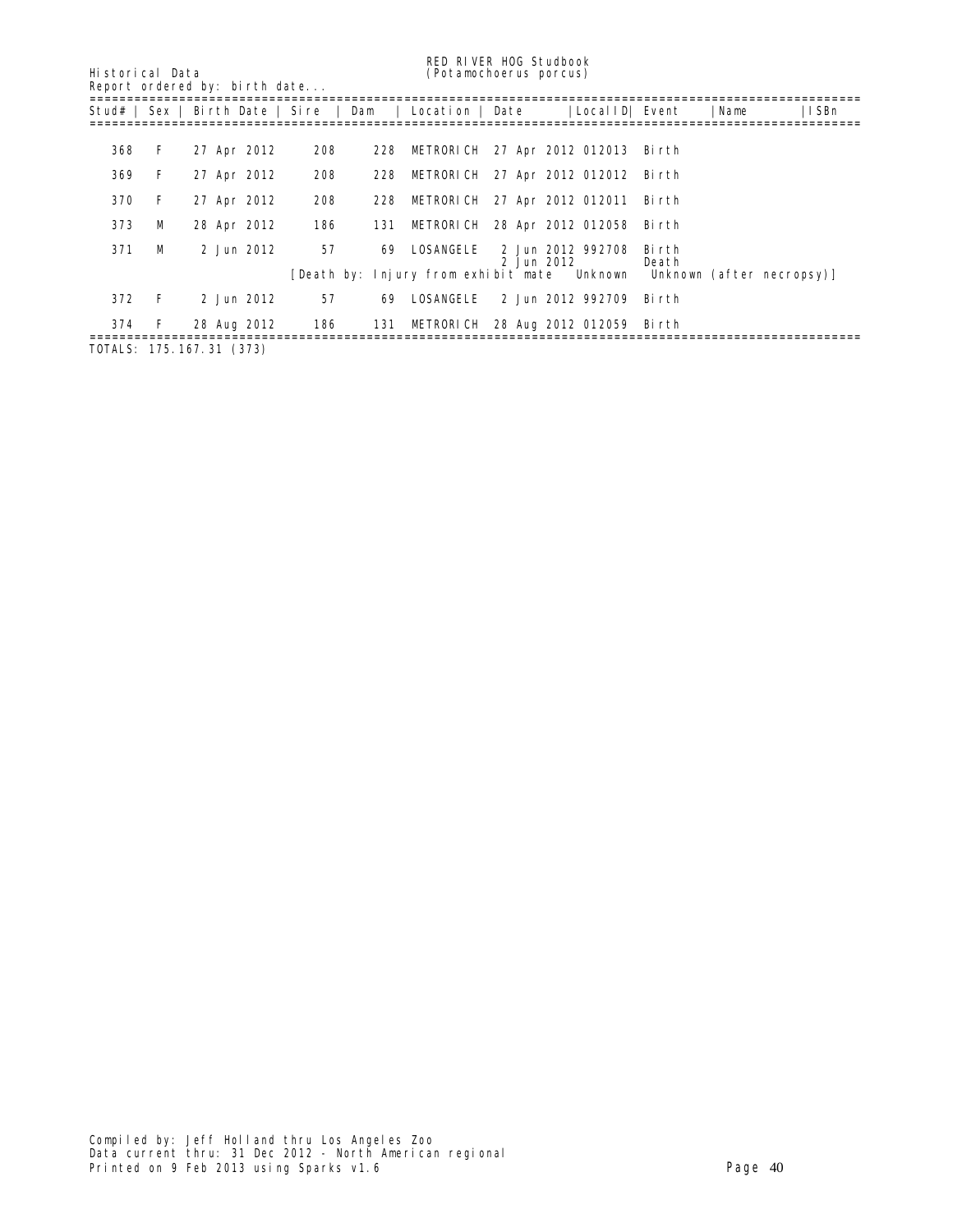Historical Data

RED RIVER HOG Studbook
(Potamochoerus porcus)

Report ordered by: birth date...

| Stud# | Sex | Birth Date | Sire | Dam | Location | Date | LocalID | Event | Name | ISBn |
|---|---|---|---|---|---|---|---|---|---|---|
| 368 | F | 27 Apr 2012 | 208 | 228 | METRORICH | 27 Apr 2012 | 012013 | Birth | | |
| 369 | F | 27 Apr 2012 | 208 | 228 | METRORICH | 27 Apr 2012 | 012012 | Birth | | |
| 370 | F | 27 Apr 2012 | 208 | 228 | METRORICH | 27 Apr 2012 | 012011 | Birth | | |
| 373 | M | 28 Apr 2012 | 186 | 131 | METRORICH | 28 Apr 2012 | 012058 | Birth | | |
| 371 | M | 2 Jun 2012 | 57 | 69 | LOSANGELE | 2 Jun 2012 | 992708 | Birth | | |
| | | | | | | 2 Jun 2012 | | Death | | |
| | | | [Death by: Injury from exhibit mate | | | Unknown | | Unknown (after necropsy)] | | |
| 372 | F | 2 Jun 2012 | 57 | 69 | LOSANGELE | 2 Jun 2012 | 992709 | Birth | | |
| 374 | F | 28 Aug 2012 | 186 | 131 | METRORICH | 28 Aug 2012 | 012059 | Birth | | |

TOTALS: 175.167.31 (373)

Compiled by: Jeff Holland thru Los Angeles Zoo
Data current thru: 31 Dec 2012 - North American regional
Printed on 9 Feb 2013 using Sparks v1.6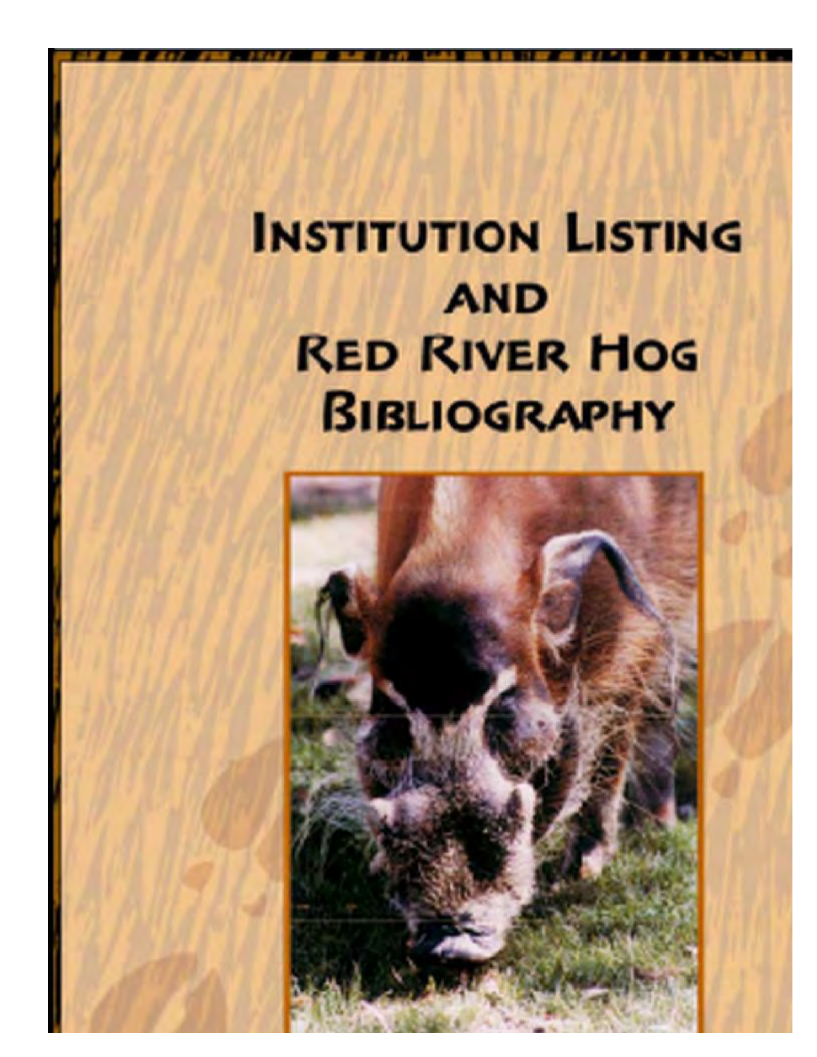# Institution Listing and Red River Hog Bibliography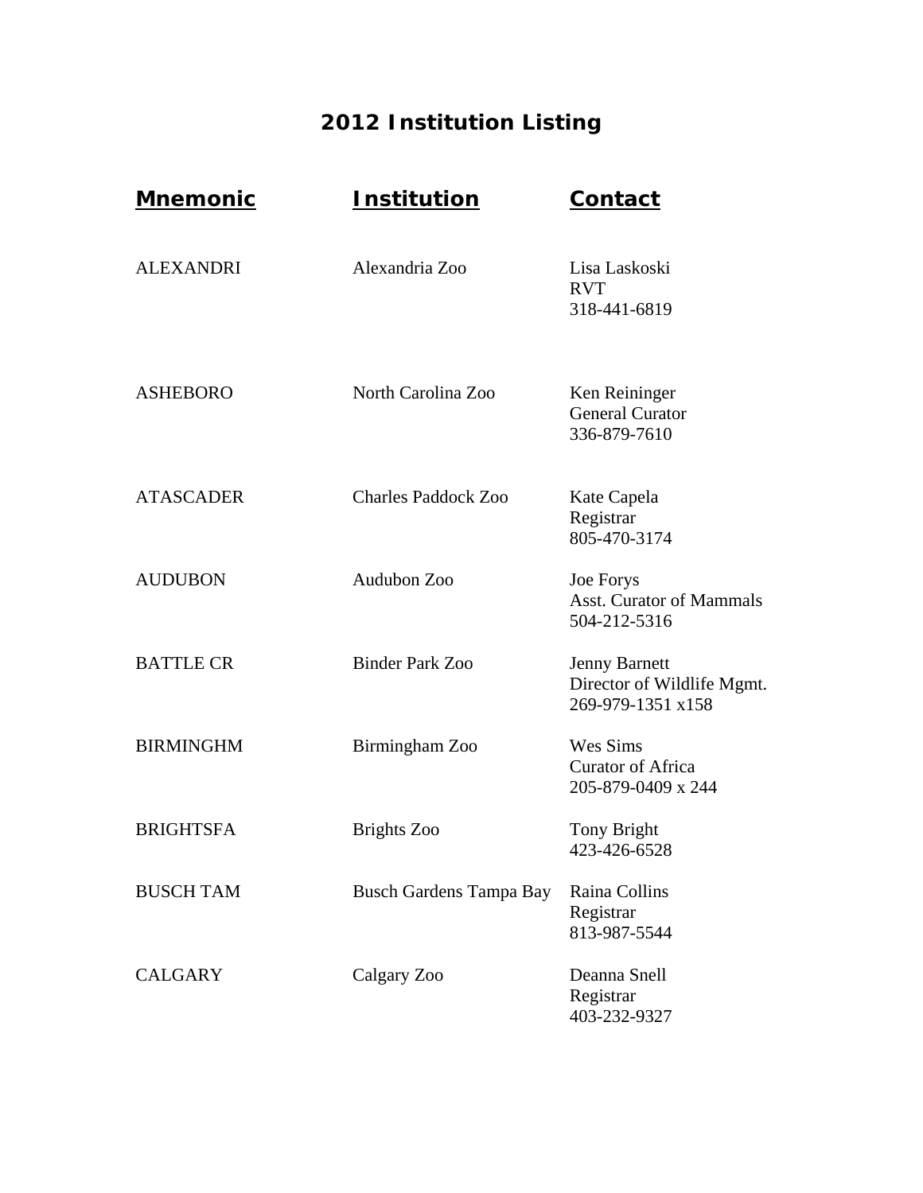# 2012 Institution Listing

| Mnemonic | Institution | Contact |
| --- | --- | --- |
| ALEXANDRI | Alexandria Zoo | Lisa Laskoski<br>RVT<br>318-441-6819 |
| ASHEBORO | North Carolina Zoo | Ken Reininger<br>General Curator<br>336-879-7610 |
| ATASCADER | Charles Paddock Zoo | Kate Capela<br>Registrar<br>805-470-3174 |
| AUDUBON | Audubon Zoo | Joe Forys<br>Asst. Curator of Mammals<br>504-212-5316 |
| BATTLE CR | Binder Park Zoo | Jenny Barnett<br>Director of Wildlife Mgmt.<br>269-979-1351 x158 |
| BIRMINGHM | Birmingham Zoo | Wes Sims<br>Curator of Africa<br>205-879-0409 x 244 |
| BRIGHTSFA | Brights Zoo | Tony Bright<br>423-426-6528 |
| BUSCH TAM | Busch Gardens Tampa Bay | Raina Collins<br>Registrar<br>813-987-5544 |
| CALGARY | Calgary Zoo | Deanna Snell<br>Registrar<br>403-232-9327 |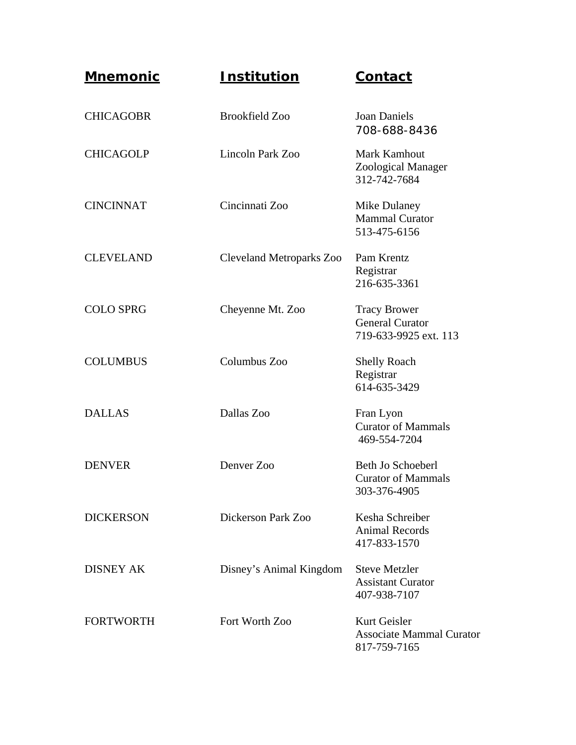| Mnemonic | Institution | Contact |
|---|---|---|
| CHICAGOBR | Brookfield Zoo | Joan Daniels<br>708-688-8436 |
| CHICAGOLP | Lincoln Park Zoo | Mark Kamhout<br>Zoological Manager<br>312-742-7684 |
| CINCINNAT | Cincinnati Zoo | Mike Dulaney<br>Mammal Curator<br>513-475-6156 |
| CLEVELAND | Cleveland Metroparks Zoo | Pam Krentz<br>Registrar<br>216-635-3361 |
| COLO SPRG | Cheyenne Mt. Zoo | Tracy Brower<br>General Curator<br>719-633-9925 ext. 113 |
| COLUMBUS | Columbus Zoo | Shelly Roach<br>Registrar<br>614-635-3429 |
| DALLAS | Dallas Zoo | Fran Lyon<br>Curator of Mammals<br>469-554-7204 |
| DENVER | Denver Zoo | Beth Jo Schoeberl<br>Curator of Mammals<br>303-376-4905 |
| DICKERSON | Dickerson Park Zoo | Kesha Schreiber<br>Animal Records<br>417-833-1570 |
| DISNEY AK | Disney's Animal Kingdom | Steve Metzler<br>Assistant Curator<br>407-938-7107 |
| FORTWORTH | Fort Worth Zoo | Kurt Geisler<br>Associate Mammal Curator<br>817-759-7165 |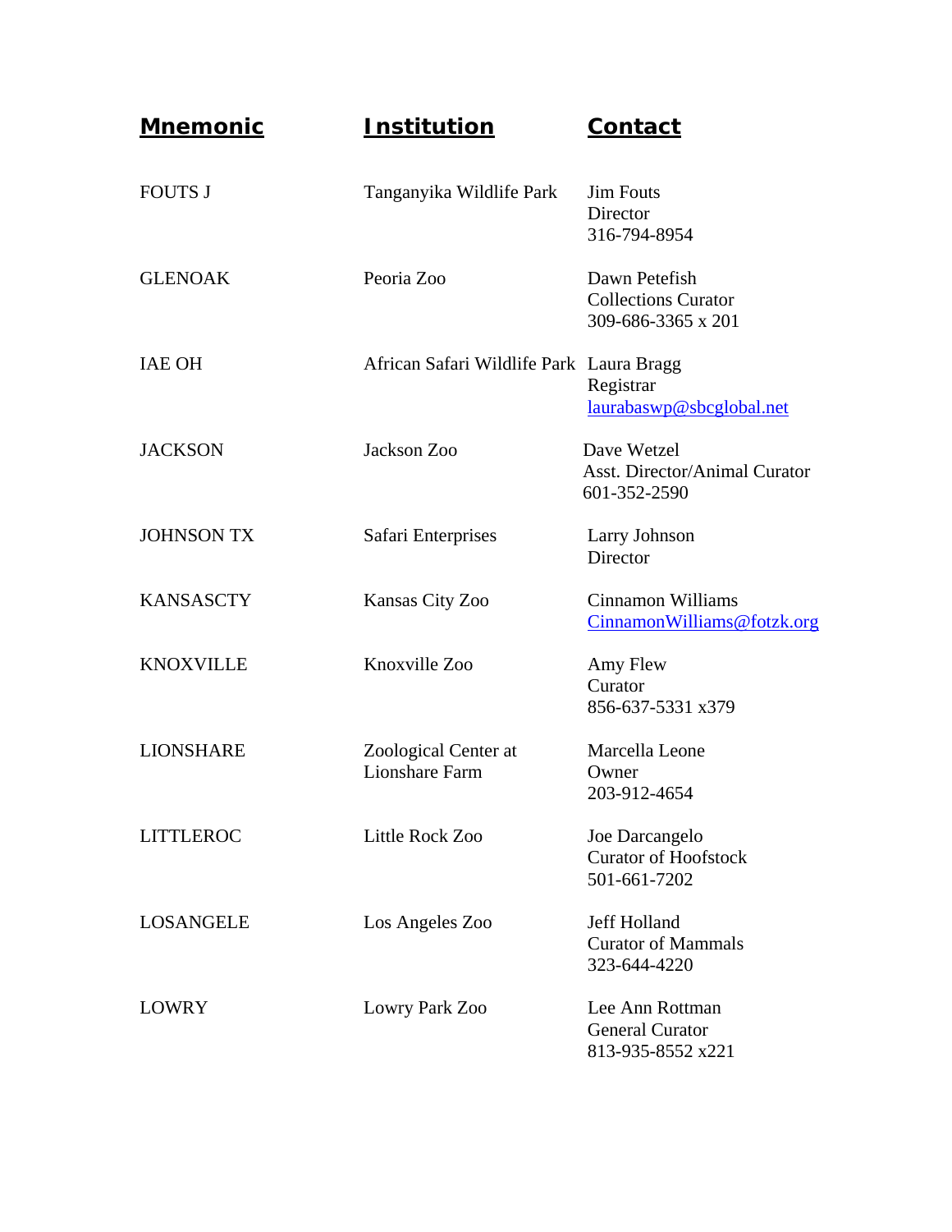| Mnemonic | Institution | Contact |
|---|---|---|
| FOUTS J | Tanganyika Wildlife Park | Jim Fouts<br>Director<br>316-794-8954 |
| GLENOAK | Peoria Zoo | Dawn Petefish<br>Collections Curator<br>309-686-3365 x 201 |
| IAE OH | African Safari Wildlife Park | Laura Bragg<br>Registrar<br>laurabaswp@sbcglobal.net |
| JACKSON | Jackson Zoo | Dave Wetzel<br>Asst. Director/Animal Curator<br>601-352-2590 |
| JOHNSON TX | Safari Enterprises | Larry Johnson<br>Director |
| KANSASCTY | Kansas City Zoo | Cinnamon Williams<br>CinnamonWilliams@fotzk.org |
| KNOXVILLE | Knoxville Zoo | Amy Flew<br>Curator<br>856-637-5331 x379 |
| LIONSHARE | Zoological Center at Lionshare Farm | Marcella Leone<br>Owner<br>203-912-4654 |
| LITTLEROC | Little Rock Zoo | Joe Darcangelo<br>Curator of Hoofstock<br>501-661-7202 |
| LOSANGELE | Los Angeles Zoo | Jeff Holland<br>Curator of Mammals<br>323-644-4220 |
| LOWRY | Lowry Park Zoo | Lee Ann Rottman<br>General Curator<br>813-935-8552 x221 |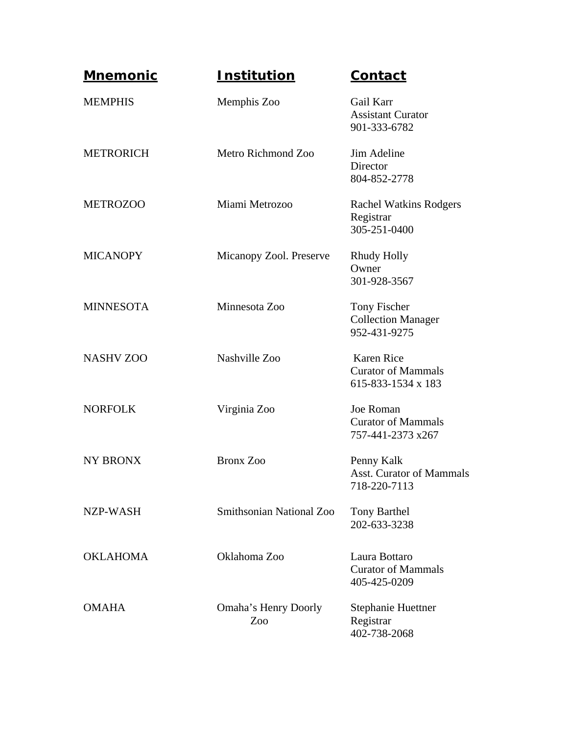| Mnemonic | Institution | Contact |
|---|---|---|
| MEMPHIS | Memphis Zoo | Gail Karr<br>Assistant Curator<br>901-333-6782 |
| METRORICH | Metro Richmond Zoo | Jim Adeline<br>Director<br>804-852-2778 |
| METROZOO | Miami Metrozoo | Rachel Watkins Rodgers<br>Registrar<br>305-251-0400 |
| MICANOPY | Micanopy Zool. Preserve | Rhudy Holly<br>Owner<br>301-928-3567 |
| MINNESOTA | Minnesota Zoo | Tony Fischer<br>Collection Manager<br>952-431-9275 |
| NASHV ZOO | Nashville Zoo | Karen Rice<br>Curator of Mammals<br>615-833-1534 x 183 |
| NORFOLK | Virginia Zoo | Joe Roman<br>Curator of Mammals<br>757-441-2373 x267 |
| NY BRONX | Bronx Zoo | Penny Kalk<br>Asst. Curator of Mammals<br>718-220-7113 |
| NZP-WASH | Smithsonian National Zoo | Tony Barthel<br>202-633-3238 |
| OKLAHOMA | Oklahoma Zoo | Laura Bottaro<br>Curator of Mammals<br>405-425-0209 |
| OMAHA | Omaha's Henry Doorly Zoo | Stephanie Huettner<br>Registrar<br>402-738-2068 |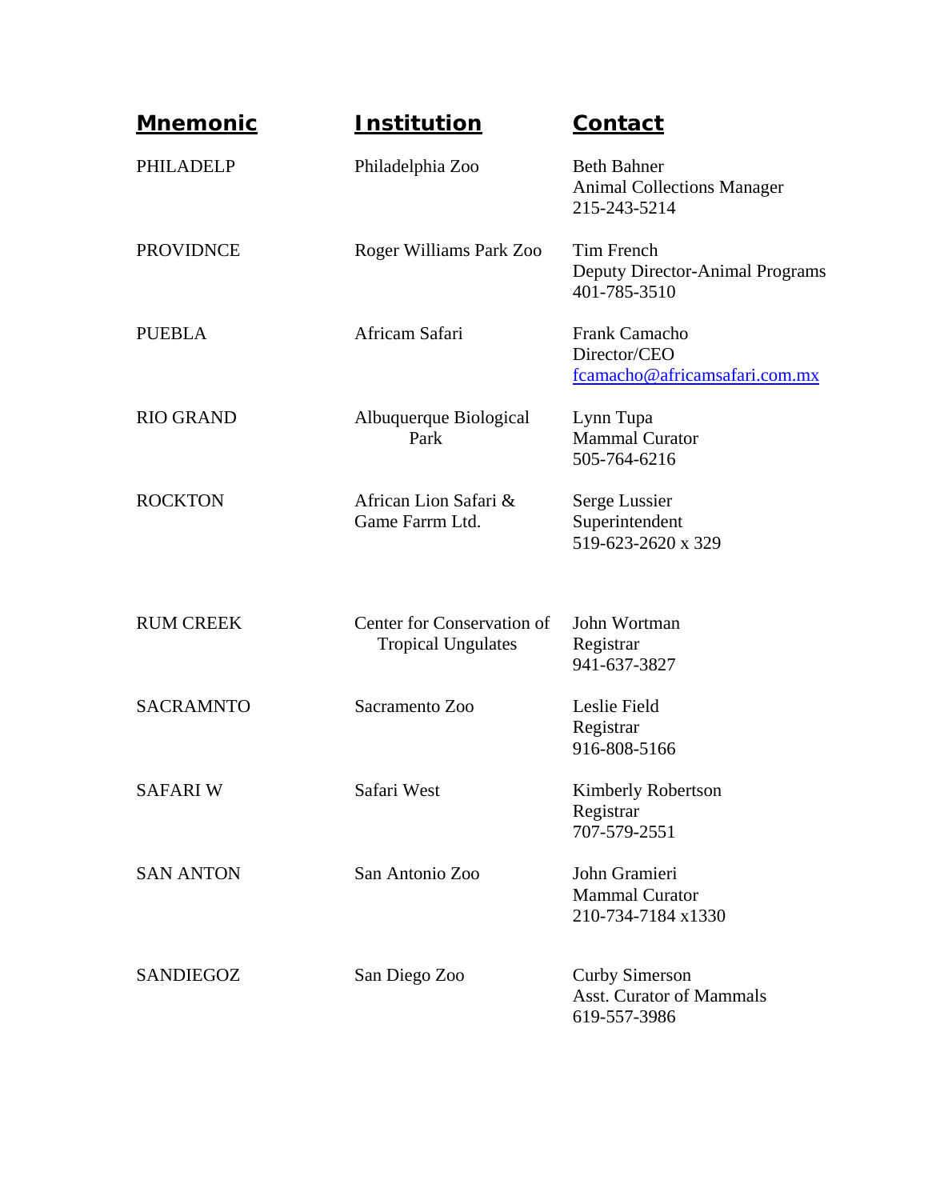| Mnemonic | Institution | Contact |
|---|---|---|
| PHILADELP | Philadelphia Zoo | Beth Bahner<br>Animal Collections Manager<br>215-243-5214 |
| PROVIDNCE | Roger Williams Park Zoo | Tim French<br>Deputy Director-Animal Programs<br>401-785-3510 |
| PUEBLA | Africam Safari | Frank Camacho<br>Director/CEO<br>fcamacho@africamsafari.com.mx |
| RIO GRAND | Albuquerque Biological Park | Lynn Tupa<br>Mammal Curator<br>505-764-6216 |
| ROCKTON | African Lion Safari & Game Farrm Ltd. | Serge Lussier<br>Superintendent<br>519-623-2620 x 329 |
| RUM CREEK | Center for Conservation of Tropical Ungulates | John Wortman<br>Registrar<br>941-637-3827 |
| SACRAMNTO | Sacramento Zoo | Leslie Field<br>Registrar<br>916-808-5166 |
| SAFARI W | Safari West | Kimberly Robertson<br>Registrar<br>707-579-2551 |
| SAN ANTON | San Antonio Zoo | John Gramieri<br>Mammal Curator<br>210-734-7184 x1330 |
| SANDIEGOZ | San Diego Zoo | Curby Simerson<br>Asst. Curator of Mammals<br>619-557-3986 |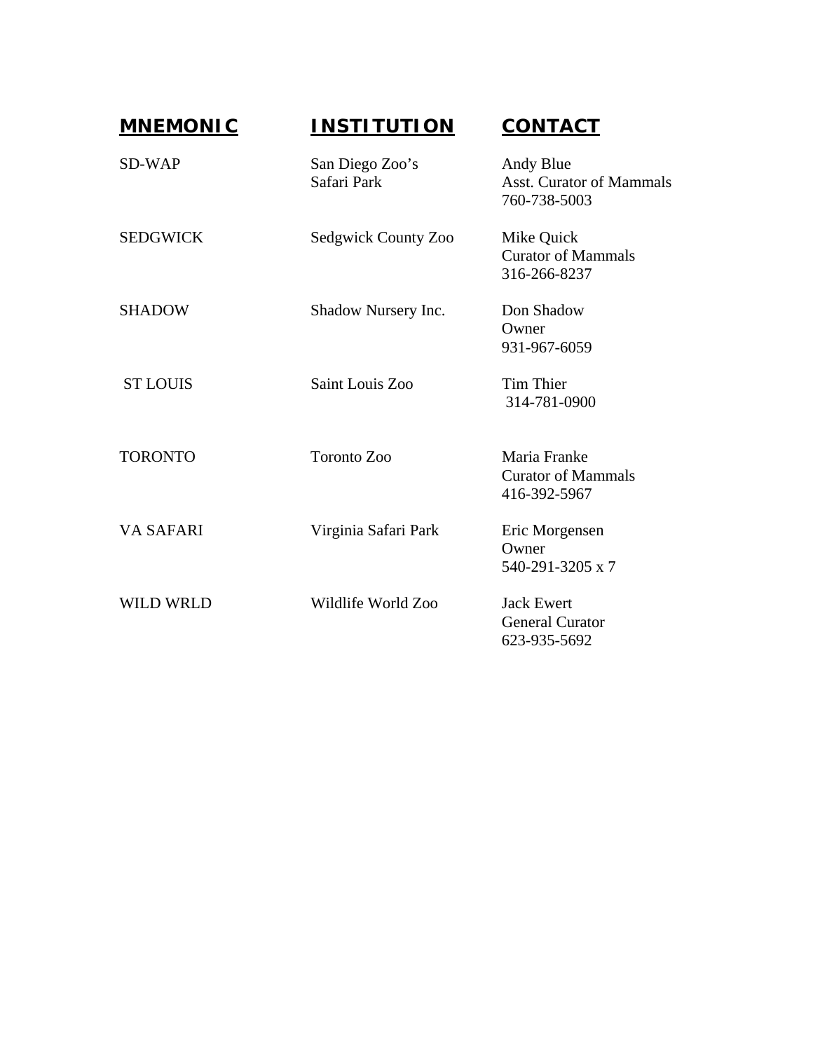| MNEMONIC | INSTITUTION | CONTACT |
|---|---|---|
| SD-WAP | San Diego Zoo's Safari Park | Andy Blue<br>Asst. Curator of Mammals<br>760-738-5003 |
| SEDGWICK | Sedgwick County Zoo | Mike Quick<br>Curator of Mammals<br>316-266-8237 |
| SHADOW | Shadow Nursery Inc. | Don Shadow<br>Owner<br>931-967-6059 |
| ST LOUIS | Saint Louis Zoo | Tim Thier<br>314-781-0900 |
| TORONTO | Toronto Zoo | Maria Franke<br>Curator of Mammals<br>416-392-5967 |
| VA SAFARI | Virginia Safari Park | Eric Morgensen<br>Owner<br>540-291-3205 x 7 |
| WILD WRLD | Wildlife World Zoo | Jack Ewert<br>General Curator<br>623-935-5692 |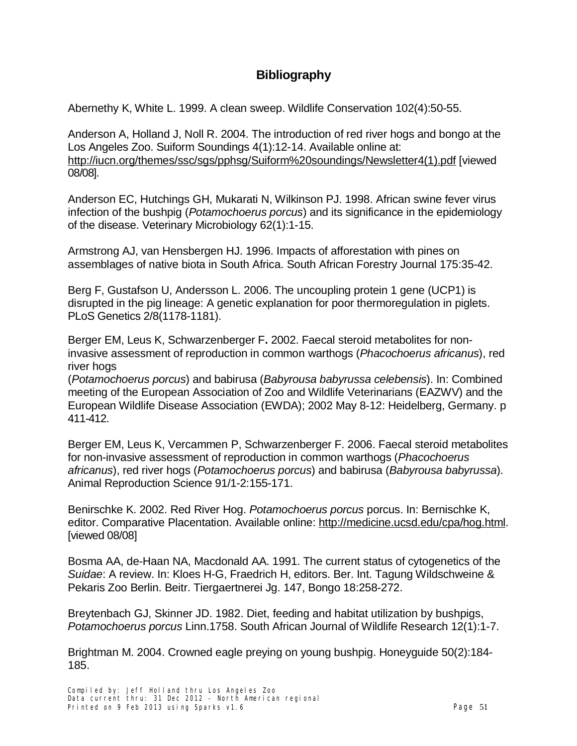# Bibliography

Abernethy K, White L. 1999. A clean sweep. Wildlife Conservation 102(4):50-55.

Anderson A, Holland J, Noll R. 2004. The introduction of red river hogs and bongo at the Los Angeles Zoo. Suiform Soundings 4(1):12-14. Available online at: http://iucn.org/themes/ssc/sgs/pphsg/Suiform%20soundings/Newsletter4(1).pdf [viewed 08/08].

Anderson EC, Hutchings GH, Mukarati N, Wilkinson PJ. 1998. African swine fever virus infection of the bushpig (*Potamochoerus porcus*) and its significance in the epidemiology of the disease. Veterinary Microbiology 62(1):1-15.

Armstrong AJ, van Hensbergen HJ. 1996. Impacts of afforestation with pines on assemblages of native biota in South Africa. South African Forestry Journal 175:35-42.

Berg F, Gustafson U, Andersson L. 2006. The uncoupling protein 1 gene (UCP1) is disrupted in the pig lineage: A genetic explanation for poor thermoregulation in piglets. PLoS Genetics 2/8(1178-1181).

Berger EM, Leus K, Schwarzenberger F**.** 2002. Faecal steroid metabolites for non-invasive assessment of reproduction in common warthogs (*Phacochoerus africanus*), red river hogs (*Potamochoerus porcus*) and babirusa (*Babyrousa babyrussa celebensis*). In: Combined meeting of the European Association of Zoo and Wildlife Veterinarians (EAZWV) and the European Wildlife Disease Association (EWDA); 2002 May 8-12: Heidelberg, Germany. p 411-412.

Berger EM, Leus K, Vercammen P, Schwarzenberger F. 2006. Faecal steroid metabolites for non-invasive assessment of reproduction in common warthogs (*Phacochoerus africanus*), red river hogs (*Potamochoerus porcus*) and babirusa (*Babyrousa babyrussa*). Animal Reproduction Science 91/1-2:155-171.

Benirschke K. 2002. Red River Hog. *Potamochoerus porcus* porcus. In: Bernischke K, editor. Comparative Placentation. Available online: http://medicine.ucsd.edu/cpa/hog.html. [viewed 08/08]

Bosma AA, de-Haan NA, Macdonald AA. 1991. The current status of cytogenetics of the *Suidae*: A review. In: Kloes H-G, Fraedrich H, editors. Ber. Int. Tagung Wildschweine & Pekaris Zoo Berlin. Beitr. Tiergaertnerei Jg. 147, Bongo 18:258-272.

Breytenbach GJ, Skinner JD. 1982. Diet, feeding and habitat utilization by bushpigs, *Potamochoerus porcus* Linn.1758. South African Journal of Wildlife Research 12(1):1-7.

Brightman M. 2004. Crowned eagle preying on young bushpig. Honeyguide 50(2):184-185.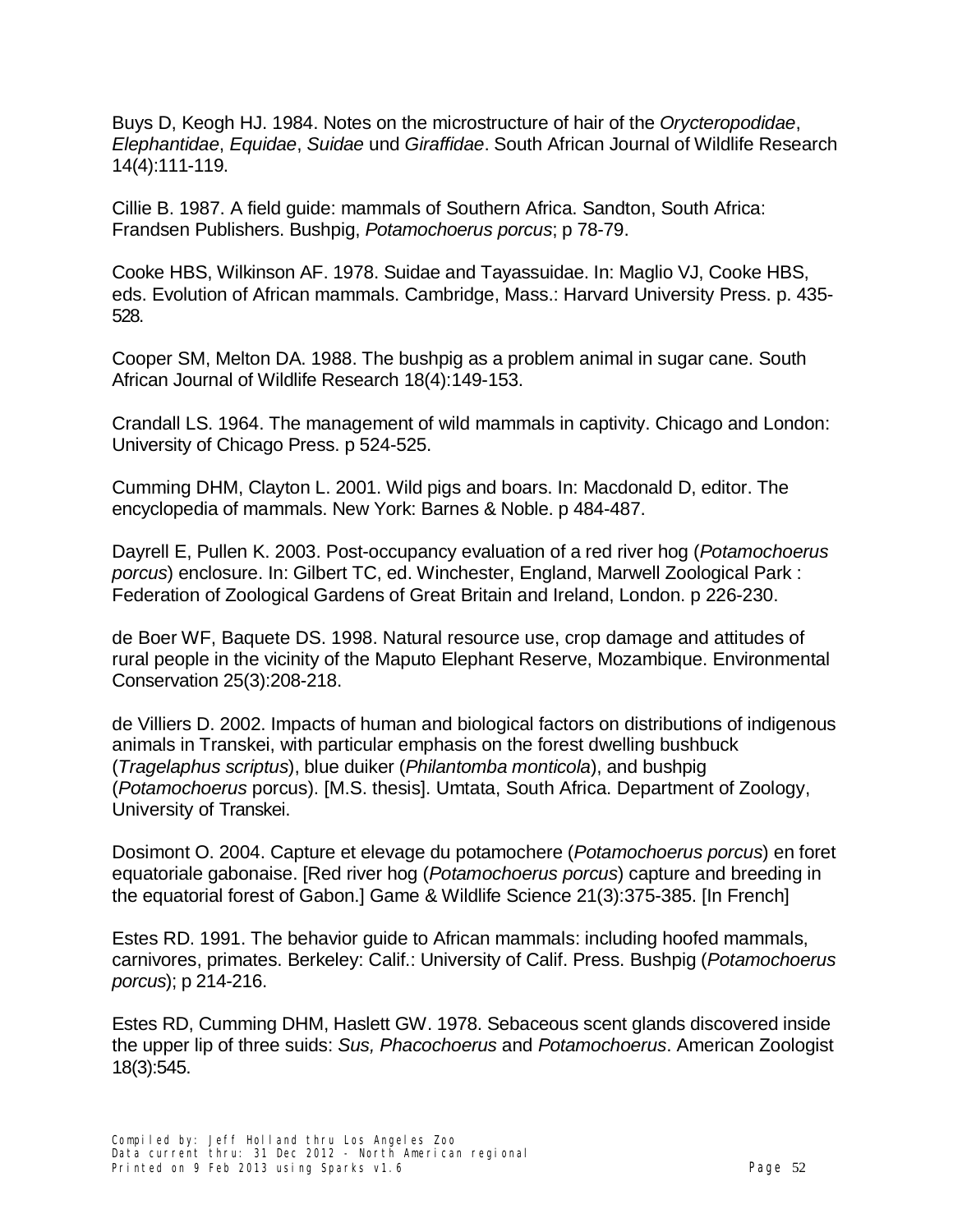Buys D, Keogh HJ. 1984. Notes on the microstructure of hair of the *Orycteropodidae*, *Elephantidae*, *Equidae*, *Suidae* und *Giraffidae*. South African Journal of Wildlife Research 14(4):111-119.

Cillie B. 1987. A field guide: mammals of Southern Africa. Sandton, South Africa: Frandsen Publishers. Bushpig, *Potamochoerus porcus*; p 78-79.

Cooke HBS, Wilkinson AF. 1978. Suidae and Tayassuidae. In: Maglio VJ, Cooke HBS, eds. Evolution of African mammals. Cambridge, Mass.: Harvard University Press. p. 435-528.

Cooper SM, Melton DA. 1988. The bushpig as a problem animal in sugar cane. South African Journal of Wildlife Research 18(4):149-153.

Crandall LS. 1964. The management of wild mammals in captivity. Chicago and London: University of Chicago Press. p 524-525.

Cumming DHM, Clayton L. 2001. Wild pigs and boars. In: Macdonald D, editor. The encyclopedia of mammals. New York: Barnes & Noble. p 484-487.

Dayrell E, Pullen K. 2003. Post-occupancy evaluation of a red river hog (*Potamochoerus porcus*) enclosure. In: Gilbert TC, ed. Winchester, England, Marwell Zoological Park : Federation of Zoological Gardens of Great Britain and Ireland, London. p 226-230.

de Boer WF, Baquete DS. 1998. Natural resource use, crop damage and attitudes of rural people in the vicinity of the Maputo Elephant Reserve, Mozambique. Environmental Conservation 25(3):208-218.

de Villiers D. 2002. Impacts of human and biological factors on distributions of indigenous animals in Transkei, with particular emphasis on the forest dwelling bushbuck (*Tragelaphus scriptus*), blue duiker (*Philantomba monticola*), and bushpig (*Potamochoerus* porcus). [M.S. thesis]. Umtata, South Africa. Department of Zoology, University of Transkei.

Dosimont O. 2004. Capture et elevage du potamochere (*Potamochoerus porcus*) en foret equatoriale gabonaise. [Red river hog (*Potamochoerus porcus*) capture and breeding in the equatorial forest of Gabon.] Game & Wildlife Science 21(3):375-385. [In French]

Estes RD. 1991. The behavior guide to African mammals: including hoofed mammals, carnivores, primates. Berkeley: Calif.: University of Calif. Press. Bushpig (*Potamochoerus porcus*); p 214-216.

Estes RD, Cumming DHM, Haslett GW. 1978. Sebaceous scent glands discovered inside the upper lip of three suids: *Sus, Phacochoerus* and *Potamochoerus*. American Zoologist 18(3):545.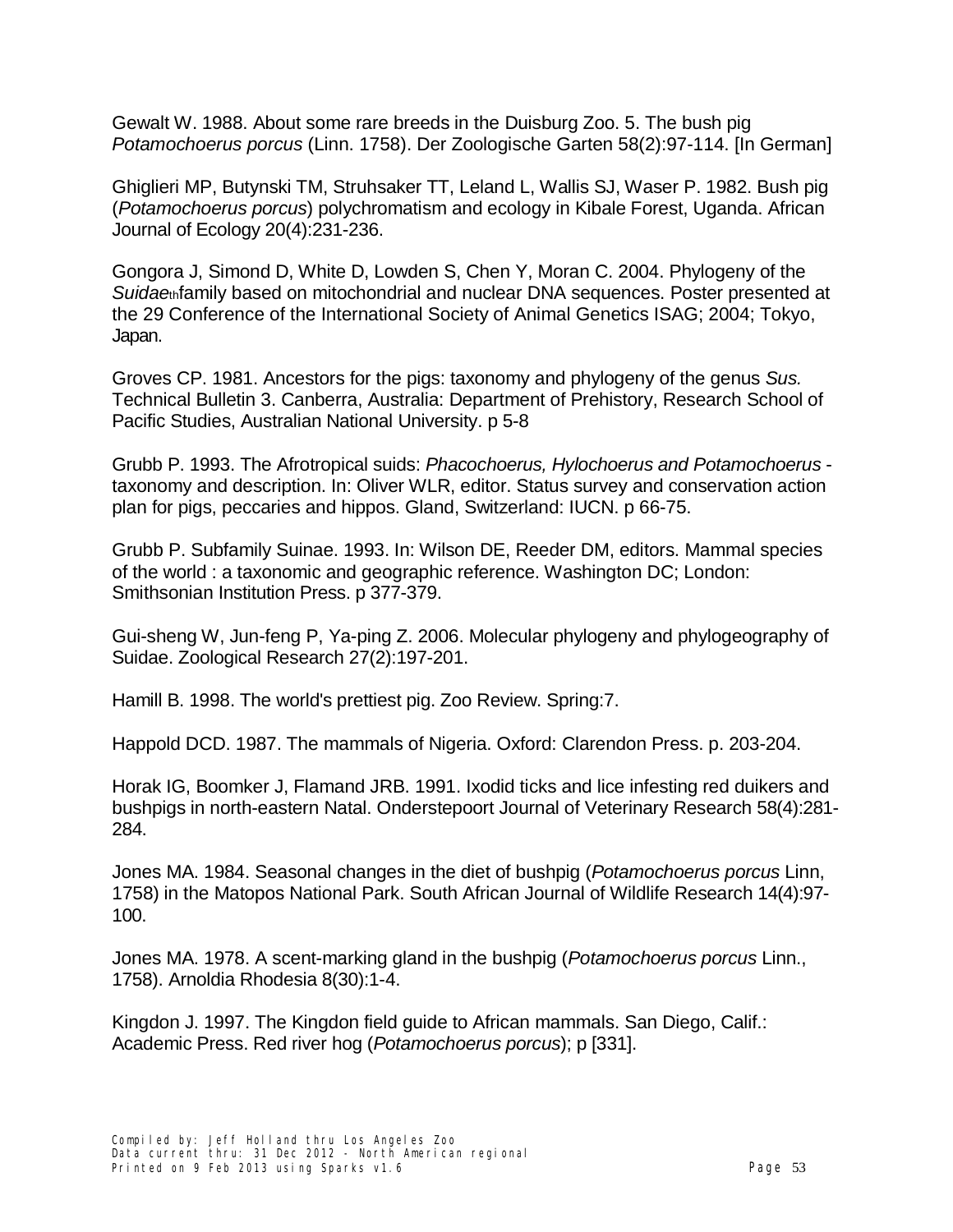Gewalt W. 1988. About some rare breeds in the Duisburg Zoo. 5. The bush pig *Potamochoerus porcus* (Linn. 1758). Der Zoologische Garten 58(2):97-114. [In German]

Ghiglieri MP, Butynski TM, Struhsaker TT, Leland L, Wallis SJ, Waser P. 1982. Bush pig (*Potamochoerus porcus*) polychromatism and ecology in Kibale Forest, Uganda. African Journal of Ecology 20(4):231-236.

Gongora J, Simond D, White D, Lowden S, Chen Y, Moran C. 2004. Phylogeny of the *Suidae*th family based on mitochondrial and nuclear DNA sequences. Poster presented at the 29 Conference of the International Society of Animal Genetics ISAG; 2004; Tokyo, Japan.

Groves CP. 1981. Ancestors for the pigs: taxonomy and phylogeny of the genus *Sus.* Technical Bulletin 3. Canberra, Australia: Department of Prehistory, Research School of Pacific Studies, Australian National University. p 5-8

Grubb P. 1993. The Afrotropical suids: *Phacochoerus, Hylochoerus and Potamochoerus* - taxonomy and description. In: Oliver WLR, editor. Status survey and conservation action plan for pigs, peccaries and hippos. Gland, Switzerland: IUCN. p 66-75.

Grubb P. Subfamily Suinae. 1993. In: Wilson DE, Reeder DM, editors. Mammal species of the world : a taxonomic and geographic reference. Washington DC; London: Smithsonian Institution Press. p 377-379.

Gui-sheng W, Jun-feng P, Ya-ping Z. 2006. Molecular phylogeny and phylogeography of Suidae. Zoological Research 27(2):197-201.

Hamill B. 1998. The world's prettiest pig. Zoo Review. Spring:7.

Happold DCD. 1987. The mammals of Nigeria. Oxford: Clarendon Press. p. 203-204.

Horak IG, Boomker J, Flamand JRB. 1991. Ixodid ticks and lice infesting red duikers and bushpigs in north-eastern Natal. Onderstepoort Journal of Veterinary Research 58(4):281-284.

Jones MA. 1984. Seasonal changes in the diet of bushpig (*Potamochoerus porcus* Linn, 1758) in the Matopos National Park. South African Journal of Wildlife Research 14(4):97-100.

Jones MA. 1978. A scent-marking gland in the bushpig (*Potamochoerus porcus* Linn., 1758). Arnoldia Rhodesia 8(30):1-4.

Kingdon J. 1997. The Kingdon field guide to African mammals. San Diego, Calif.: Academic Press. Red river hog (*Potamochoerus porcus*); p [331].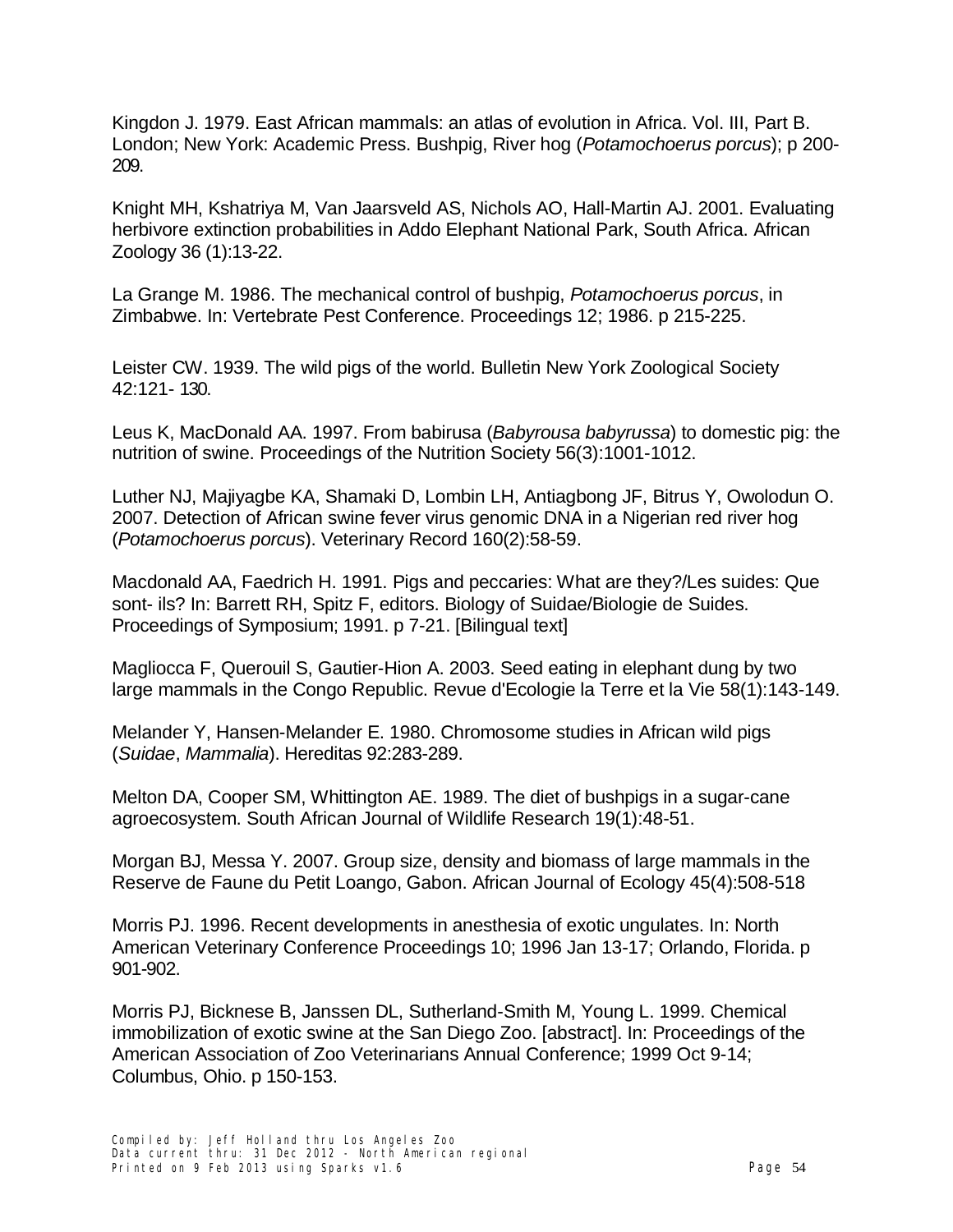Kingdon J. 1979. East African mammals: an atlas of evolution in Africa. Vol. III, Part B. London; New York: Academic Press. Bushpig, River hog (*Potamochoerus porcus*); p 200-209.

Knight MH, Kshatriya M, Van Jaarsveld AS, Nichols AO, Hall-Martin AJ. 2001. Evaluating herbivore extinction probabilities in Addo Elephant National Park, South Africa. African Zoology 36 (1):13-22.

La Grange M. 1986. The mechanical control of bushpig, *Potamochoerus porcus*, in Zimbabwe. In: Vertebrate Pest Conference. Proceedings 12; 1986. p 215-225.

Leister CW. 1939. The wild pigs of the world. Bulletin New York Zoological Society 42:121- 130.

Leus K, MacDonald AA. 1997. From babirusa (*Babyrousa babyrussa*) to domestic pig: the nutrition of swine. Proceedings of the Nutrition Society 56(3):1001-1012.

Luther NJ, Majiyagbe KA, Shamaki D, Lombin LH, Antiagbong JF, Bitrus Y, Owolodun O. 2007. Detection of African swine fever virus genomic DNA in a Nigerian red river hog (*Potamochoerus porcus*). Veterinary Record 160(2):58-59.

Macdonald AA, Faedrich H. 1991. Pigs and peccaries: What are they?/Les suides: Que sont- ils? In: Barrett RH, Spitz F, editors. Biology of Suidae/Biologie de Suides. Proceedings of Symposium; 1991. p 7-21. [Bilingual text]

Magliocca F, Querouil S, Gautier-Hion A. 2003. Seed eating in elephant dung by two large mammals in the Congo Republic. Revue d'Ecologie la Terre et la Vie 58(1):143-149.

Melander Y, Hansen-Melander E. 1980. Chromosome studies in African wild pigs (*Suidae*, *Mammalia*). Hereditas 92:283-289.

Melton DA, Cooper SM, Whittington AE. 1989. The diet of bushpigs in a sugar-cane agroecosystem. South African Journal of Wildlife Research 19(1):48-51.

Morgan BJ, Messa Y. 2007. Group size, density and biomass of large mammals in the Reserve de Faune du Petit Loango, Gabon. African Journal of Ecology 45(4):508-518

Morris PJ. 1996. Recent developments in anesthesia of exotic ungulates. In: North American Veterinary Conference Proceedings 10; 1996 Jan 13-17; Orlando, Florida. p 901-902.

Morris PJ, Bicknese B, Janssen DL, Sutherland-Smith M, Young L. 1999. Chemical immobilization of exotic swine at the San Diego Zoo. [abstract]. In: Proceedings of the American Association of Zoo Veterinarians Annual Conference; 1999 Oct 9-14; Columbus, Ohio. p 150-153.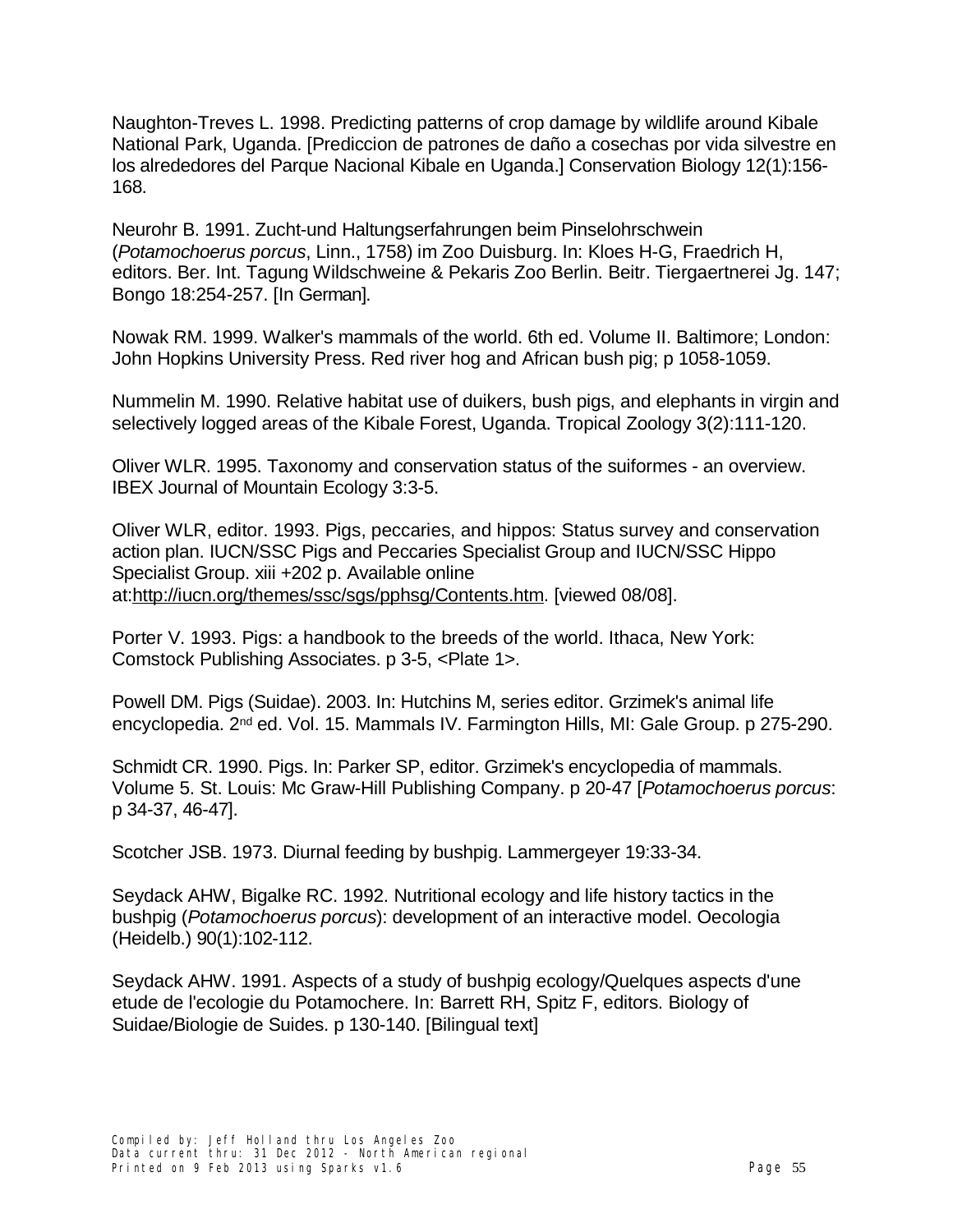Naughton-Treves L. 1998. Predicting patterns of crop damage by wildlife around Kibale National Park, Uganda. [Prediccion de patrones de daño a cosechas por vida silvestre en los alrededores del Parque Nacional Kibale en Uganda.] Conservation Biology 12(1):156-168.

Neurohr B. 1991. Zucht-und Haltungserfahrungen beim Pinselohrschwein (*Potamochoerus porcus*, Linn., 1758) im Zoo Duisburg. In: Kloes H-G, Fraedrich H, editors. Ber. Int. Tagung Wildschweine & Pekaris Zoo Berlin. Beitr. Tiergaertnerei Jg. 147; Bongo 18:254-257. [In German].

Nowak RM. 1999. Walker's mammals of the world. 6th ed. Volume II. Baltimore; London: John Hopkins University Press. Red river hog and African bush pig; p 1058-1059.

Nummelin M. 1990. Relative habitat use of duikers, bush pigs, and elephants in virgin and selectively logged areas of the Kibale Forest, Uganda. Tropical Zoology 3(2):111-120.

Oliver WLR. 1995. Taxonomy and conservation status of the suiformes - an overview. IBEX Journal of Mountain Ecology 3:3-5.

Oliver WLR, editor. 1993. Pigs, peccaries, and hippos: Status survey and conservation action plan. IUCN/SSC Pigs and Peccaries Specialist Group and IUCN/SSC Hippo Specialist Group. xiii +202 p. Available online at:http://iucn.org/themes/ssc/sgs/pphsg/Contents.htm. [viewed 08/08].

Porter V. 1993. Pigs: a handbook to the breeds of the world. Ithaca, New York: Comstock Publishing Associates. p 3-5, <Plate 1>.

Powell DM. Pigs (Suidae). 2003. In: Hutchins M, series editor. Grzimek's animal life encyclopedia. 2nd ed. Vol. 15. Mammals IV. Farmington Hills, MI: Gale Group. p 275-290.

Schmidt CR. 1990. Pigs. In: Parker SP, editor. Grzimek's encyclopedia of mammals. Volume 5. St. Louis: Mc Graw-Hill Publishing Company. p 20-47 [*Potamochoerus porcus*: p 34-37, 46-47].

Scotcher JSB. 1973. Diurnal feeding by bushpig. Lammergeyer 19:33-34.

Seydack AHW, Bigalke RC. 1992. Nutritional ecology and life history tactics in the bushpig (*Potamochoerus porcus*): development of an interactive model. Oecologia (Heidelb.) 90(1):102-112.

Seydack AHW. 1991. Aspects of a study of bushpig ecology/Quelques aspects d'une etude de l'ecologie du Potamochere. In: Barrett RH, Spitz F, editors. Biology of Suidae/Biologie de Suides. p 130-140. [Bilingual text]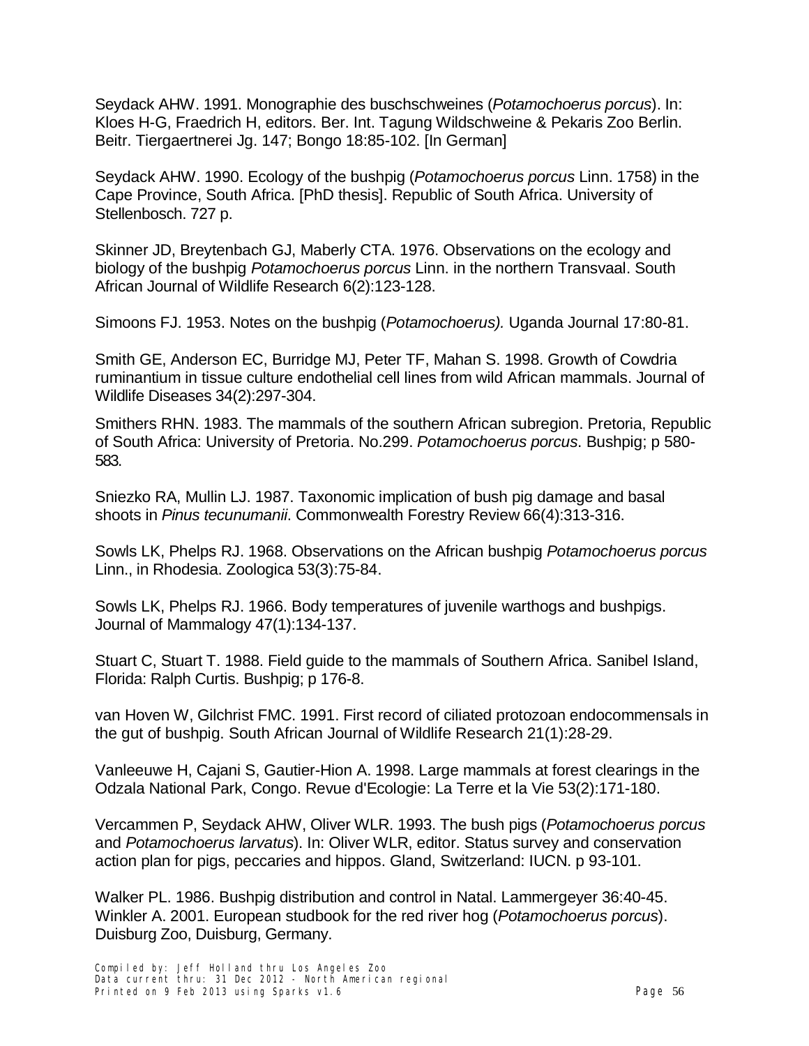Seydack AHW. 1991. Monographie des buschschweines (*Potamochoerus porcus*). In: Kloes H-G, Fraedrich H, editors. Ber. Int. Tagung Wildschweine & Pekaris Zoo Berlin. Beitr. Tiergaertnerei Jg. 147; Bongo 18:85-102. [In German]

Seydack AHW. 1990. Ecology of the bushpig (*Potamochoerus porcus* Linn. 1758) in the Cape Province, South Africa. [PhD thesis]. Republic of South Africa. University of Stellenbosch. 727 p.

Skinner JD, Breytenbach GJ, Maberly CTA. 1976. Observations on the ecology and biology of the bushpig *Potamochoerus porcus* Linn. in the northern Transvaal. South African Journal of Wildlife Research 6(2):123-128.

Simoons FJ. 1953. Notes on the bushpig (*Potamochoerus).* Uganda Journal 17:80-81.

Smith GE, Anderson EC, Burridge MJ, Peter TF, Mahan S. 1998. Growth of Cowdria ruminantium in tissue culture endothelial cell lines from wild African mammals. Journal of Wildlife Diseases 34(2):297-304.

Smithers RHN. 1983. The mammals of the southern African subregion. Pretoria, Republic of South Africa: University of Pretoria. No.299. *Potamochoerus porcus*. Bushpig; p 580-583.

Sniezko RA, Mullin LJ. 1987. Taxonomic implication of bush pig damage and basal shoots in *Pinus tecunumanii*. Commonwealth Forestry Review 66(4):313-316.

Sowls LK, Phelps RJ. 1968. Observations on the African bushpig *Potamochoerus porcus* Linn., in Rhodesia. Zoologica 53(3):75-84.

Sowls LK, Phelps RJ. 1966. Body temperatures of juvenile warthogs and bushpigs. Journal of Mammalogy 47(1):134-137.

Stuart C, Stuart T. 1988. Field guide to the mammals of Southern Africa. Sanibel Island, Florida: Ralph Curtis. Bushpig; p 176-8.

van Hoven W, Gilchrist FMC. 1991. First record of ciliated protozoan endocommensals in the gut of bushpig. South African Journal of Wildlife Research 21(1):28-29.

Vanleeuwe H, Cajani S, Gautier-Hion A. 1998. Large mammals at forest clearings in the Odzala National Park, Congo. Revue d'Ecologie: La Terre et la Vie 53(2):171-180.

Vercammen P, Seydack AHW, Oliver WLR. 1993. The bush pigs (*Potamochoerus porcus* and *Potamochoerus larvatus*). In: Oliver WLR, editor. Status survey and conservation action plan for pigs, peccaries and hippos. Gland, Switzerland: IUCN. p 93-101.

Walker PL. 1986. Bushpig distribution and control in Natal. Lammergeyer 36:40-45.

Winkler A. 2001. European studbook for the red river hog (*Potamochoerus porcus*). Duisburg Zoo, Duisburg, Germany.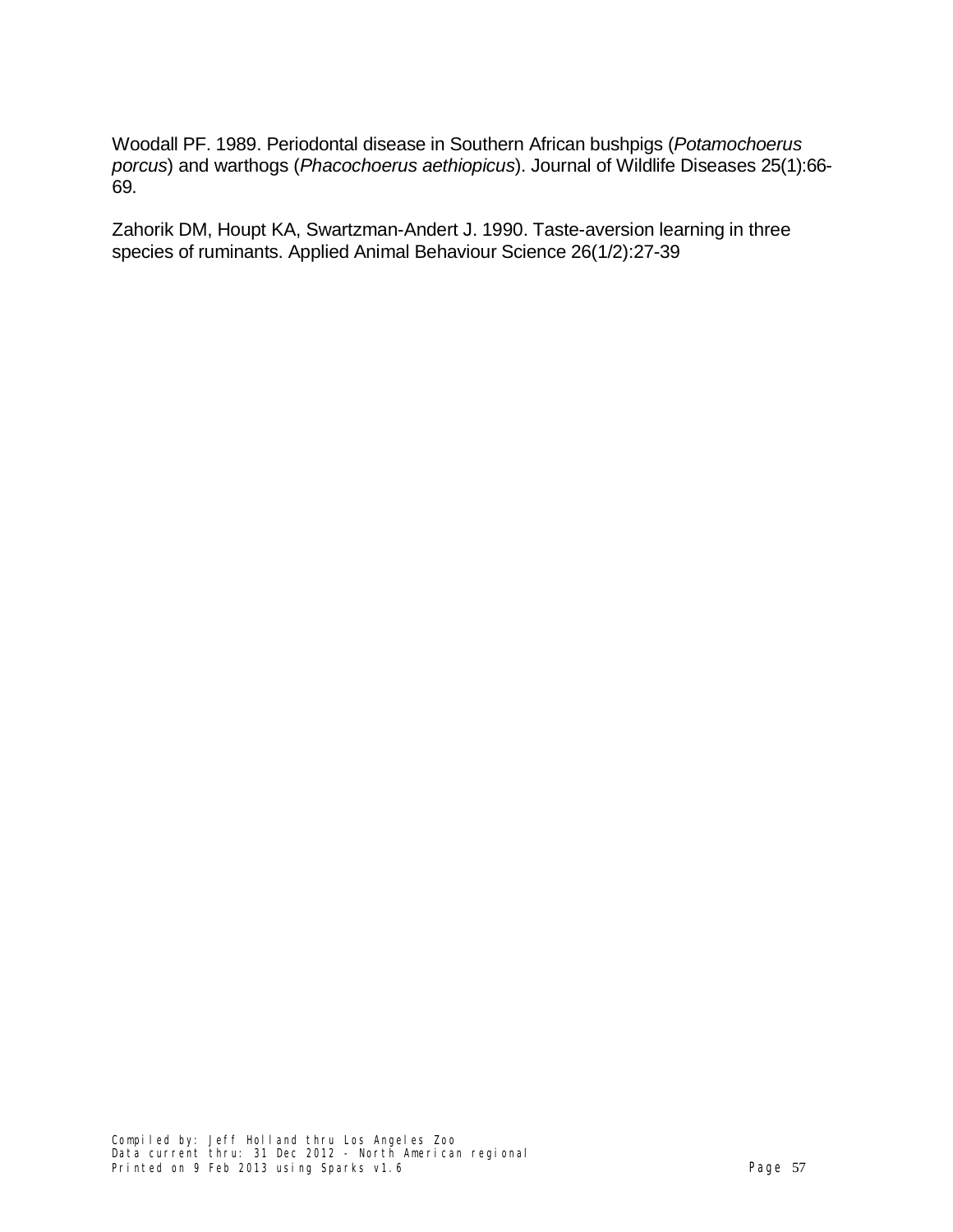Woodall PF. 1989. Periodontal disease in Southern African bushpigs (*Potamochoerus porcus*) and warthogs (*Phacochoerus aethiopicus*). Journal of Wildlife Diseases 25(1):66-69.

Zahorik DM, Houpt KA, Swartzman-Andert J. 1990. Taste-aversion learning in three species of ruminants. Applied Animal Behaviour Science 26(1/2):27-39